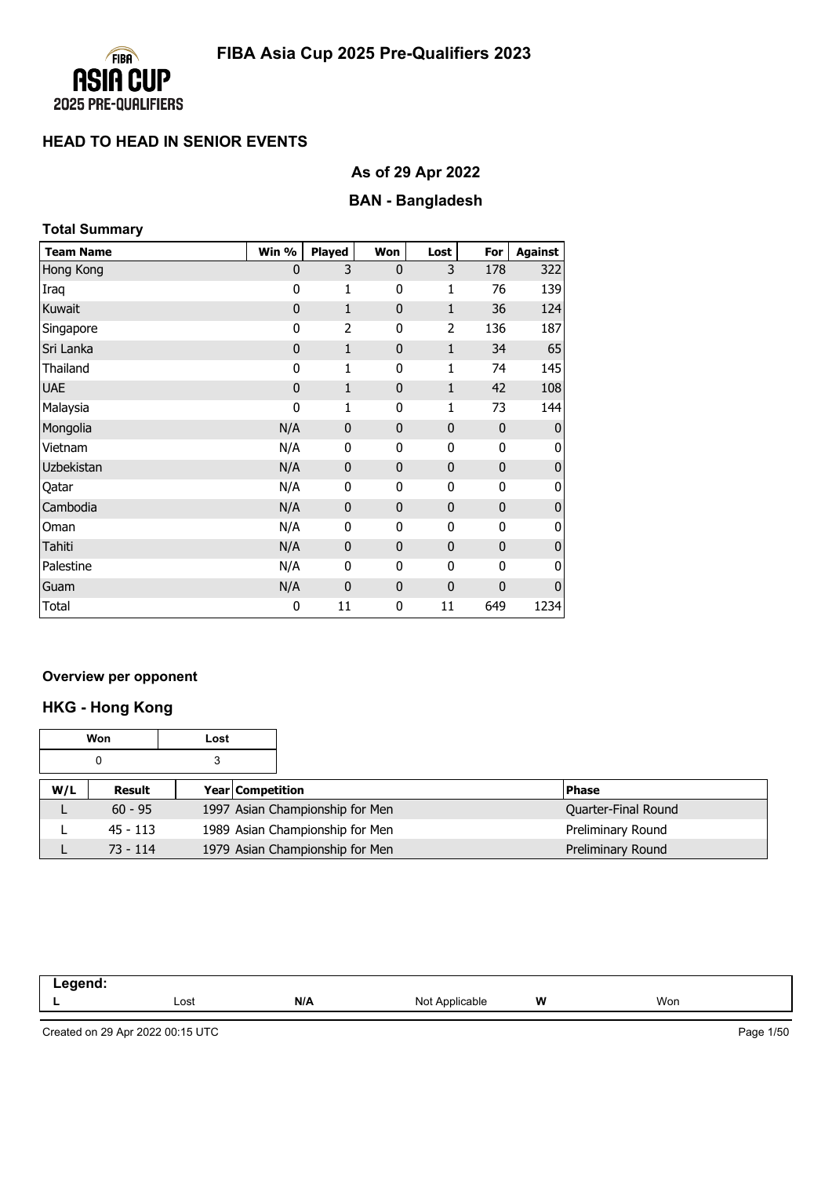# FIBA Asia Cup 2025 Pre-Qualifiers 2023

## HEAD TO HEAD IN SENIOR EVENTS

### As of 29 Apr 2022

### BAN - Bangladesh

**Total Summary**

| Team Name | Win % | Played | Won | Lost | For | Against |
|---|---|---|---|---|---|---|
| Hong Kong | 0 | 3 | 0 | 3 | 178 | 322 |
| Iraq | 0 | 1 | 0 | 1 | 76 | 139 |
| Kuwait | 0 | 1 | 0 | 1 | 36 | 124 |
| Singapore | 0 | 2 | 0 | 2 | 136 | 187 |
| Sri Lanka | 0 | 1 | 0 | 1 | 34 | 65 |
| Thailand | 0 | 1 | 0 | 1 | 74 | 145 |
| UAE | 0 | 1 | 0 | 1 | 42 | 108 |
| Malaysia | 0 | 1 | 0 | 1 | 73 | 144 |
| Mongolia | N/A | 0 | 0 | 0 | 0 | 0 |
| Vietnam | N/A | 0 | 0 | 0 | 0 | 0 |
| Uzbekistan | N/A | 0 | 0 | 0 | 0 | 0 |
| Qatar | N/A | 0 | 0 | 0 | 0 | 0 |
| Cambodia | N/A | 0 | 0 | 0 | 0 | 0 |
| Oman | N/A | 0 | 0 | 0 | 0 | 0 |
| Tahiti | N/A | 0 | 0 | 0 | 0 | 0 |
| Palestine | N/A | 0 | 0 | 0 | 0 | 0 |
| Guam | N/A | 0 | 0 | 0 | 0 | 0 |
| Total | 0 | 11 | 0 | 11 | 649 | 1234 |

**Overview per opponent**

### HKG - Hong Kong

| Won | Lost |
|---|---|
| 0 | 3 |

| W/L | Result | Year | Competition | Phase |
|---|---|---|---|---|
| L | 60 - 95 | 1997 | Asian Championship for Men | Quarter-Final Round |
| L | 45 - 113 | 1989 | Asian Championship for Men | Preliminary Round |
| L | 73 - 114 | 1979 | Asian Championship for Men | Preliminary Round |

| Legend: | | | | | |
|---|---|---|---|---|---|
| L | Lost | N/A | Not Applicable | W | Won |

Created on 29 Apr 2022 00:15 UTC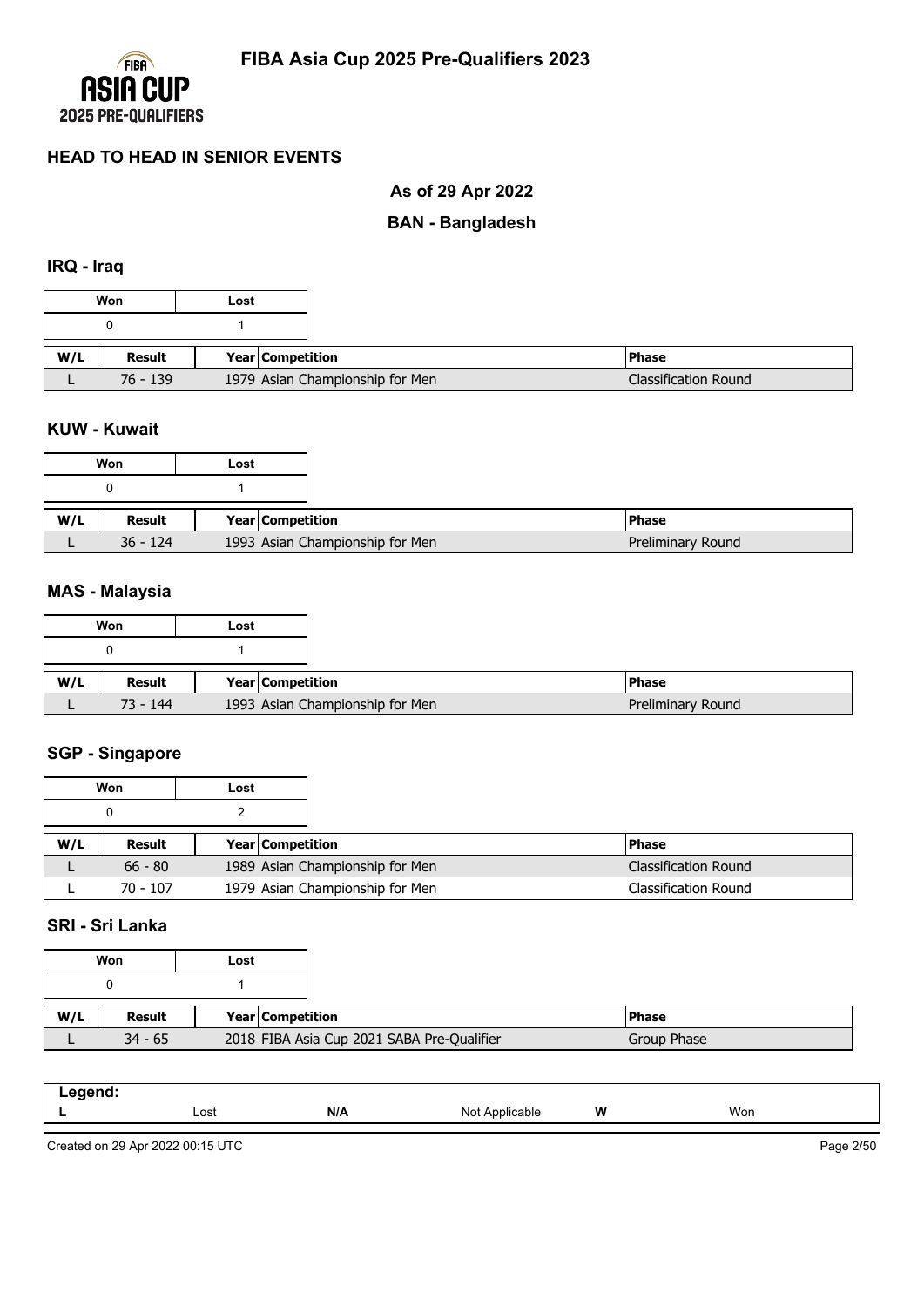## HEAD TO HEAD IN SENIOR EVENTS

### As of 29 Apr 2022

### BAN - Bangladesh

### IRQ - Iraq

| Won | Lost |
|---|---|
| 0 | 1 |

| W/L | Result | Year | Competition | Phase |
|---|---|---|---|---|
| L | 76 - 139 | 1979 | Asian Championship for Men | Classification Round |

### KUW - Kuwait

| Won | Lost |
|---|---|
| 0 | 1 |

| W/L | Result | Year | Competition | Phase |
|---|---|---|---|---|
| L | 36 - 124 | 1993 | Asian Championship for Men | Preliminary Round |

### MAS - Malaysia

| Won | Lost |
|---|---|
| 0 | 1 |

| W/L | Result | Year | Competition | Phase |
|---|---|---|---|---|
| L | 73 - 144 | 1993 | Asian Championship for Men | Preliminary Round |

### SGP - Singapore

| Won | Lost |
|---|---|
| 0 | 2 |

| W/L | Result | Year | Competition | Phase |
|---|---|---|---|---|
| L | 66 - 80 | 1989 | Asian Championship for Men | Classification Round |
| L | 70 - 107 | 1979 | Asian Championship for Men | Classification Round |

### SRI - Sri Lanka

| Won | Lost |
|---|---|
| 0 | 1 |

| W/L | Result | Year | Competition | Phase |
|---|---|---|---|---|
| L | 34 - 65 | 2018 | FIBA Asia Cup 2021 SABA Pre-Qualifier | Group Phase |

| Legend: | | | | | |
|---|---|---|---|---|---|
| L | Lost | N/A | Not Applicable | W | Won |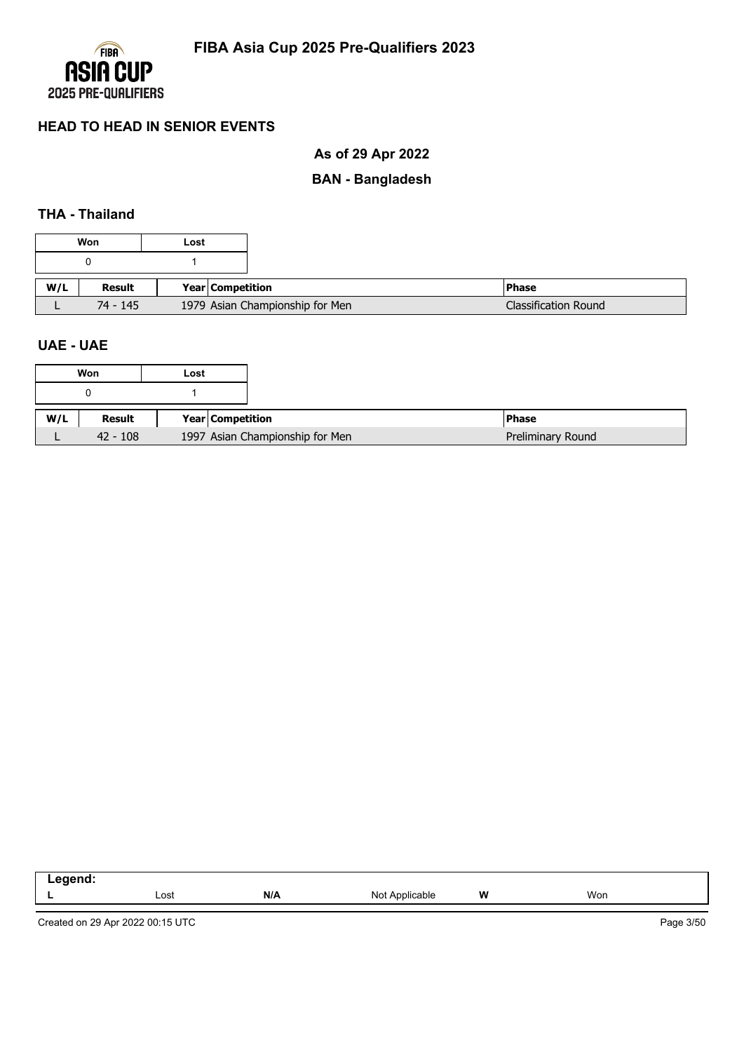## HEAD TO HEAD IN SENIOR EVENTS

### As of 29 Apr 2022

### BAN - Bangladesh

### THA - Thailand

| Won | Lost |
|---|---|
| 0 | 1 |

| W/L | Result | Year | Competition | Phase |
|---|---|---|---|---|
| L | 74 - 145 | 1979 | Asian Championship for Men | Classification Round |

### UAE - UAE

| Won | Lost |
|---|---|
| 0 | 1 |

| W/L | Result | Year | Competition | Phase |
|---|---|---|---|---|
| L | 42 - 108 | 1997 | Asian Championship for Men | Preliminary Round |

| Legend: | | | | | |
|---|---|---|---|---|---|
| **L** | Lost | **N/A** | Not Applicable | **W** | Won |

Created on 29 Apr 2022 00:15 UTC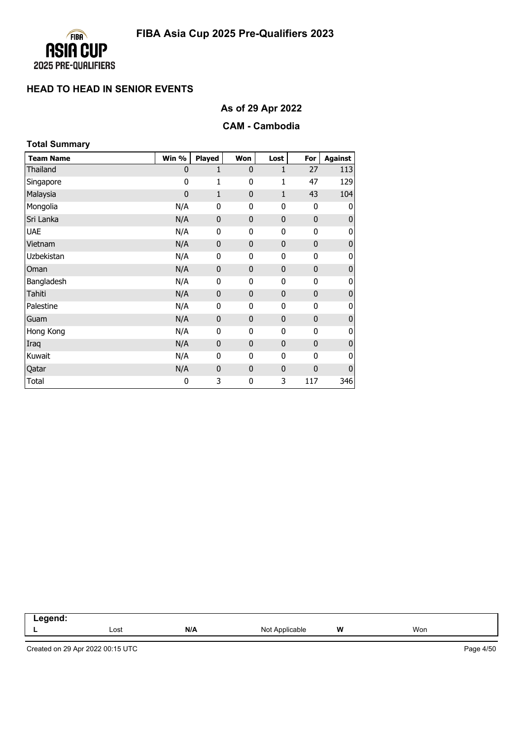# FIBA Asia Cup 2025 Pre-Qualifiers 2023

## HEAD TO HEAD IN SENIOR EVENTS

### As of 29 Apr 2022

### CAM - Cambodia

**Total Summary**

| Team Name | Win % | Played | Won | Lost | For | Against |
|---|---|---|---|---|---|---|
| Thailand | 0 | 1 | 0 | 1 | 27 | 113 |
| Singapore | 0 | 1 | 0 | 1 | 47 | 129 |
| Malaysia | 0 | 1 | 0 | 1 | 43 | 104 |
| Mongolia | N/A | 0 | 0 | 0 | 0 | 0 |
| Sri Lanka | N/A | 0 | 0 | 0 | 0 | 0 |
| UAE | N/A | 0 | 0 | 0 | 0 | 0 |
| Vietnam | N/A | 0 | 0 | 0 | 0 | 0 |
| Uzbekistan | N/A | 0 | 0 | 0 | 0 | 0 |
| Oman | N/A | 0 | 0 | 0 | 0 | 0 |
| Bangladesh | N/A | 0 | 0 | 0 | 0 | 0 |
| Tahiti | N/A | 0 | 0 | 0 | 0 | 0 |
| Palestine | N/A | 0 | 0 | 0 | 0 | 0 |
| Guam | N/A | 0 | 0 | 0 | 0 | 0 |
| Hong Kong | N/A | 0 | 0 | 0 | 0 | 0 |
| Iraq | N/A | 0 | 0 | 0 | 0 | 0 |
| Kuwait | N/A | 0 | 0 | 0 | 0 | 0 |
| Qatar | N/A | 0 | 0 | 0 | 0 | 0 |
| Total | 0 | 3 | 0 | 3 | 117 | 346 |

**Legend:**

| L | Lost | N/A | Not Applicable | W | Won |
|---|---|---|---|---|---|

Created on 29 Apr 2022 00:15 UTC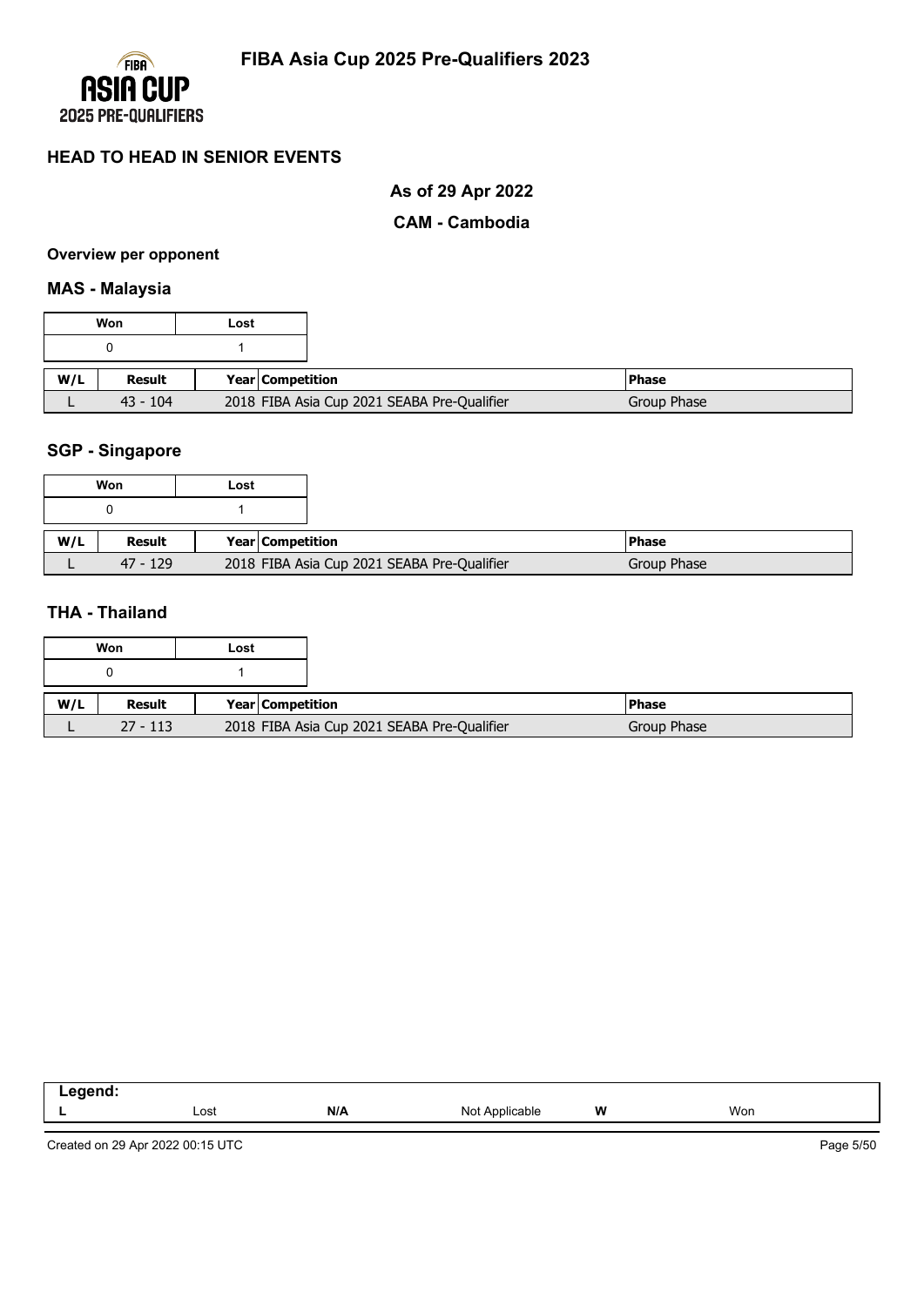## HEAD TO HEAD IN SENIOR EVENTS

### As of 29 Apr 2022

### CAM - Cambodia

**Overview per opponent**

### MAS - Malaysia

| Won | Lost |
|---|---|
| 0 | 1 |

| W/L | Result | Year | Competition | Phase |
|---|---|---|---|---|
| L | 43 - 104 | 2018 | FIBA Asia Cup 2021 SEABA Pre-Qualifier | Group Phase |

### SGP - Singapore

| Won | Lost |
|---|---|
| 0 | 1 |

| W/L | Result | Year | Competition | Phase |
|---|---|---|---|---|
| L | 47 - 129 | 2018 | FIBA Asia Cup 2021 SEABA Pre-Qualifier | Group Phase |

### THA - Thailand

| Won | Lost |
|---|---|
| 0 | 1 |

| W/L | Result | Year | Competition | Phase |
|---|---|---|---|---|
| L | 27 - 113 | 2018 | FIBA Asia Cup 2021 SEABA Pre-Qualifier | Group Phase |

**Legend:**

| | | | | | |
|---|---|---|---|---|---|
| **L** | Lost | **N/A** | Not Applicable | **W** | Won |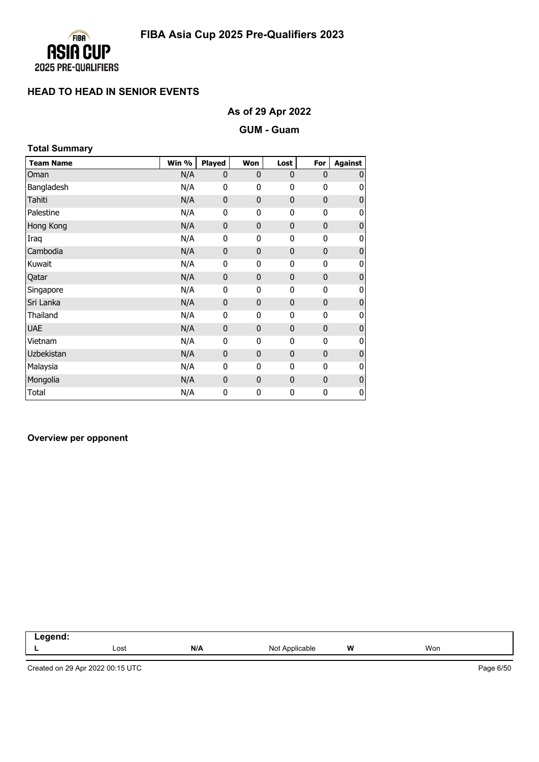# FIBA Asia Cup 2025 Pre-Qualifiers 2023

## HEAD TO HEAD IN SENIOR EVENTS

### As of 29 Apr 2022

### GUM - Guam

**Total Summary**

| Team Name | Win % | Played | Won | Lost | For | Against |
|---|---|---|---|---|---|---|
| Oman | N/A | 0 | 0 | 0 | 0 | 0 |
| Bangladesh | N/A | 0 | 0 | 0 | 0 | 0 |
| Tahiti | N/A | 0 | 0 | 0 | 0 | 0 |
| Palestine | N/A | 0 | 0 | 0 | 0 | 0 |
| Hong Kong | N/A | 0 | 0 | 0 | 0 | 0 |
| Iraq | N/A | 0 | 0 | 0 | 0 | 0 |
| Cambodia | N/A | 0 | 0 | 0 | 0 | 0 |
| Kuwait | N/A | 0 | 0 | 0 | 0 | 0 |
| Qatar | N/A | 0 | 0 | 0 | 0 | 0 |
| Singapore | N/A | 0 | 0 | 0 | 0 | 0 |
| Sri Lanka | N/A | 0 | 0 | 0 | 0 | 0 |
| Thailand | N/A | 0 | 0 | 0 | 0 | 0 |
| UAE | N/A | 0 | 0 | 0 | 0 | 0 |
| Vietnam | N/A | 0 | 0 | 0 | 0 | 0 |
| Uzbekistan | N/A | 0 | 0 | 0 | 0 | 0 |
| Malaysia | N/A | 0 | 0 | 0 | 0 | 0 |
| Mongolia | N/A | 0 | 0 | 0 | 0 | 0 |
| Total | N/A | 0 | 0 | 0 | 0 | 0 |

**Overview per opponent**

| Legend: | | | | | |
|---|---|---|---|---|---|
| L | Lost | N/A | Not Applicable | W | Won |

Created on 29 Apr 2022 00:15 UTC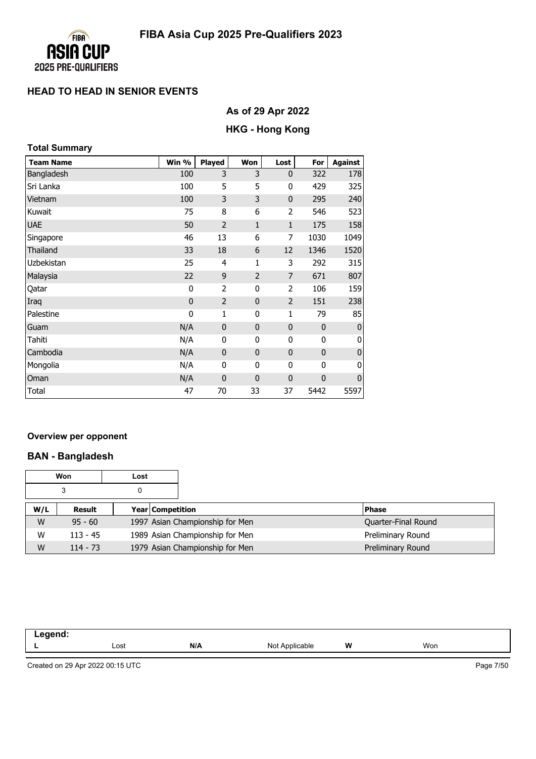# FIBA Asia Cup 2025 Pre-Qualifiers 2023

## HEAD TO HEAD IN SENIOR EVENTS

### As of 29 Apr 2022

### HKG - Hong Kong

**Total Summary**

| Team Name | Win % | Played | Won | Lost | For | Against |
|---|---|---|---|---|---|---|
| Bangladesh | 100 | 3 | 3 | 0 | 322 | 178 |
| Sri Lanka | 100 | 5 | 5 | 0 | 429 | 325 |
| Vietnam | 100 | 3 | 3 | 0 | 295 | 240 |
| Kuwait | 75 | 8 | 6 | 2 | 546 | 523 |
| UAE | 50 | 2 | 1 | 1 | 175 | 158 |
| Singapore | 46 | 13 | 6 | 7 | 1030 | 1049 |
| Thailand | 33 | 18 | 6 | 12 | 1346 | 1520 |
| Uzbekistan | 25 | 4 | 1 | 3 | 292 | 315 |
| Malaysia | 22 | 9 | 2 | 7 | 671 | 807 |
| Qatar | 0 | 2 | 0 | 2 | 106 | 159 |
| Iraq | 0 | 2 | 0 | 2 | 151 | 238 |
| Palestine | 0 | 1 | 0 | 1 | 79 | 85 |
| Guam | N/A | 0 | 0 | 0 | 0 | 0 |
| Tahiti | N/A | 0 | 0 | 0 | 0 | 0 |
| Cambodia | N/A | 0 | 0 | 0 | 0 | 0 |
| Mongolia | N/A | 0 | 0 | 0 | 0 | 0 |
| Oman | N/A | 0 | 0 | 0 | 0 | 0 |
| Total | 47 | 70 | 33 | 37 | 5442 | 5597 |

**Overview per opponent**

### BAN - Bangladesh

| Won | Lost |
|---|---|
| 3 | 0 |

| W/L | Result | Year | Competition | Phase |
|---|---|---|---|---|
| W | 95 - 60 | 1997 | Asian Championship for Men | Quarter-Final Round |
| W | 113 - 45 | 1989 | Asian Championship for Men | Preliminary Round |
| W | 114 - 73 | 1979 | Asian Championship for Men | Preliminary Round |

**Legend:**

| L | Lost | N/A | Not Applicable | W | Won |
|---|---|---|---|---|---|

Created on 29 Apr 2022 00:15 UTC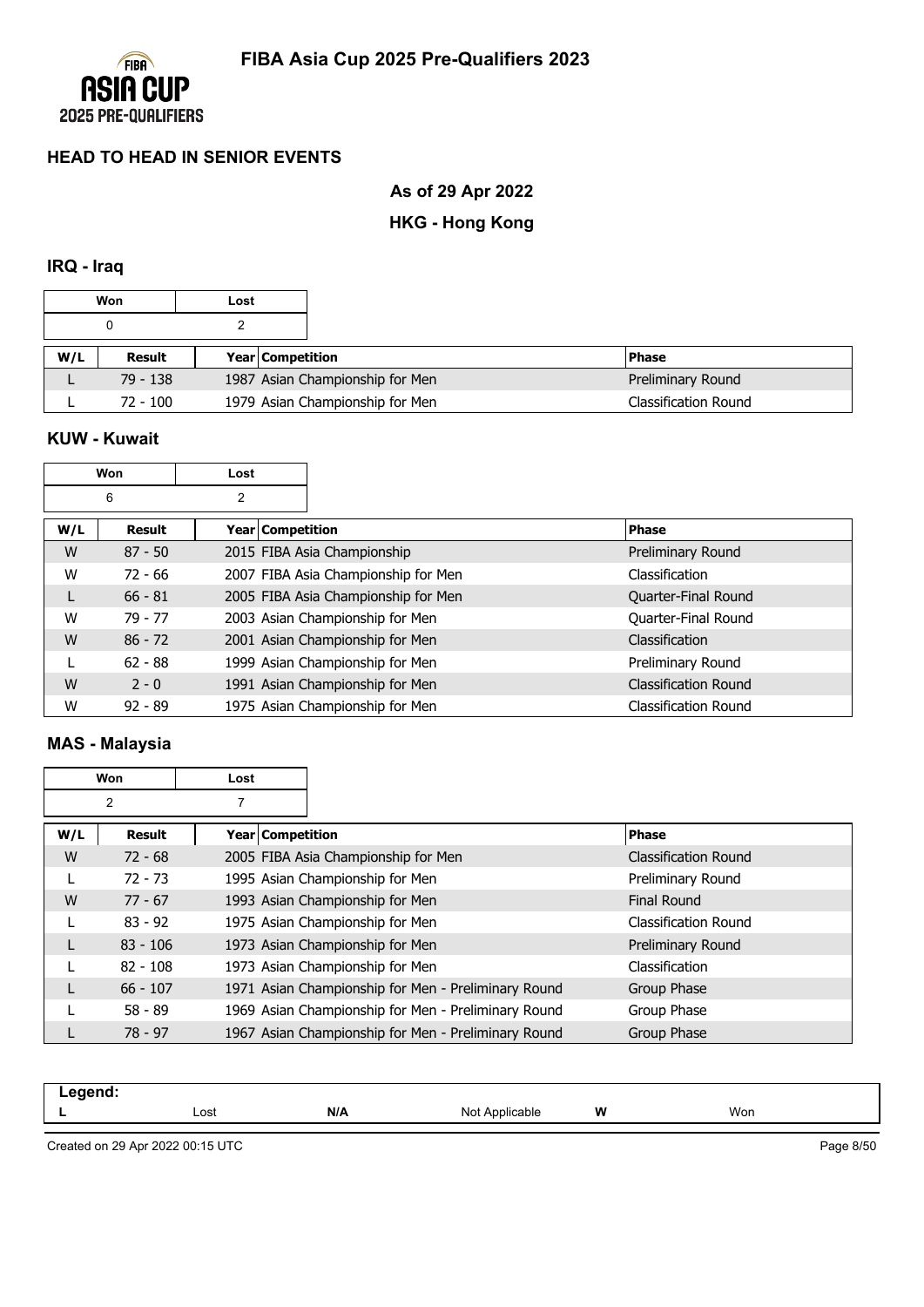# FIBA Asia Cup 2025 Pre-Qualifiers 2023

## HEAD TO HEAD IN SENIOR EVENTS

### As of 29 Apr 2022

### HKG - Hong Kong

### IRQ - Iraq

| Won | Lost |
|---|---|
| 0 | 2 |

| W/L | Result | Year | Competition | Phase |
|---|---|---|---|---|
| L | 79 - 138 | 1987 | Asian Championship for Men | Preliminary Round |
| L | 72 - 100 | 1979 | Asian Championship for Men | Classification Round |

### KUW - Kuwait

| Won | Lost |
|---|---|
| 6 | 2 |

| W/L | Result | Year | Competition | Phase |
|---|---|---|---|---|
| W | 87 - 50 | 2015 | FIBA Asia Championship | Preliminary Round |
| W | 72 - 66 | 2007 | FIBA Asia Championship for Men | Classification |
| L | 66 - 81 | 2005 | FIBA Asia Championship for Men | Quarter-Final Round |
| W | 79 - 77 | 2003 | Asian Championship for Men | Quarter-Final Round |
| W | 86 - 72 | 2001 | Asian Championship for Men | Classification |
| L | 62 - 88 | 1999 | Asian Championship for Men | Preliminary Round |
| W | 2 - 0 | 1991 | Asian Championship for Men | Classification Round |
| W | 92 - 89 | 1975 | Asian Championship for Men | Classification Round |

### MAS - Malaysia

| Won | Lost |
|---|---|
| 2 | 7 |

| W/L | Result | Year | Competition | Phase |
|---|---|---|---|---|
| W | 72 - 68 | 2005 | FIBA Asia Championship for Men | Classification Round |
| L | 72 - 73 | 1995 | Asian Championship for Men | Preliminary Round |
| W | 77 - 67 | 1993 | Asian Championship for Men | Final Round |
| L | 83 - 92 | 1975 | Asian Championship for Men | Classification Round |
| L | 83 - 106 | 1973 | Asian Championship for Men | Preliminary Round |
| L | 82 - 108 | 1973 | Asian Championship for Men | Classification |
| L | 66 - 107 | 1971 | Asian Championship for Men - Preliminary Round | Group Phase |
| L | 58 - 89 | 1969 | Asian Championship for Men - Preliminary Round | Group Phase |
| L | 78 - 97 | 1967 | Asian Championship for Men - Preliminary Round | Group Phase |

| Legend: | | | | | |
|---|---|---|---|---|---|
| L | Lost | N/A | Not Applicable | W | Won |

Created on 29 Apr 2022 00:15 UTC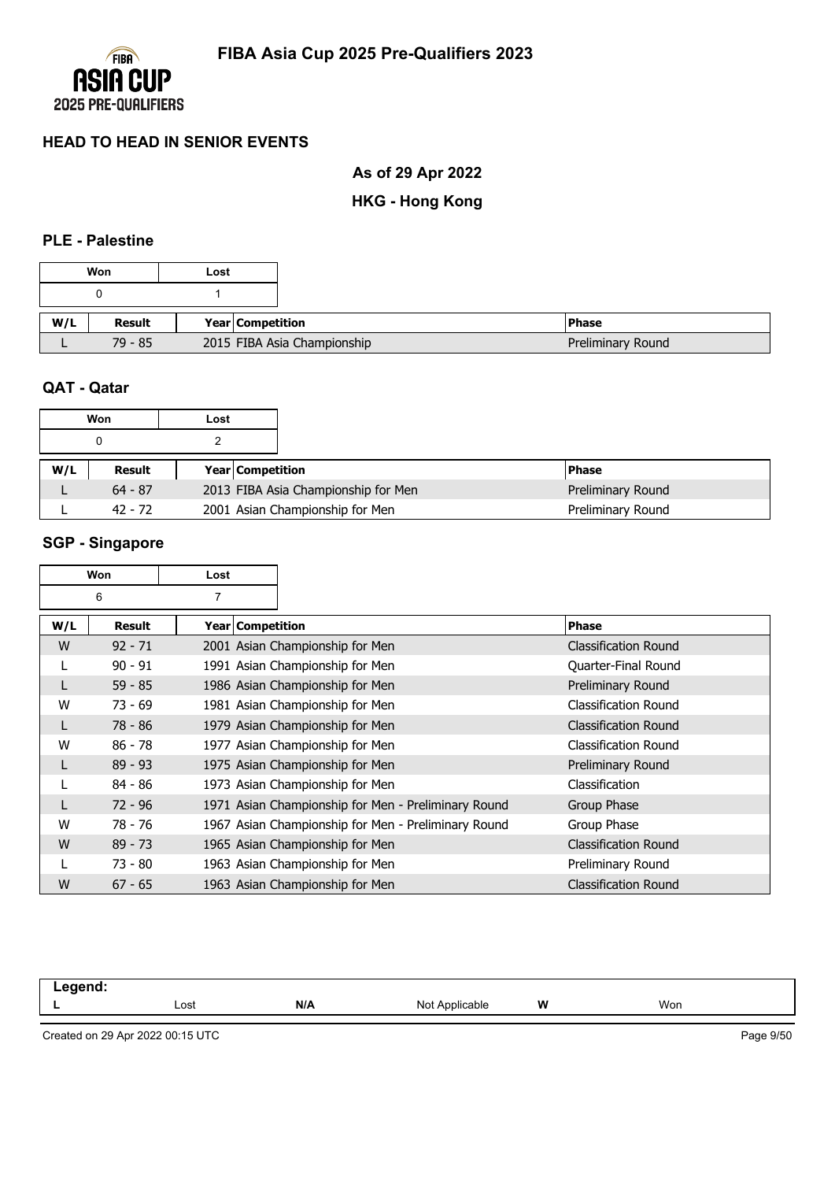# FIBA Asia Cup 2025 Pre-Qualifiers 2023

## HEAD TO HEAD IN SENIOR EVENTS

### As of 29 Apr 2022

### HKG - Hong Kong

#### PLE - Palestine

| Won | Lost |
|---|---|
| 0 | 1 |

| W/L | Result | Year | Competition | Phase |
|---|---|---|---|---|
| L | 79 - 85 | 2015 | FIBA Asia Championship | Preliminary Round |

#### QAT - Qatar

| Won | Lost |
|---|---|
| 0 | 2 |

| W/L | Result | Year | Competition | Phase |
|---|---|---|---|---|
| L | 64 - 87 | 2013 | FIBA Asia Championship for Men | Preliminary Round |
| L | 42 - 72 | 2001 | Asian Championship for Men | Preliminary Round |

#### SGP - Singapore

| Won | Lost |
|---|---|
| 6 | 7 |

| W/L | Result | Year | Competition | Phase |
|---|---|---|---|---|
| W | 92 - 71 | 2001 | Asian Championship for Men | Classification Round |
| L | 90 - 91 | 1991 | Asian Championship for Men | Quarter-Final Round |
| L | 59 - 85 | 1986 | Asian Championship for Men | Preliminary Round |
| W | 73 - 69 | 1981 | Asian Championship for Men | Classification Round |
| L | 78 - 86 | 1979 | Asian Championship for Men | Classification Round |
| W | 86 - 78 | 1977 | Asian Championship for Men | Classification Round |
| L | 89 - 93 | 1975 | Asian Championship for Men | Preliminary Round |
| L | 84 - 86 | 1973 | Asian Championship for Men | Classification |
| L | 72 - 96 | 1971 | Asian Championship for Men - Preliminary Round | Group Phase |
| W | 78 - 76 | 1967 | Asian Championship for Men - Preliminary Round | Group Phase |
| W | 89 - 73 | 1965 | Asian Championship for Men | Classification Round |
| L | 73 - 80 | 1963 | Asian Championship for Men | Preliminary Round |
| W | 67 - 65 | 1963 | Asian Championship for Men | Classification Round |

| Legend: | | | | | |
|---|---|---|---|---|---|
| L | Lost | N/A | Not Applicable | W | Won |

Created on 29 Apr 2022 00:15 UTC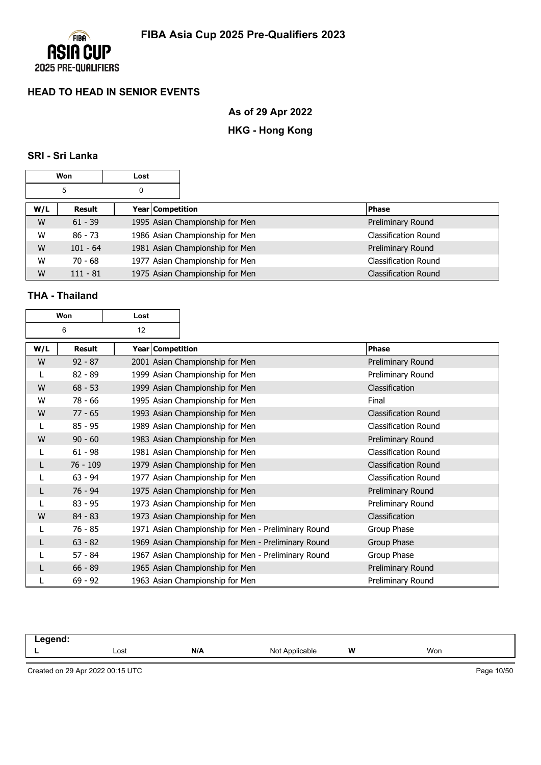# FIBA Asia Cup 2025 Pre-Qualifiers 2023

## HEAD TO HEAD IN SENIOR EVENTS

### As of 29 Apr 2022

### HKG - Hong Kong

#### SRI - Sri Lanka

| Won | Lost |
|---|---|
| 5 | 0 |

| W/L | Result | Year | Competition | Phase |
|---|---|---|---|---|
| W | 61 - 39 | 1995 | Asian Championship for Men | Preliminary Round |
| W | 86 - 73 | 1986 | Asian Championship for Men | Classification Round |
| W | 101 - 64 | 1981 | Asian Championship for Men | Preliminary Round |
| W | 70 - 68 | 1977 | Asian Championship for Men | Classification Round |
| W | 111 - 81 | 1975 | Asian Championship for Men | Classification Round |

#### THA - Thailand

| Won | Lost |
|---|---|
| 6 | 12 |

| W/L | Result | Year | Competition | Phase |
|---|---|---|---|---|
| W | 92 - 87 | 2001 | Asian Championship for Men | Preliminary Round |
| L | 82 - 89 | 1999 | Asian Championship for Men | Preliminary Round |
| W | 68 - 53 | 1999 | Asian Championship for Men | Classification |
| W | 78 - 66 | 1995 | Asian Championship for Men | Final |
| W | 77 - 65 | 1993 | Asian Championship for Men | Classification Round |
| L | 85 - 95 | 1989 | Asian Championship for Men | Classification Round |
| W | 90 - 60 | 1983 | Asian Championship for Men | Preliminary Round |
| L | 61 - 98 | 1981 | Asian Championship for Men | Classification Round |
| L | 76 - 109 | 1979 | Asian Championship for Men | Classification Round |
| L | 63 - 94 | 1977 | Asian Championship for Men | Classification Round |
| L | 76 - 94 | 1975 | Asian Championship for Men | Preliminary Round |
| L | 83 - 95 | 1973 | Asian Championship for Men | Preliminary Round |
| W | 84 - 83 | 1973 | Asian Championship for Men | Classification |
| L | 76 - 85 | 1971 | Asian Championship for Men - Preliminary Round | Group Phase |
| L | 63 - 82 | 1969 | Asian Championship for Men - Preliminary Round | Group Phase |
| L | 57 - 84 | 1967 | Asian Championship for Men - Preliminary Round | Group Phase |
| L | 66 - 89 | 1965 | Asian Championship for Men | Preliminary Round |
| L | 69 - 92 | 1963 | Asian Championship for Men | Preliminary Round |

| Legend: | | | | | |
|---|---|---|---|---|---|
| L | Lost | N/A | Not Applicable | W | Won |

Created on 29 Apr 2022 00:15 UTC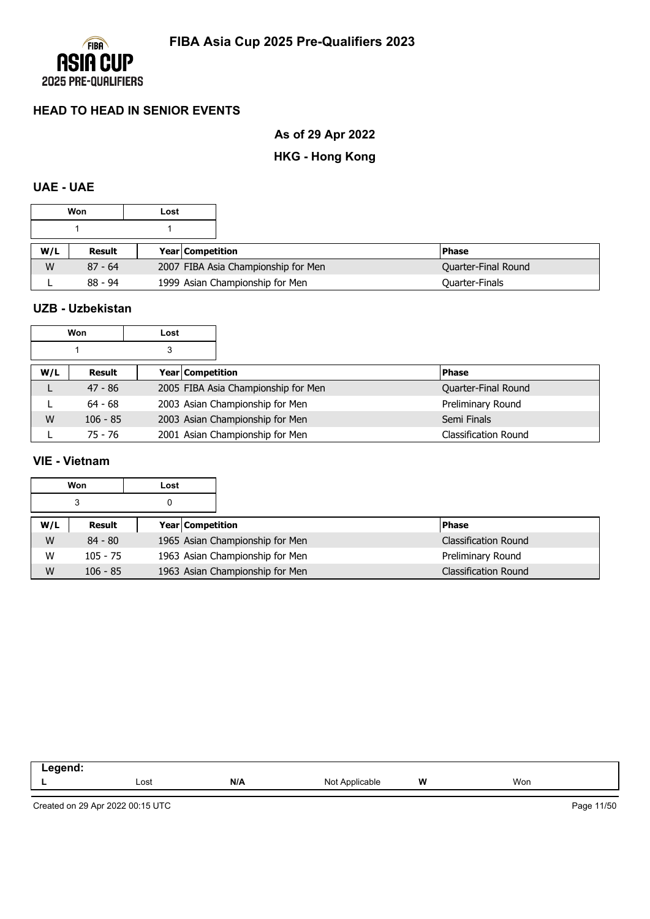# FIBA Asia Cup 2025 Pre-Qualifiers 2023

## HEAD TO HEAD IN SENIOR EVENTS

### As of 29 Apr 2022

### HKG - Hong Kong

#### UAE - UAE

| Won | Lost |
|---|---|
| 1 | 1 |

| W/L | Result | Year | Competition | Phase |
|---|---|---|---|---|
| W | 87 - 64 | 2007 | FIBA Asia Championship for Men | Quarter-Final Round |
| L | 88 - 94 | 1999 | Asian Championship for Men | Quarter-Finals |

#### UZB - Uzbekistan

| Won | Lost |
|---|---|
| 1 | 3 |

| W/L | Result | Year | Competition | Phase |
|---|---|---|---|---|
| L | 47 - 86 | 2005 | FIBA Asia Championship for Men | Quarter-Final Round |
| L | 64 - 68 | 2003 | Asian Championship for Men | Preliminary Round |
| W | 106 - 85 | 2003 | Asian Championship for Men | Semi Finals |
| L | 75 - 76 | 2001 | Asian Championship for Men | Classification Round |

#### VIE - Vietnam

| Won | Lost |
|---|---|
| 3 | 0 |

| W/L | Result | Year | Competition | Phase |
|---|---|---|---|---|
| W | 84 - 80 | 1965 | Asian Championship for Men | Classification Round |
| W | 105 - 75 | 1963 | Asian Championship for Men | Preliminary Round |
| W | 106 - 85 | 1963 | Asian Championship for Men | Classification Round |

| Legend: | | | | | |
|---|---|---|---|---|---|
| L | Lost | N/A | Not Applicable | W | Won |

Created on 29 Apr 2022 00:15 UTC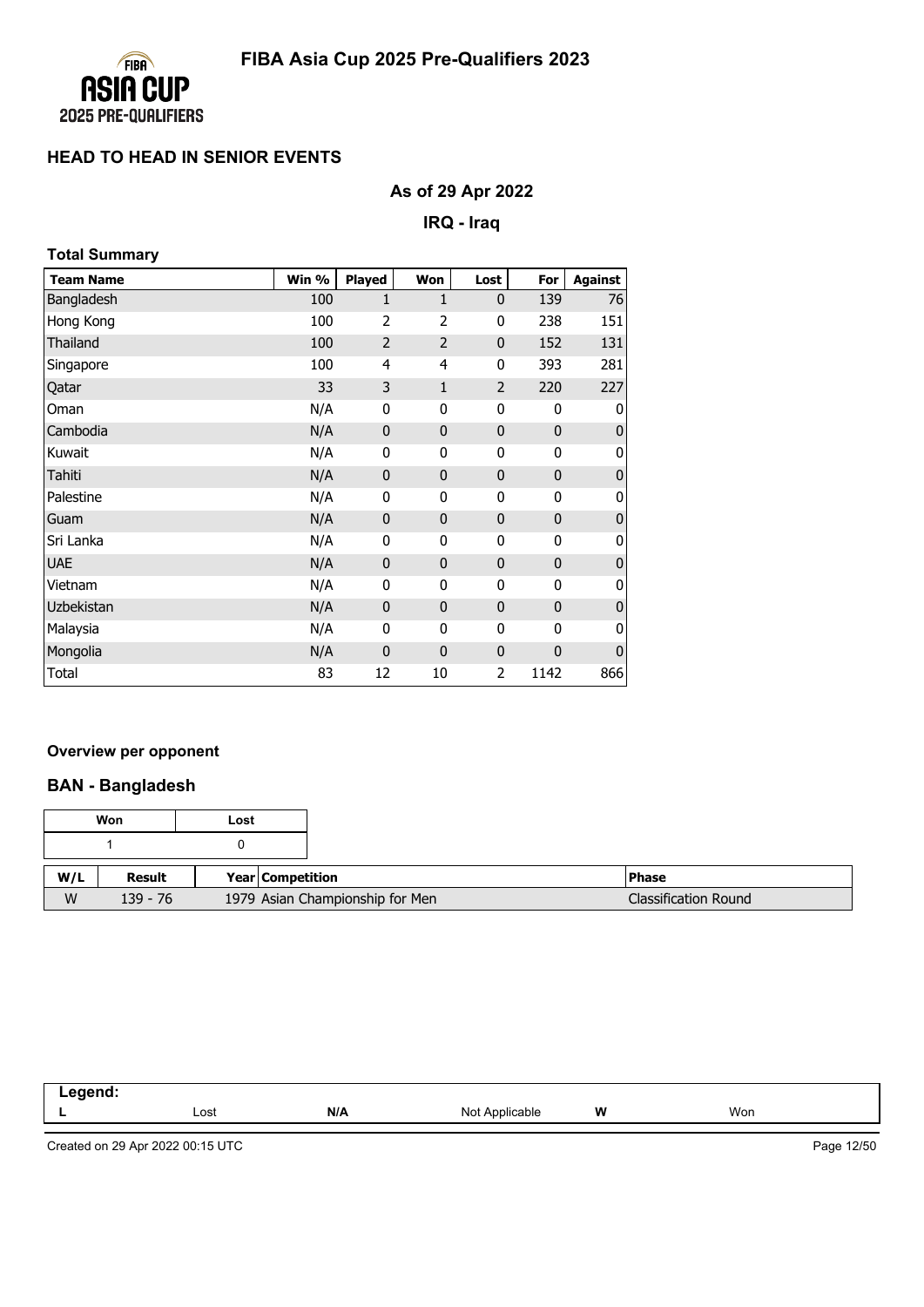# FIBA Asia Cup 2025 Pre-Qualifiers 2023

## HEAD TO HEAD IN SENIOR EVENTS

### As of 29 Apr 2022

### IRQ - Iraq

**Total Summary**

| Team Name | Win % | Played | Won | Lost | For | Against |
|---|---|---|---|---|---|---|
| Bangladesh | 100 | 1 | 1 | 0 | 139 | 76 |
| Hong Kong | 100 | 2 | 2 | 0 | 238 | 151 |
| Thailand | 100 | 2 | 2 | 0 | 152 | 131 |
| Singapore | 100 | 4 | 4 | 0 | 393 | 281 |
| Qatar | 33 | 3 | 1 | 2 | 220 | 227 |
| Oman | N/A | 0 | 0 | 0 | 0 | 0 |
| Cambodia | N/A | 0 | 0 | 0 | 0 | 0 |
| Kuwait | N/A | 0 | 0 | 0 | 0 | 0 |
| Tahiti | N/A | 0 | 0 | 0 | 0 | 0 |
| Palestine | N/A | 0 | 0 | 0 | 0 | 0 |
| Guam | N/A | 0 | 0 | 0 | 0 | 0 |
| Sri Lanka | N/A | 0 | 0 | 0 | 0 | 0 |
| UAE | N/A | 0 | 0 | 0 | 0 | 0 |
| Vietnam | N/A | 0 | 0 | 0 | 0 | 0 |
| Uzbekistan | N/A | 0 | 0 | 0 | 0 | 0 |
| Malaysia | N/A | 0 | 0 | 0 | 0 | 0 |
| Mongolia | N/A | 0 | 0 | 0 | 0 | 0 |
| Total | 83 | 12 | 10 | 2 | 1142 | 866 |

**Overview per opponent**

### BAN - Bangladesh

| Won | Lost |
|---|---|
| 1 | 0 |

| W/L | Result | Year | Competition | Phase |
|---|---|---|---|---|
| W | 139 - 76 | 1979 | Asian Championship for Men | Classification Round |

**Legend:**

| L | Lost | N/A | Not Applicable | W | Won |
|---|---|---|---|---|---|

Created on 29 Apr 2022 00:15 UTC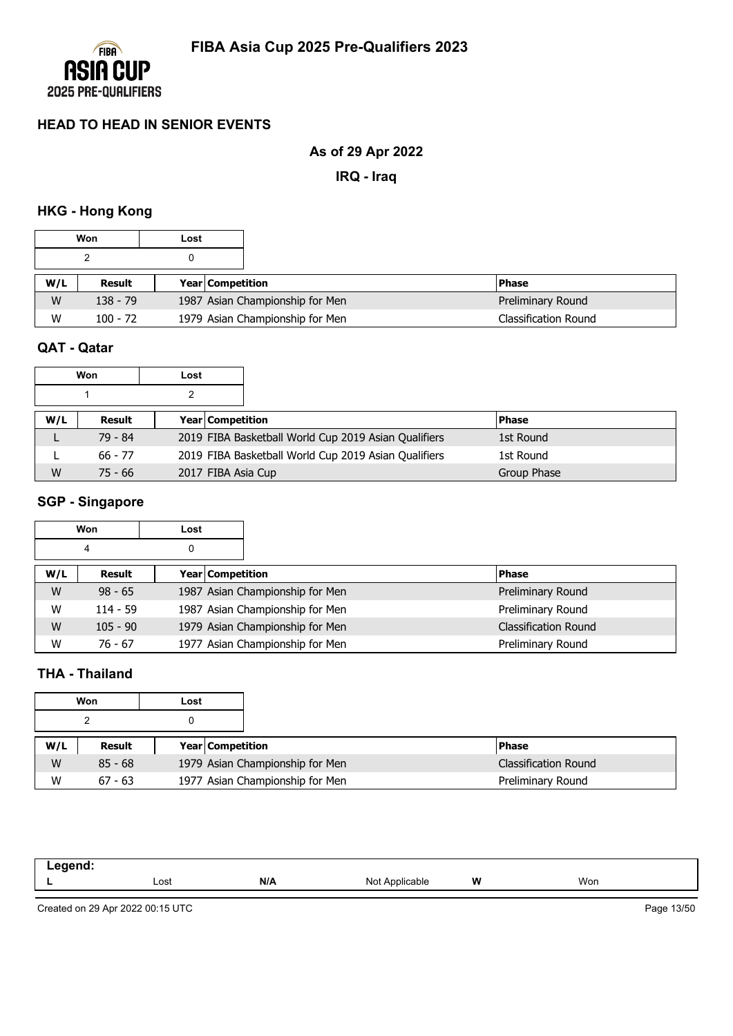# FIBA Asia Cup 2025 Pre-Qualifiers 2023

## HEAD TO HEAD IN SENIOR EVENTS

### As of 29 Apr 2022

### IRQ - Iraq

### HKG - Hong Kong

| Won | Lost |
|---|---|
| 2 | 0 |

| W/L | Result | Year | Competition | Phase |
|---|---|---|---|---|
| W | 138 - 79 | 1987 | Asian Championship for Men | Preliminary Round |
| W | 100 - 72 | 1979 | Asian Championship for Men | Classification Round |

### QAT - Qatar

| Won | Lost |
|---|---|
| 1 | 2 |

| W/L | Result | Year | Competition | Phase |
|---|---|---|---|---|
| L | 79 - 84 | 2019 | FIBA Basketball World Cup 2019 Asian Qualifiers | 1st Round |
| L | 66 - 77 | 2019 | FIBA Basketball World Cup 2019 Asian Qualifiers | 1st Round |
| W | 75 - 66 | 2017 | FIBA Asia Cup | Group Phase |

### SGP - Singapore

| Won | Lost |
|---|---|
| 4 | 0 |

| W/L | Result | Year | Competition | Phase |
|---|---|---|---|---|
| W | 98 - 65 | 1987 | Asian Championship for Men | Preliminary Round |
| W | 114 - 59 | 1987 | Asian Championship for Men | Preliminary Round |
| W | 105 - 90 | 1979 | Asian Championship for Men | Classification Round |
| W | 76 - 67 | 1977 | Asian Championship for Men | Preliminary Round |

### THA - Thailand

| Won | Lost |
|---|---|
| 2 | 0 |

| W/L | Result | Year | Competition | Phase |
|---|---|---|---|---|
| W | 85 - 68 | 1979 | Asian Championship for Men | Classification Round |
| W | 67 - 63 | 1977 | Asian Championship for Men | Preliminary Round |

**Legend:**

| L | Lost | N/A | Not Applicable | W | Won |
|---|---|---|---|---|---|

Created on 29 Apr 2022 00:15 UTC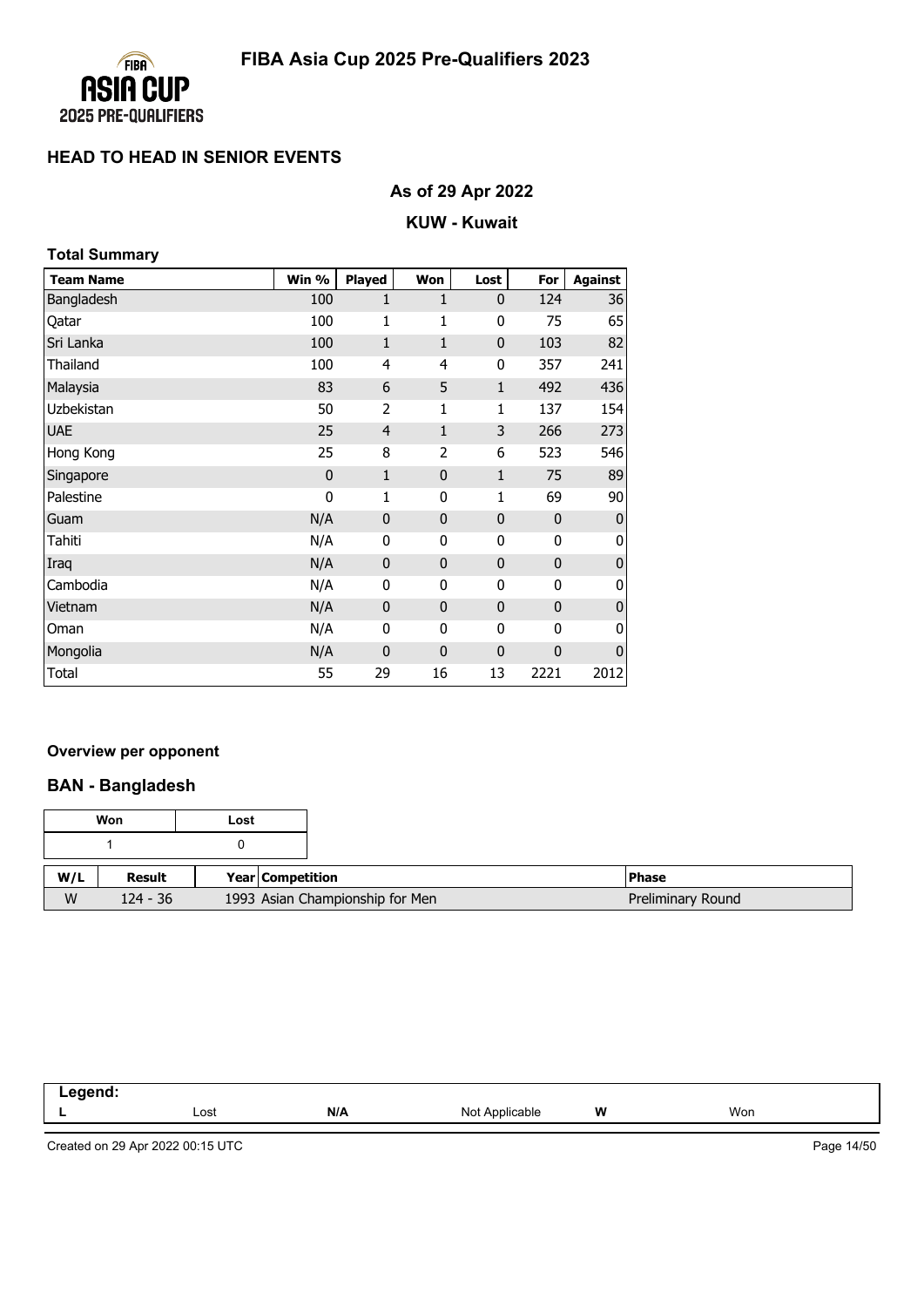## FIBA Asia Cup 2025 Pre-Qualifiers 2023

### HEAD TO HEAD IN SENIOR EVENTS

**As of 29 Apr 2022**

**KUW - Kuwait**

#### Total Summary

| Team Name | Win % | Played | Won | Lost | For | Against |
|---|---|---|---|---|---|---|
| Bangladesh | 100 | 1 | 1 | 0 | 124 | 36 |
| Qatar | 100 | 1 | 1 | 0 | 75 | 65 |
| Sri Lanka | 100 | 1 | 1 | 0 | 103 | 82 |
| Thailand | 100 | 4 | 4 | 0 | 357 | 241 |
| Malaysia | 83 | 6 | 5 | 1 | 492 | 436 |
| Uzbekistan | 50 | 2 | 1 | 1 | 137 | 154 |
| UAE | 25 | 4 | 1 | 3 | 266 | 273 |
| Hong Kong | 25 | 8 | 2 | 6 | 523 | 546 |
| Singapore | 0 | 1 | 0 | 1 | 75 | 89 |
| Palestine | 0 | 1 | 0 | 1 | 69 | 90 |
| Guam | N/A | 0 | 0 | 0 | 0 | 0 |
| Tahiti | N/A | 0 | 0 | 0 | 0 | 0 |
| Iraq | N/A | 0 | 0 | 0 | 0 | 0 |
| Cambodia | N/A | 0 | 0 | 0 | 0 | 0 |
| Vietnam | N/A | 0 | 0 | 0 | 0 | 0 |
| Oman | N/A | 0 | 0 | 0 | 0 | 0 |
| Mongolia | N/A | 0 | 0 | 0 | 0 | 0 |
| Total | 55 | 29 | 16 | 13 | 2221 | 2012 |

#### Overview per opponent

### BAN - Bangladesh

| Won | Lost |
|---|---|
| 1 | 0 |

| W/L | Result | Year | Competition | Phase |
|---|---|---|---|---|
| W | 124 - 36 | 1993 | Asian Championship for Men | Preliminary Round |

**Legend:**

| L | Lost | N/A | Not Applicable | W | Won |
|---|---|---|---|---|---|

Created on 29 Apr 2022 00:15 UTC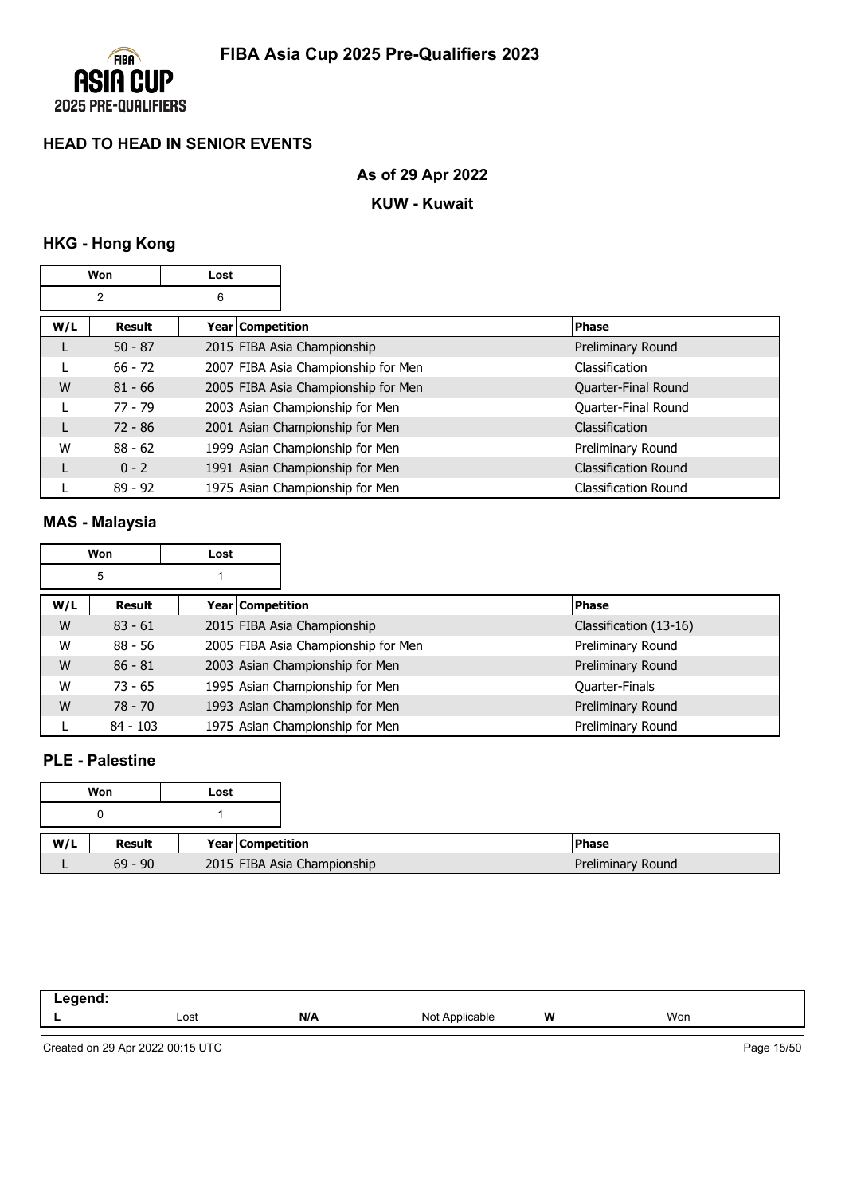# FIBA Asia Cup 2025 Pre-Qualifiers 2023

## HEAD TO HEAD IN SENIOR EVENTS

### As of 29 Apr 2022

### KUW - Kuwait

### HKG - Hong Kong

| Won | Lost |
|---|---|
| 2 | 6 |

| W/L | Result | Year | Competition | Phase |
|---|---|---|---|---|
| L | 50 - 87 | 2015 | FIBA Asia Championship | Preliminary Round |
| L | 66 - 72 | 2007 | FIBA Asia Championship for Men | Classification |
| W | 81 - 66 | 2005 | FIBA Asia Championship for Men | Quarter-Final Round |
| L | 77 - 79 | 2003 | Asian Championship for Men | Quarter-Final Round |
| L | 72 - 86 | 2001 | Asian Championship for Men | Classification |
| W | 88 - 62 | 1999 | Asian Championship for Men | Preliminary Round |
| L | 0 - 2 | 1991 | Asian Championship for Men | Classification Round |
| L | 89 - 92 | 1975 | Asian Championship for Men | Classification Round |

### MAS - Malaysia

| Won | Lost |
|---|---|
| 5 | 1 |

| W/L | Result | Year | Competition | Phase |
|---|---|---|---|---|
| W | 83 - 61 | 2015 | FIBA Asia Championship | Classification (13-16) |
| W | 88 - 56 | 2005 | FIBA Asia Championship for Men | Preliminary Round |
| W | 86 - 81 | 2003 | Asian Championship for Men | Preliminary Round |
| W | 73 - 65 | 1995 | Asian Championship for Men | Quarter-Finals |
| W | 78 - 70 | 1993 | Asian Championship for Men | Preliminary Round |
| L | 84 - 103 | 1975 | Asian Championship for Men | Preliminary Round |

### PLE - Palestine

| Won | Lost |
|---|---|
| 0 | 1 |

| W/L | Result | Year | Competition | Phase |
|---|---|---|---|---|
| L | 69 - 90 | 2015 | FIBA Asia Championship | Preliminary Round |

| Legend: | | | | | |
|---|---|---|---|---|---|
| L | Lost | N/A | Not Applicable | W | Won |

Created on 29 Apr 2022 00:15 UTC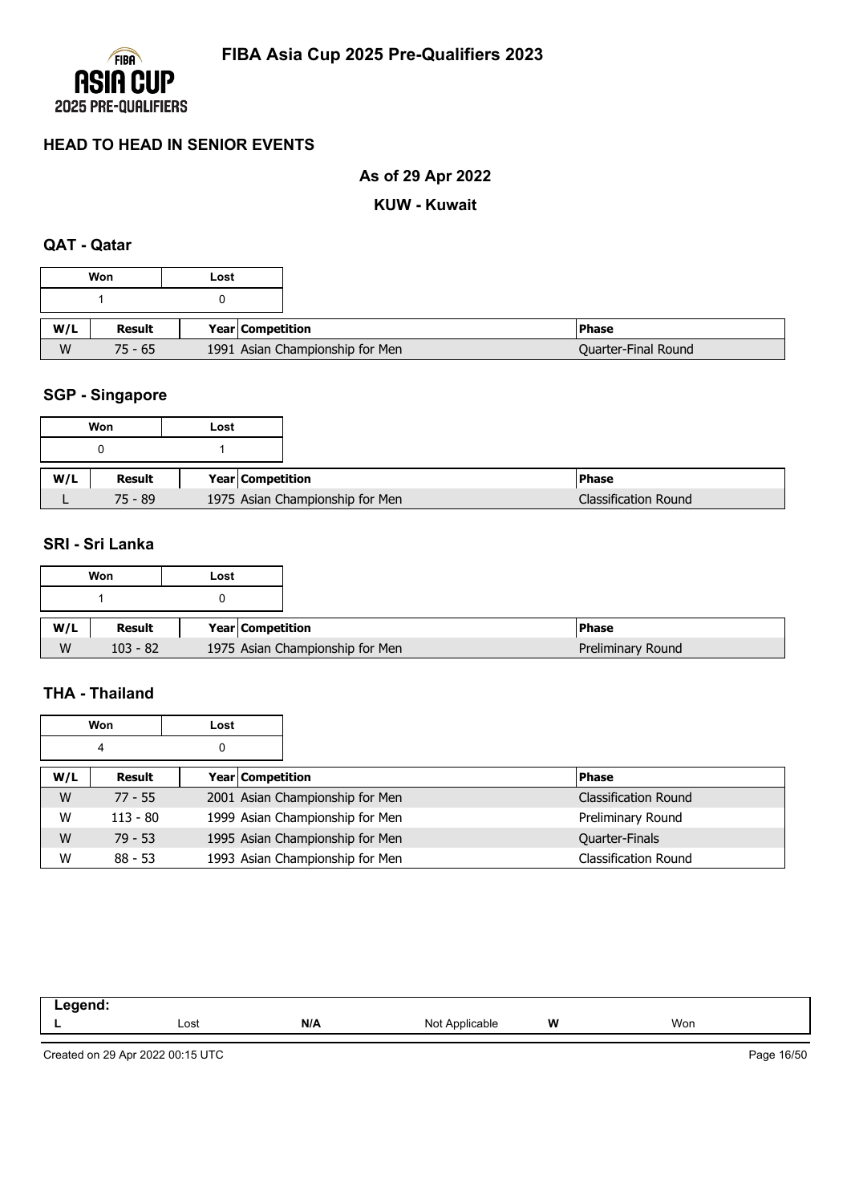## HEAD TO HEAD IN SENIOR EVENTS

**As of 29 Apr 2022**

**KUW - Kuwait**

### QAT - Qatar

| Won | Lost |
|---|---|
| 1 | 0 |

| W/L | Result | Year | Competition | Phase |
|---|---|---|---|---|
| W | 75 - 65 | 1991 | Asian Championship for Men | Quarter-Final Round |

### SGP - Singapore

| Won | Lost |
|---|---|
| 0 | 1 |

| W/L | Result | Year | Competition | Phase |
|---|---|---|---|---|
| L | 75 - 89 | 1975 | Asian Championship for Men | Classification Round |

### SRI - Sri Lanka

| Won | Lost |
|---|---|
| 1 | 0 |

| W/L | Result | Year | Competition | Phase |
|---|---|---|---|---|
| W | 103 - 82 | 1975 | Asian Championship for Men | Preliminary Round |

### THA - Thailand

| Won | Lost |
|---|---|
| 4 | 0 |

| W/L | Result | Year | Competition | Phase |
|---|---|---|---|---|
| W | 77 - 55 | 2001 | Asian Championship for Men | Classification Round |
| W | 113 - 80 | 1999 | Asian Championship for Men | Preliminary Round |
| W | 79 - 53 | 1995 | Asian Championship for Men | Quarter-Finals |
| W | 88 - 53 | 1993 | Asian Championship for Men | Classification Round |

**Legend:**

| L | Lost | N/A | Not Applicable | W | Won |
|---|---|---|---|---|---|

Created on 29 Apr 2022 00:15 UTC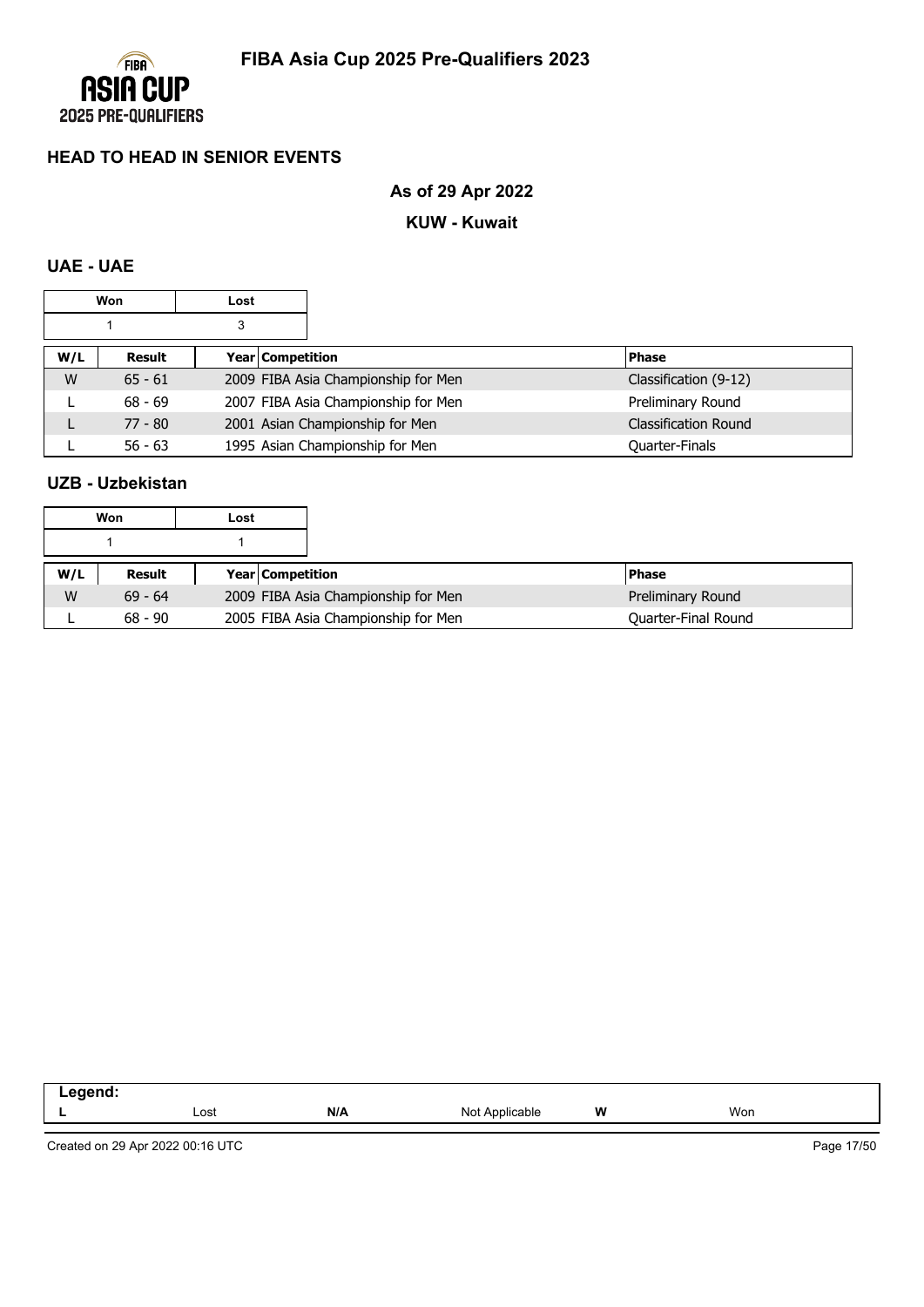# FIBA Asia Cup 2025 Pre-Qualifiers 2023

## HEAD TO HEAD IN SENIOR EVENTS

### As of 29 Apr 2022

### KUW - Kuwait

### UAE - UAE

| Won | Lost |
|---|---|
| 1 | 3 |

| W/L | Result | Year Competition | Phase |
|---|---|---|---|
| W | 65 - 61 | 2009 FIBA Asia Championship for Men | Classification (9-12) |
| L | 68 - 69 | 2007 FIBA Asia Championship for Men | Preliminary Round |
| L | 77 - 80 | 2001 Asian Championship for Men | Classification Round |
| L | 56 - 63 | 1995 Asian Championship for Men | Quarter-Finals |

### UZB - Uzbekistan

| Won | Lost |
|---|---|
| 1 | 1 |

| W/L | Result | Year Competition | Phase |
|---|---|---|---|
| W | 69 - 64 | 2009 FIBA Asia Championship for Men | Preliminary Round |
| L | 68 - 90 | 2005 FIBA Asia Championship for Men | Quarter-Final Round |

| Legend: | | | | | |
|---|---|---|---|---|---|
| L | Lost | N/A | Not Applicable | W | Won |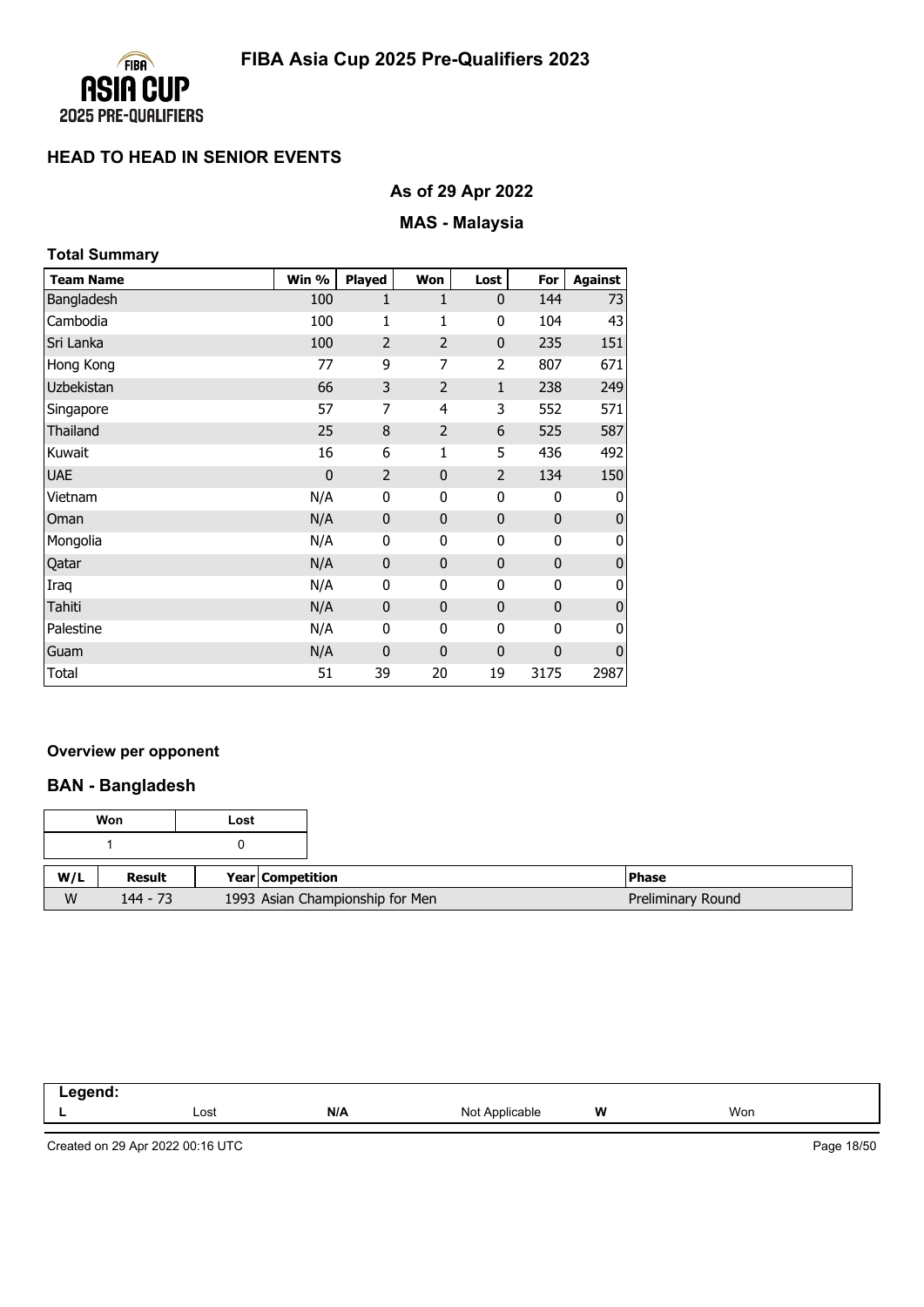# FIBA Asia Cup 2025 Pre-Qualifiers 2023

## HEAD TO HEAD IN SENIOR EVENTS

### As of 29 Apr 2022

### MAS - Malaysia

**Total Summary**

| Team Name | Win % | Played | Won | Lost | For | Against |
|---|---|---|---|---|---|---|
| Bangladesh | 100 | 1 | 1 | 0 | 144 | 73 |
| Cambodia | 100 | 1 | 1 | 0 | 104 | 43 |
| Sri Lanka | 100 | 2 | 2 | 0 | 235 | 151 |
| Hong Kong | 77 | 9 | 7 | 2 | 807 | 671 |
| Uzbekistan | 66 | 3 | 2 | 1 | 238 | 249 |
| Singapore | 57 | 7 | 4 | 3 | 552 | 571 |
| Thailand | 25 | 8 | 2 | 6 | 525 | 587 |
| Kuwait | 16 | 6 | 1 | 5 | 436 | 492 |
| UAE | 0 | 2 | 0 | 2 | 134 | 150 |
| Vietnam | N/A | 0 | 0 | 0 | 0 | 0 |
| Oman | N/A | 0 | 0 | 0 | 0 | 0 |
| Mongolia | N/A | 0 | 0 | 0 | 0 | 0 |
| Qatar | N/A | 0 | 0 | 0 | 0 | 0 |
| Iraq | N/A | 0 | 0 | 0 | 0 | 0 |
| Tahiti | N/A | 0 | 0 | 0 | 0 | 0 |
| Palestine | N/A | 0 | 0 | 0 | 0 | 0 |
| Guam | N/A | 0 | 0 | 0 | 0 | 0 |
| Total | 51 | 39 | 20 | 19 | 3175 | 2987 |

**Overview per opponent**

### BAN - Bangladesh

| Won | Lost |
|---|---|
| 1 | 0 |

| W/L | Result | Year | Competition | Phase |
|---|---|---|---|---|
| W | 144 - 73 | 1993 | Asian Championship for Men | Preliminary Round |

**Legend:**

| L | Lost | N/A | Not Applicable | W | Won |
|---|---|---|---|---|---|

Created on 29 Apr 2022 00:16 UTC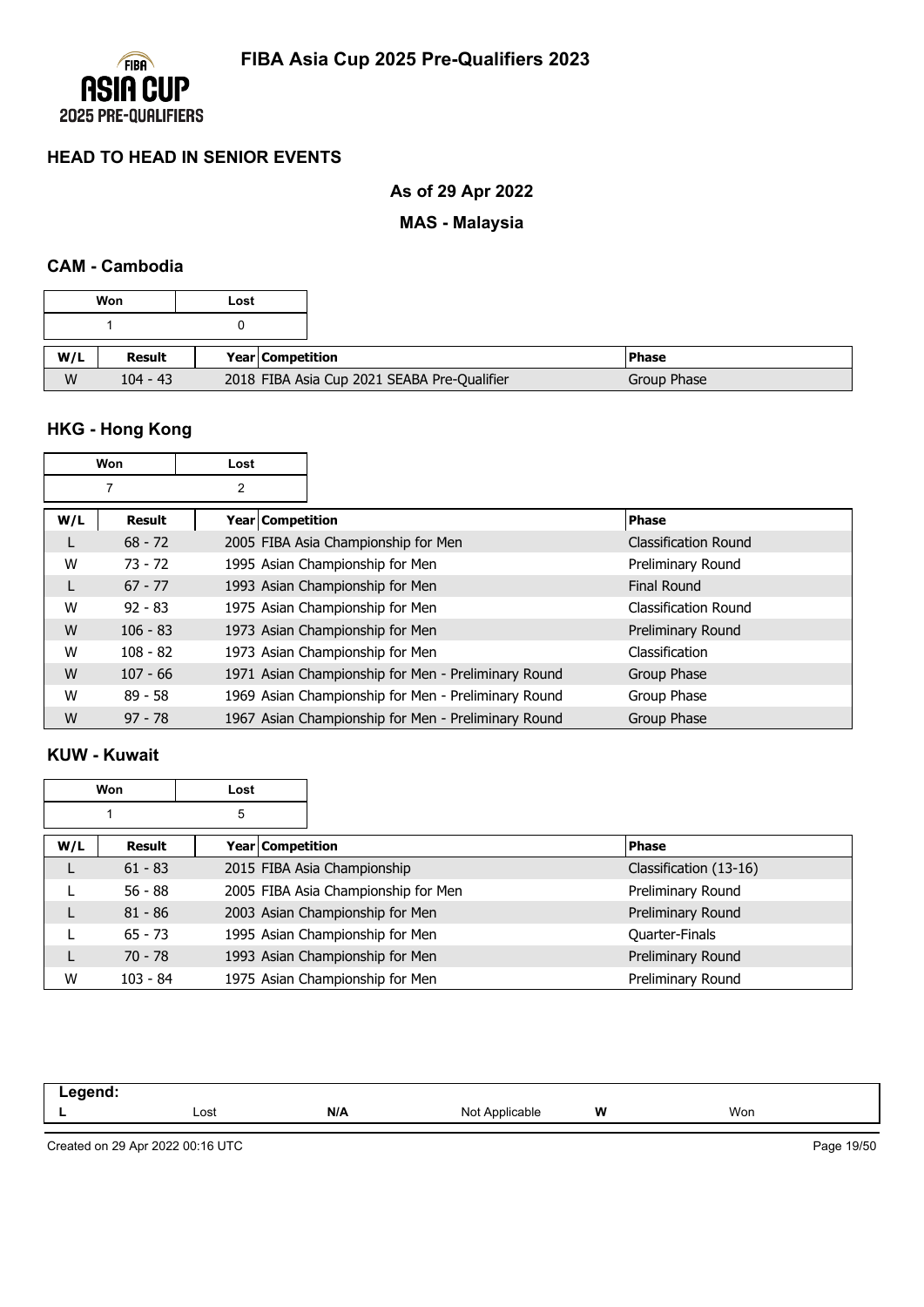# FIBA Asia Cup 2025 Pre-Qualifiers 2023

## HEAD TO HEAD IN SENIOR EVENTS

### As of 29 Apr 2022

### MAS - Malaysia

#### CAM - Cambodia

| Won | Lost |
|---|---|
| 1 | 0 |

| W/L | Result | Year | Competition | Phase |
|---|---|---|---|---|
| W | 104 - 43 | 2018 | FIBA Asia Cup 2021 SEABA Pre-Qualifier | Group Phase |

#### HKG - Hong Kong

| Won | Lost |
|---|---|
| 7 | 2 |

| W/L | Result | Year | Competition | Phase |
|---|---|---|---|---|
| L | 68 - 72 | 2005 | FIBA Asia Championship for Men | Classification Round |
| W | 73 - 72 | 1995 | Asian Championship for Men | Preliminary Round |
| L | 67 - 77 | 1993 | Asian Championship for Men | Final Round |
| W | 92 - 83 | 1975 | Asian Championship for Men | Classification Round |
| W | 106 - 83 | 1973 | Asian Championship for Men | Preliminary Round |
| W | 108 - 82 | 1973 | Asian Championship for Men | Classification |
| W | 107 - 66 | 1971 | Asian Championship for Men - Preliminary Round | Group Phase |
| W | 89 - 58 | 1969 | Asian Championship for Men - Preliminary Round | Group Phase |
| W | 97 - 78 | 1967 | Asian Championship for Men - Preliminary Round | Group Phase |

#### KUW - Kuwait

| Won | Lost |
|---|---|
| 1 | 5 |

| W/L | Result | Year | Competition | Phase |
|---|---|---|---|---|
| L | 61 - 83 | 2015 | FIBA Asia Championship | Classification (13-16) |
| L | 56 - 88 | 2005 | FIBA Asia Championship for Men | Preliminary Round |
| L | 81 - 86 | 2003 | Asian Championship for Men | Preliminary Round |
| L | 65 - 73 | 1995 | Asian Championship for Men | Quarter-Finals |
| L | 70 - 78 | 1993 | Asian Championship for Men | Preliminary Round |
| W | 103 - 84 | 1975 | Asian Championship for Men | Preliminary Round |

**Legend:**

| L | Lost | N/A | Not Applicable | W | Won |
|---|---|---|---|---|---|

Created on 29 Apr 2022 00:16 UTC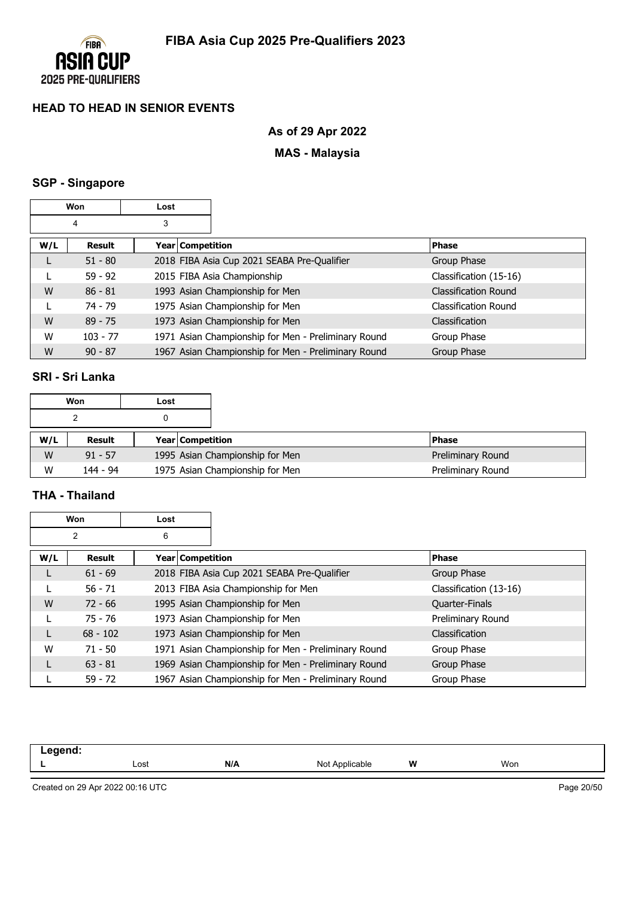# FIBA Asia Cup 2025 Pre-Qualifiers 2023

## HEAD TO HEAD IN SENIOR EVENTS

### As of 29 Apr 2022

### MAS - Malaysia

### SGP - Singapore

| Won | Lost |
|---|---|
| 4 | 3 |

| W/L | Result | Year | Competition | Phase |
|---|---|---|---|---|
| L | 51 - 80 | 2018 | FIBA Asia Cup 2021 SEABA Pre-Qualifier | Group Phase |
| L | 59 - 92 | 2015 | FIBA Asia Championship | Classification (15-16) |
| W | 86 - 81 | 1993 | Asian Championship for Men | Classification Round |
| L | 74 - 79 | 1975 | Asian Championship for Men | Classification Round |
| W | 89 - 75 | 1973 | Asian Championship for Men | Classification |
| W | 103 - 77 | 1971 | Asian Championship for Men - Preliminary Round | Group Phase |
| W | 90 - 87 | 1967 | Asian Championship for Men - Preliminary Round | Group Phase |

### SRI - Sri Lanka

| Won | Lost |
|---|---|
| 2 | 0 |

| W/L | Result | Year | Competition | Phase |
|---|---|---|---|---|
| W | 91 - 57 | 1995 | Asian Championship for Men | Preliminary Round |
| W | 144 - 94 | 1975 | Asian Championship for Men | Preliminary Round |

### THA - Thailand

| Won | Lost |
|---|---|
| 2 | 6 |

| W/L | Result | Year | Competition | Phase |
|---|---|---|---|---|
| L | 61 - 69 | 2018 | FIBA Asia Cup 2021 SEABA Pre-Qualifier | Group Phase |
| L | 56 - 71 | 2013 | FIBA Asia Championship for Men | Classification (13-16) |
| W | 72 - 66 | 1995 | Asian Championship for Men | Quarter-Finals |
| L | 75 - 76 | 1973 | Asian Championship for Men | Preliminary Round |
| L | 68 - 102 | 1973 | Asian Championship for Men | Classification |
| W | 71 - 50 | 1971 | Asian Championship for Men - Preliminary Round | Group Phase |
| L | 63 - 81 | 1969 | Asian Championship for Men - Preliminary Round | Group Phase |
| L | 59 - 72 | 1967 | Asian Championship for Men - Preliminary Round | Group Phase |

**Legend:**

| **L** | Lost | **N/A** | Not Applicable | **W** | Won |
|---|---|---|---|---|---|

Created on 29 Apr 2022 00:16 UTC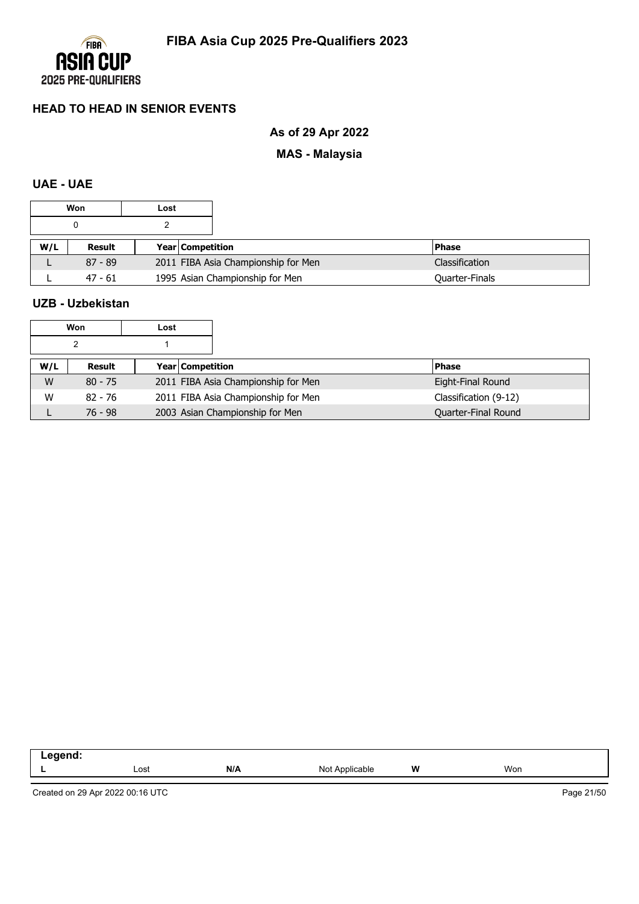# HEAD TO HEAD IN SENIOR EVENTS

## As of 29 Apr 2022

## MAS - Malaysia

### UAE - UAE

| Won | Lost |
|---|---|
| 0 | 2 |

| W/L | Result | Year | Competition | Phase |
|---|---|---|---|---|
| L | 87 - 89 | 2011 | FIBA Asia Championship for Men | Classification |
| L | 47 - 61 | 1995 | Asian Championship for Men | Quarter-Finals |

### UZB - Uzbekistan

| Won | Lost |
|---|---|
| 2 | 1 |

| W/L | Result | Year | Competition | Phase |
|---|---|---|---|---|
| W | 80 - 75 | 2011 | FIBA Asia Championship for Men | Eight-Final Round |
| W | 82 - 76 | 2011 | FIBA Asia Championship for Men | Classification (9-12) |
| L | 76 - 98 | 2003 | Asian Championship for Men | Quarter-Final Round |

| Legend: | | | | | |
|---|---|---|---|---|---|
| L | Lost | N/A | Not Applicable | W | Won |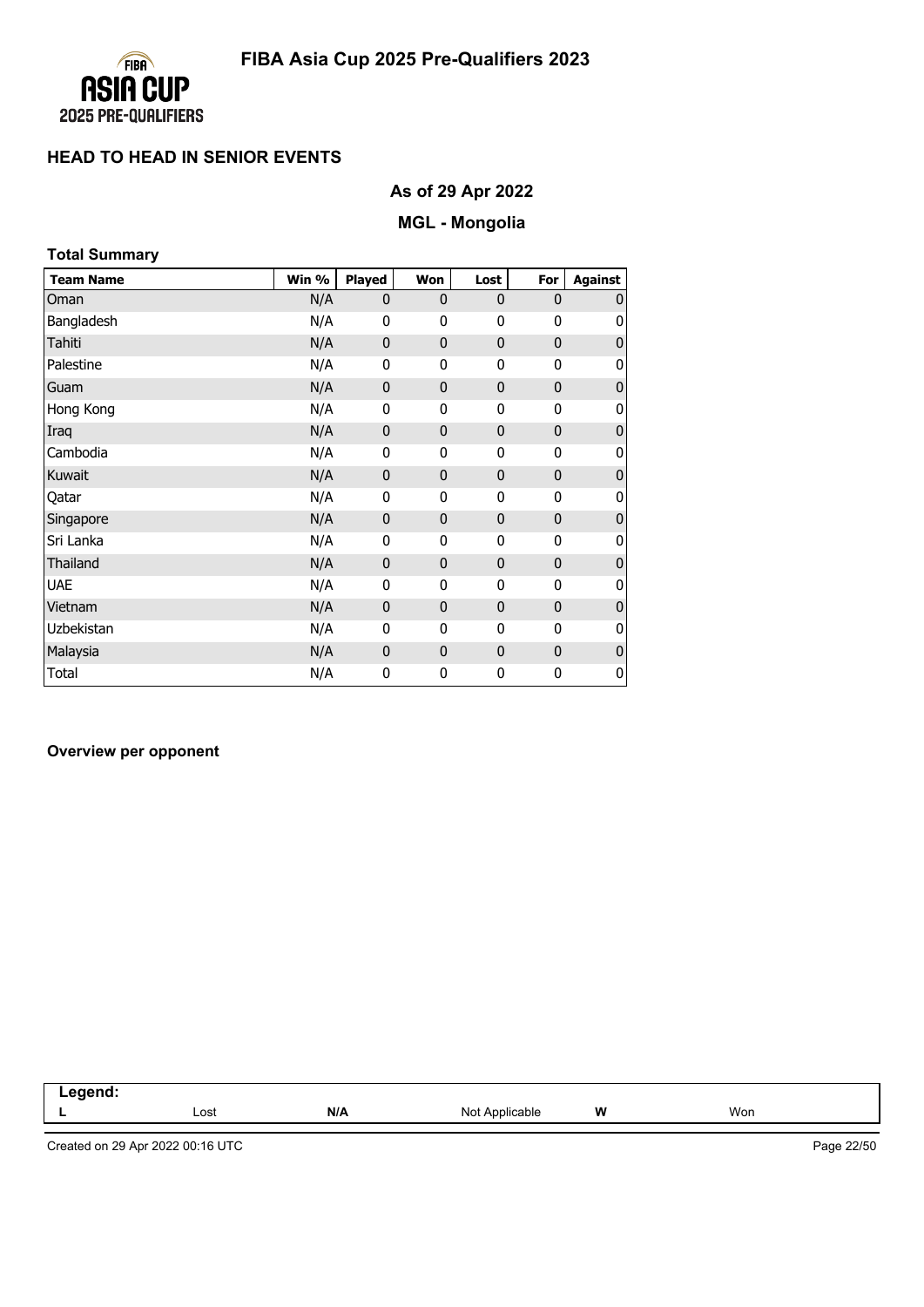# FIBA Asia Cup 2025 Pre-Qualifiers 2023

## HEAD TO HEAD IN SENIOR EVENTS

### As of 29 Apr 2022

### MGL - Mongolia

**Total Summary**

| Team Name | Win % | Played | Won | Lost | For | Against |
|---|---|---|---|---|---|---|
| Oman | N/A | 0 | 0 | 0 | 0 | 0 |
| Bangladesh | N/A | 0 | 0 | 0 | 0 | 0 |
| Tahiti | N/A | 0 | 0 | 0 | 0 | 0 |
| Palestine | N/A | 0 | 0 | 0 | 0 | 0 |
| Guam | N/A | 0 | 0 | 0 | 0 | 0 |
| Hong Kong | N/A | 0 | 0 | 0 | 0 | 0 |
| Iraq | N/A | 0 | 0 | 0 | 0 | 0 |
| Cambodia | N/A | 0 | 0 | 0 | 0 | 0 |
| Kuwait | N/A | 0 | 0 | 0 | 0 | 0 |
| Qatar | N/A | 0 | 0 | 0 | 0 | 0 |
| Singapore | N/A | 0 | 0 | 0 | 0 | 0 |
| Sri Lanka | N/A | 0 | 0 | 0 | 0 | 0 |
| Thailand | N/A | 0 | 0 | 0 | 0 | 0 |
| UAE | N/A | 0 | 0 | 0 | 0 | 0 |
| Vietnam | N/A | 0 | 0 | 0 | 0 | 0 |
| Uzbekistan | N/A | 0 | 0 | 0 | 0 | 0 |
| Malaysia | N/A | 0 | 0 | 0 | 0 | 0 |
| Total | N/A | 0 | 0 | 0 | 0 | 0 |

**Overview per opponent**

| Legend: | | | | | |
|---|---|---|---|---|---|
| L | Lost | N/A | Not Applicable | W | Won |

Created on 29 Apr 2022 00:16 UTC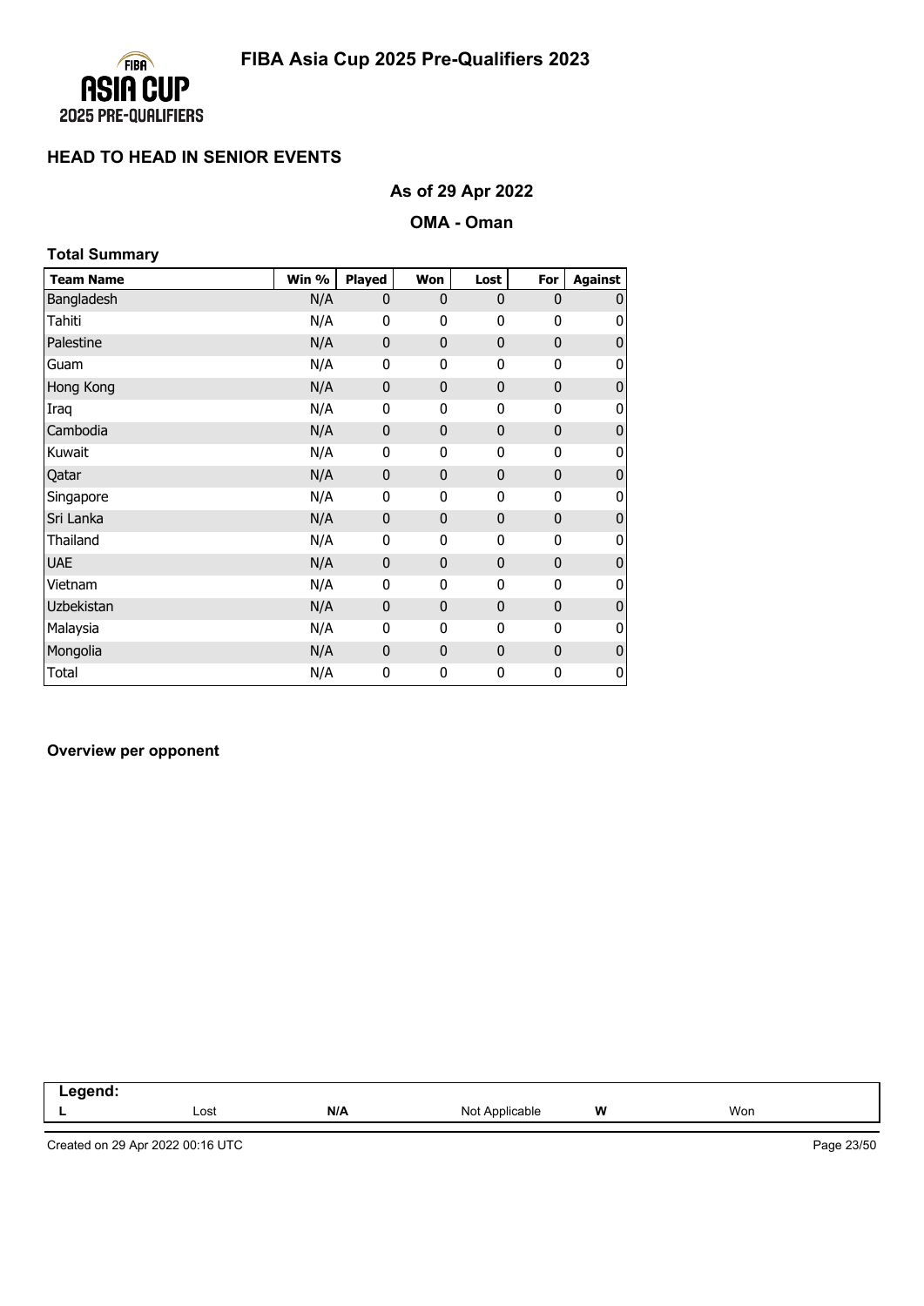# FIBA Asia Cup 2025 Pre-Qualifiers 2023

## HEAD TO HEAD IN SENIOR EVENTS

### As of 29 Apr 2022

### OMA - Oman

**Total Summary**

| Team Name | Win % | Played | Won | Lost | For | Against |
|---|---|---|---|---|---|---|
| Bangladesh | N/A | 0 | 0 | 0 | 0 | 0 |
| Tahiti | N/A | 0 | 0 | 0 | 0 | 0 |
| Palestine | N/A | 0 | 0 | 0 | 0 | 0 |
| Guam | N/A | 0 | 0 | 0 | 0 | 0 |
| Hong Kong | N/A | 0 | 0 | 0 | 0 | 0 |
| Iraq | N/A | 0 | 0 | 0 | 0 | 0 |
| Cambodia | N/A | 0 | 0 | 0 | 0 | 0 |
| Kuwait | N/A | 0 | 0 | 0 | 0 | 0 |
| Qatar | N/A | 0 | 0 | 0 | 0 | 0 |
| Singapore | N/A | 0 | 0 | 0 | 0 | 0 |
| Sri Lanka | N/A | 0 | 0 | 0 | 0 | 0 |
| Thailand | N/A | 0 | 0 | 0 | 0 | 0 |
| UAE | N/A | 0 | 0 | 0 | 0 | 0 |
| Vietnam | N/A | 0 | 0 | 0 | 0 | 0 |
| Uzbekistan | N/A | 0 | 0 | 0 | 0 | 0 |
| Malaysia | N/A | 0 | 0 | 0 | 0 | 0 |
| Mongolia | N/A | 0 | 0 | 0 | 0 | 0 |
| Total | N/A | 0 | 0 | 0 | 0 | 0 |

**Overview per opponent**

| Legend: | | | | | |
|---|---|---|---|---|---|
| L | Lost | N/A | Not Applicable | W | Won |

Created on 29 Apr 2022 00:16 UTC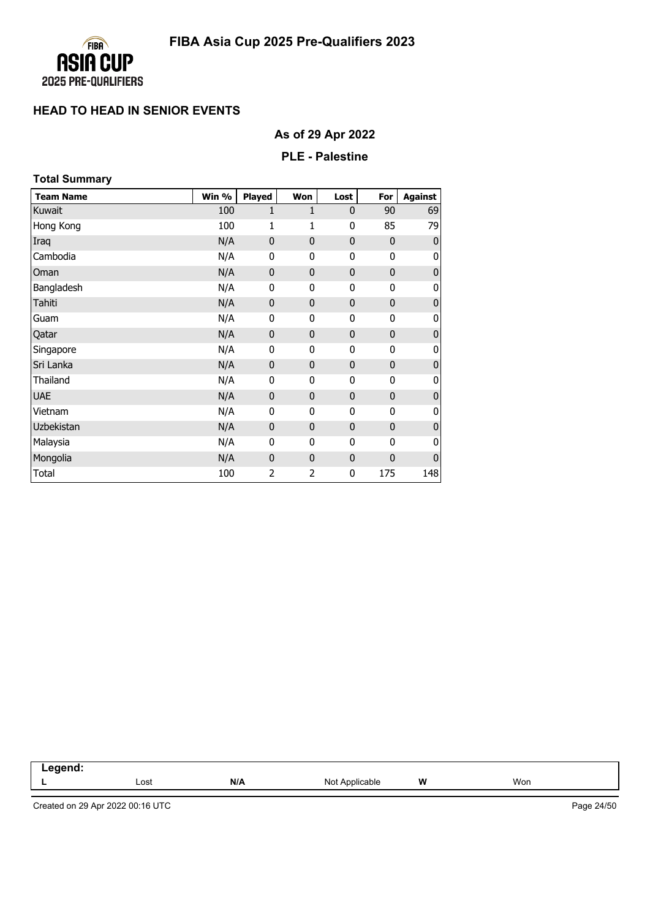# FIBA Asia Cup 2025 Pre-Qualifiers 2023

## HEAD TO HEAD IN SENIOR EVENTS

### As of 29 Apr 2022

### PLE - Palestine

**Total Summary**

| Team Name | Win % | Played | Won | Lost | For | Against |
|---|---|---|---|---|---|---|
| Kuwait | 100 | 1 | 1 | 0 | 90 | 69 |
| Hong Kong | 100 | 1 | 1 | 0 | 85 | 79 |
| Iraq | N/A | 0 | 0 | 0 | 0 | 0 |
| Cambodia | N/A | 0 | 0 | 0 | 0 | 0 |
| Oman | N/A | 0 | 0 | 0 | 0 | 0 |
| Bangladesh | N/A | 0 | 0 | 0 | 0 | 0 |
| Tahiti | N/A | 0 | 0 | 0 | 0 | 0 |
| Guam | N/A | 0 | 0 | 0 | 0 | 0 |
| Qatar | N/A | 0 | 0 | 0 | 0 | 0 |
| Singapore | N/A | 0 | 0 | 0 | 0 | 0 |
| Sri Lanka | N/A | 0 | 0 | 0 | 0 | 0 |
| Thailand | N/A | 0 | 0 | 0 | 0 | 0 |
| UAE | N/A | 0 | 0 | 0 | 0 | 0 |
| Vietnam | N/A | 0 | 0 | 0 | 0 | 0 |
| Uzbekistan | N/A | 0 | 0 | 0 | 0 | 0 |
| Malaysia | N/A | 0 | 0 | 0 | 0 | 0 |
| Mongolia | N/A | 0 | 0 | 0 | 0 | 0 |
| Total | 100 | 2 | 2 | 0 | 175 | 148 |

| Legend: | | | | | |
|---|---|---|---|---|---|
| L | Lost | N/A | Not Applicable | W | Won |

Created on 29 Apr 2022 00:16 UTC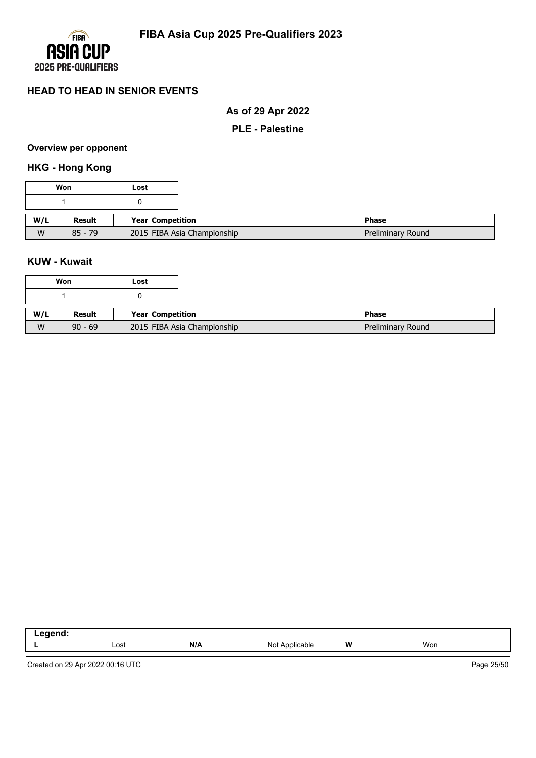# FIBA Asia Cup 2025 Pre-Qualifiers 2023

## HEAD TO HEAD IN SENIOR EVENTS

**As of 29 Apr 2022**

**PLE - Palestine**

**Overview per opponent**

### HKG - Hong Kong

| Won | Lost |
|---|---|
| 1 | 0 |

| W/L | Result | Year | Competition | Phase |
|---|---|---|---|---|
| W | 85 - 79 | 2015 | FIBA Asia Championship | Preliminary Round |

### KUW - Kuwait

| Won | Lost |
|---|---|
| 1 | 0 |

| W/L | Result | Year | Competition | Phase |
|---|---|---|---|---|
| W | 90 - 69 | 2015 | FIBA Asia Championship | Preliminary Round |

**Legend:**

| | | | | | |
|---|---|---|---|---|---|
| **L** | Lost | **N/A** | Not Applicable | **W** | Won |

Created on 29 Apr 2022 00:16 UTC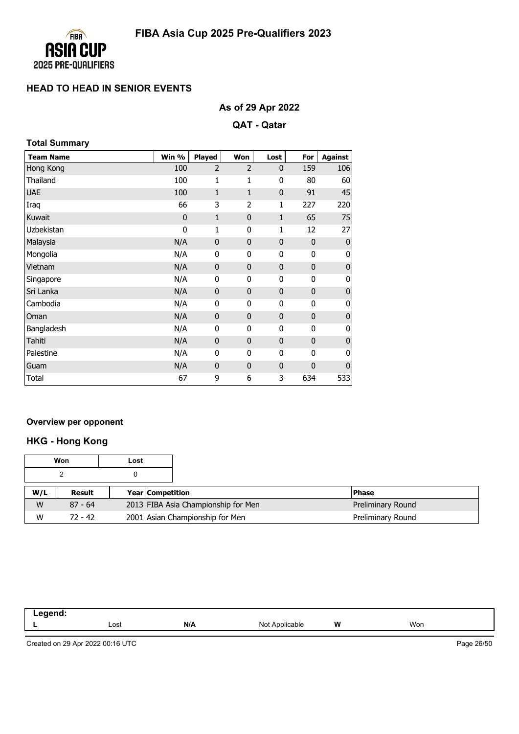# FIBA Asia Cup 2025 Pre-Qualifiers 2023

## HEAD TO HEAD IN SENIOR EVENTS

**As of 29 Apr 2022**

**QAT - Qatar**

### Total Summary

| Team Name | Win % | Played | Won | Lost | For | Against |
|---|---|---|---|---|---|---|
| Hong Kong | 100 | 2 | 2 | 0 | 159 | 106 |
| Thailand | 100 | 1 | 1 | 0 | 80 | 60 |
| UAE | 100 | 1 | 1 | 0 | 91 | 45 |
| Iraq | 66 | 3 | 2 | 1 | 227 | 220 |
| Kuwait | 0 | 1 | 0 | 1 | 65 | 75 |
| Uzbekistan | 0 | 1 | 0 | 1 | 12 | 27 |
| Malaysia | N/A | 0 | 0 | 0 | 0 | 0 |
| Mongolia | N/A | 0 | 0 | 0 | 0 | 0 |
| Vietnam | N/A | 0 | 0 | 0 | 0 | 0 |
| Singapore | N/A | 0 | 0 | 0 | 0 | 0 |
| Sri Lanka | N/A | 0 | 0 | 0 | 0 | 0 |
| Cambodia | N/A | 0 | 0 | 0 | 0 | 0 |
| Oman | N/A | 0 | 0 | 0 | 0 | 0 |
| Bangladesh | N/A | 0 | 0 | 0 | 0 | 0 |
| Tahiti | N/A | 0 | 0 | 0 | 0 | 0 |
| Palestine | N/A | 0 | 0 | 0 | 0 | 0 |
| Guam | N/A | 0 | 0 | 0 | 0 | 0 |
| Total | 67 | 9 | 6 | 3 | 634 | 533 |

### Overview per opponent

### HKG - Hong Kong

| Won | Lost |
|---|---|
| 2 | 0 |

| W/L | Result | Year | Competition | Phase |
|---|---|---|---|---|
| W | 87 - 64 | 2013 | FIBA Asia Championship for Men | Preliminary Round |
| W | 72 - 42 | 2001 | Asian Championship for Men | Preliminary Round |

**Legend:**

| L | Lost | N/A | Not Applicable | W | Won |
|---|---|---|---|---|---|

Created on 29 Apr 2022 00:16 UTC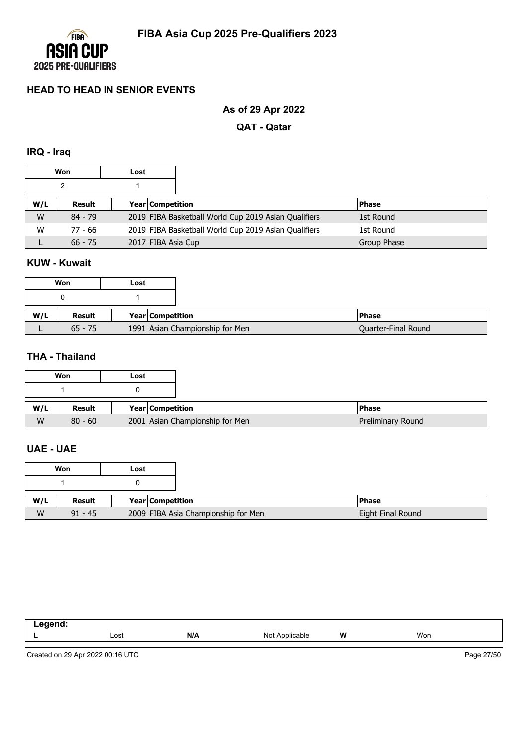## HEAD TO HEAD IN SENIOR EVENTS

### As of 29 Apr 2022

### QAT - Qatar

### IRQ - Iraq

| Won | Lost |
|---|---|
| 2 | 1 |

| W/L | Result | Year | Competition | Phase |
|---|---|---|---|---|
| W | 84 - 79 | 2019 | FIBA Basketball World Cup 2019 Asian Qualifiers | 1st Round |
| W | 77 - 66 | 2019 | FIBA Basketball World Cup 2019 Asian Qualifiers | 1st Round |
| L | 66 - 75 | 2017 | FIBA Asia Cup | Group Phase |

### KUW - Kuwait

| Won | Lost |
|---|---|
| 0 | 1 |

| W/L | Result | Year | Competition | Phase |
|---|---|---|---|---|
| L | 65 - 75 | 1991 | Asian Championship for Men | Quarter-Final Round |

### THA - Thailand

| Won | Lost |
|---|---|
| 1 | 0 |

| W/L | Result | Year | Competition | Phase |
|---|---|---|---|---|
| W | 80 - 60 | 2001 | Asian Championship for Men | Preliminary Round |

### UAE - UAE

| Won | Lost |
|---|---|
| 1 | 0 |

| W/L | Result | Year | Competition | Phase |
|---|---|---|---|---|
| W | 91 - 45 | 2009 | FIBA Asia Championship for Men | Eight Final Round |

| Legend: | | | | | |
|---|---|---|---|---|---|
| L | Lost | N/A | Not Applicable | W | Won |

Created on 29 Apr 2022 00:16 UTC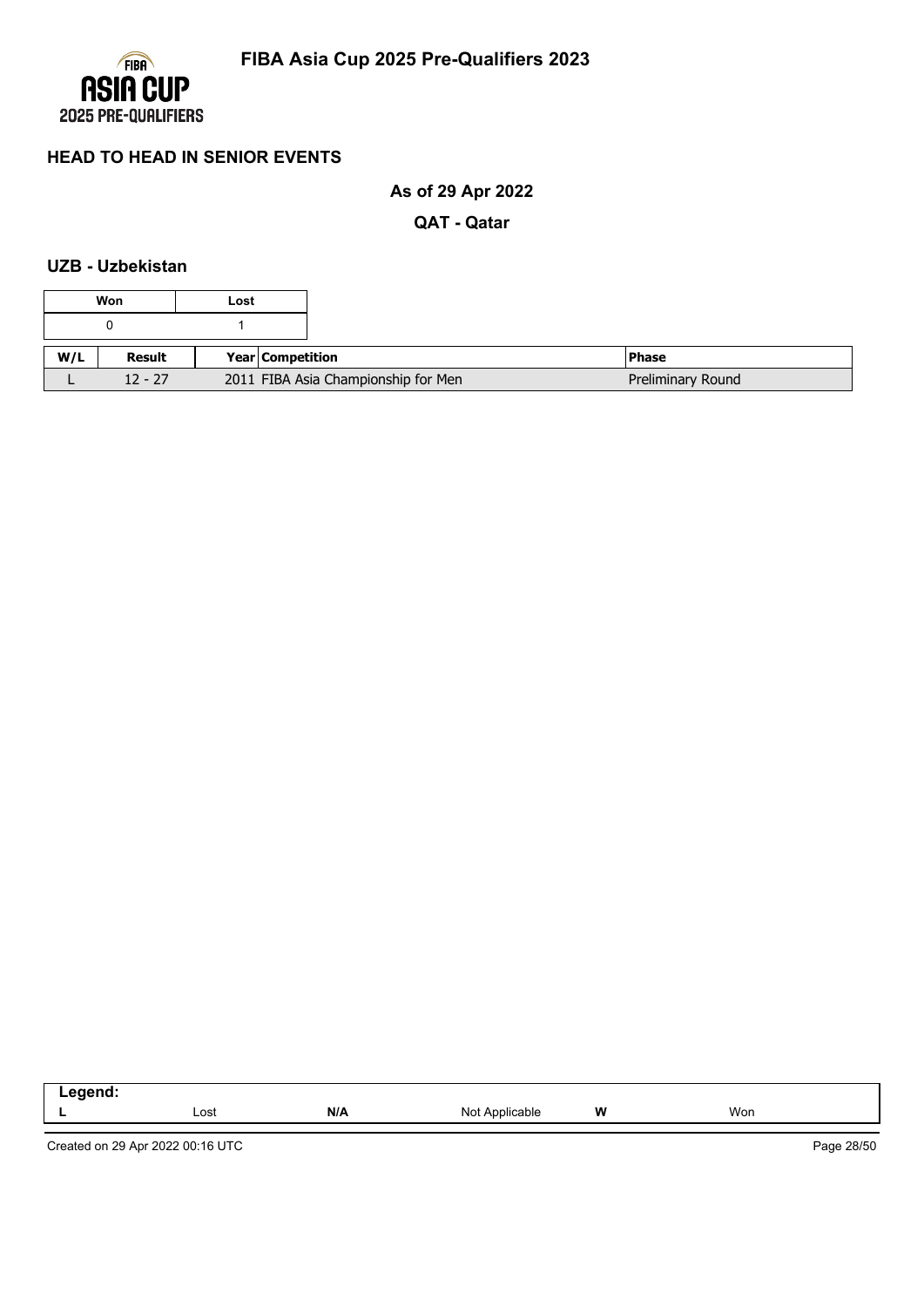# FIBA Asia Cup 2025 Pre-Qualifiers 2023

## HEAD TO HEAD IN SENIOR EVENTS

**As of 29 Apr 2022**

**QAT - Qatar**

### UZB - Uzbekistan

| Won | Lost |
|---|---|
| 0 | 1 |

| W/L | Result | Year | Competition | Phase |
|---|---|---|---|---|
| L | 12 - 27 | 2011 | FIBA Asia Championship for Men | Preliminary Round |

| Legend: | | | | | |
|---|---|---|---|---|---|
| L | Lost | N/A | Not Applicable | W | Won |

Created on 29 Apr 2022 00:16 UTC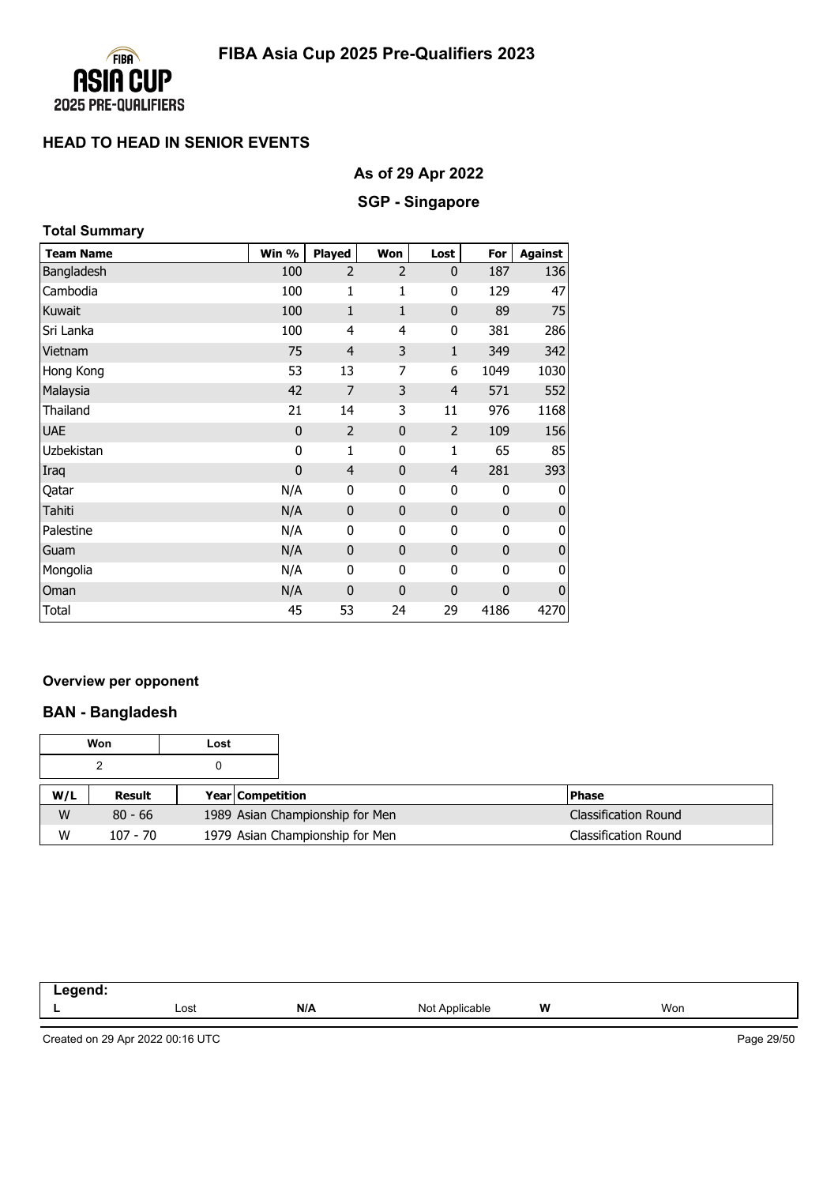## FIBA Asia Cup 2025 Pre-Qualifiers 2023

### HEAD TO HEAD IN SENIOR EVENTS

**As of 29 Apr 2022**

**SGP - Singapore**

**Total Summary**

| Team Name | Win % | Played | Won | Lost | For | Against |
|---|---|---|---|---|---|---|
| Bangladesh | 100 | 2 | 2 | 0 | 187 | 136 |
| Cambodia | 100 | 1 | 1 | 0 | 129 | 47 |
| Kuwait | 100 | 1 | 1 | 0 | 89 | 75 |
| Sri Lanka | 100 | 4 | 4 | 0 | 381 | 286 |
| Vietnam | 75 | 4 | 3 | 1 | 349 | 342 |
| Hong Kong | 53 | 13 | 7 | 6 | 1049 | 1030 |
| Malaysia | 42 | 7 | 3 | 4 | 571 | 552 |
| Thailand | 21 | 14 | 3 | 11 | 976 | 1168 |
| UAE | 0 | 2 | 0 | 2 | 109 | 156 |
| Uzbekistan | 0 | 1 | 0 | 1 | 65 | 85 |
| Iraq | 0 | 4 | 0 | 4 | 281 | 393 |
| Qatar | N/A | 0 | 0 | 0 | 0 | 0 |
| Tahiti | N/A | 0 | 0 | 0 | 0 | 0 |
| Palestine | N/A | 0 | 0 | 0 | 0 | 0 |
| Guam | N/A | 0 | 0 | 0 | 0 | 0 |
| Mongolia | N/A | 0 | 0 | 0 | 0 | 0 |
| Oman | N/A | 0 | 0 | 0 | 0 | 0 |
| Total | 45 | 53 | 24 | 29 | 4186 | 4270 |

**Overview per opponent**

### BAN - Bangladesh

| Won | Lost |
|---|---|
| 2 | 0 |

| W/L | Result | Year | Competition | Phase |
|---|---|---|---|---|
| W | 80 - 66 | 1989 | Asian Championship for Men | Classification Round |
| W | 107 - 70 | 1979 | Asian Championship for Men | Classification Round |

| Legend: | | | | | |
|---|---|---|---|---|---|
| L | Lost | N/A | Not Applicable | W | Won |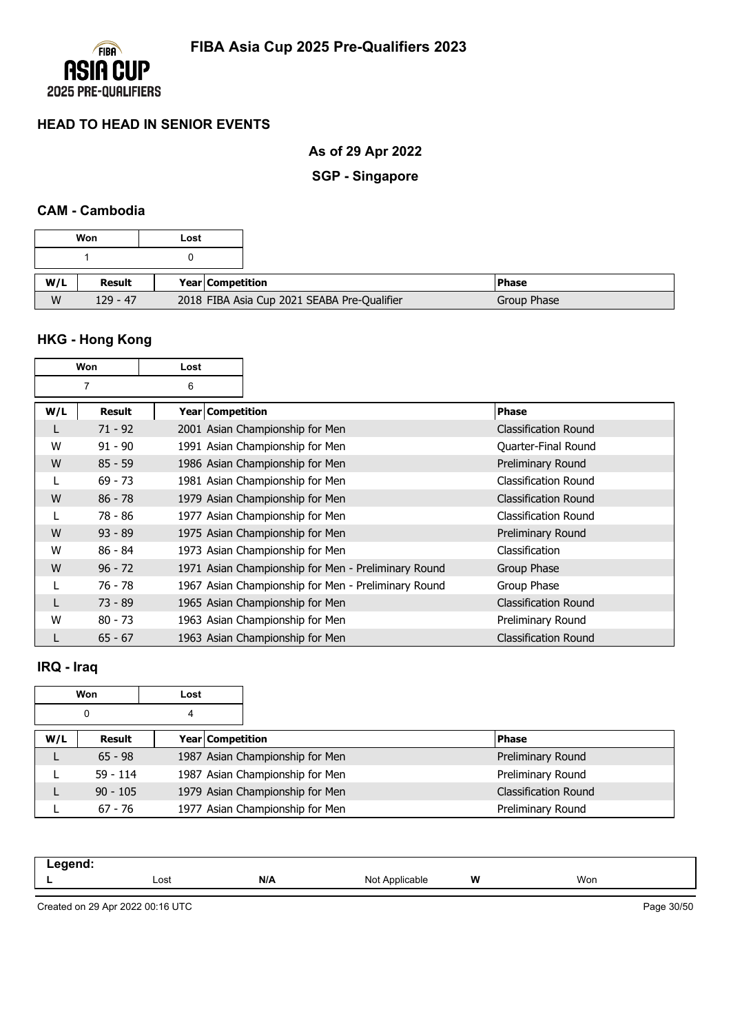# FIBA Asia Cup 2025 Pre-Qualifiers 2023

## HEAD TO HEAD IN SENIOR EVENTS

### As of 29 Apr 2022

### SGP - Singapore

#### CAM - Cambodia

| Won | Lost |
|---|---|
| 1 | 0 |

| W/L | Result | Year | Competition | Phase |
|---|---|---|---|---|
| W | 129 - 47 | 2018 | FIBA Asia Cup 2021 SEABA Pre-Qualifier | Group Phase |

#### HKG - Hong Kong

| Won | Lost |
|---|---|
| 7 | 6 |

| W/L | Result | Year | Competition | Phase |
|---|---|---|---|---|
| L | 71 - 92 | 2001 | Asian Championship for Men | Classification Round |
| W | 91 - 90 | 1991 | Asian Championship for Men | Quarter-Final Round |
| W | 85 - 59 | 1986 | Asian Championship for Men | Preliminary Round |
| L | 69 - 73 | 1981 | Asian Championship for Men | Classification Round |
| W | 86 - 78 | 1979 | Asian Championship for Men | Classification Round |
| L | 78 - 86 | 1977 | Asian Championship for Men | Classification Round |
| W | 93 - 89 | 1975 | Asian Championship for Men | Preliminary Round |
| W | 86 - 84 | 1973 | Asian Championship for Men | Classification |
| W | 96 - 72 | 1971 | Asian Championship for Men - Preliminary Round | Group Phase |
| L | 76 - 78 | 1967 | Asian Championship for Men - Preliminary Round | Group Phase |
| L | 73 - 89 | 1965 | Asian Championship for Men | Classification Round |
| W | 80 - 73 | 1963 | Asian Championship for Men | Preliminary Round |
| L | 65 - 67 | 1963 | Asian Championship for Men | Classification Round |

#### IRQ - Iraq

| Won | Lost |
|---|---|
| 0 | 4 |

| W/L | Result | Year | Competition | Phase |
|---|---|---|---|---|
| L | 65 - 98 | 1987 | Asian Championship for Men | Preliminary Round |
| L | 59 - 114 | 1987 | Asian Championship for Men | Preliminary Round |
| L | 90 - 105 | 1979 | Asian Championship for Men | Classification Round |
| L | 67 - 76 | 1977 | Asian Championship for Men | Preliminary Round |

| Legend: | | | | | |
|---|---|---|---|---|---|
| L | Lost | N/A | Not Applicable | W | Won |

Created on 29 Apr 2022 00:16 UTC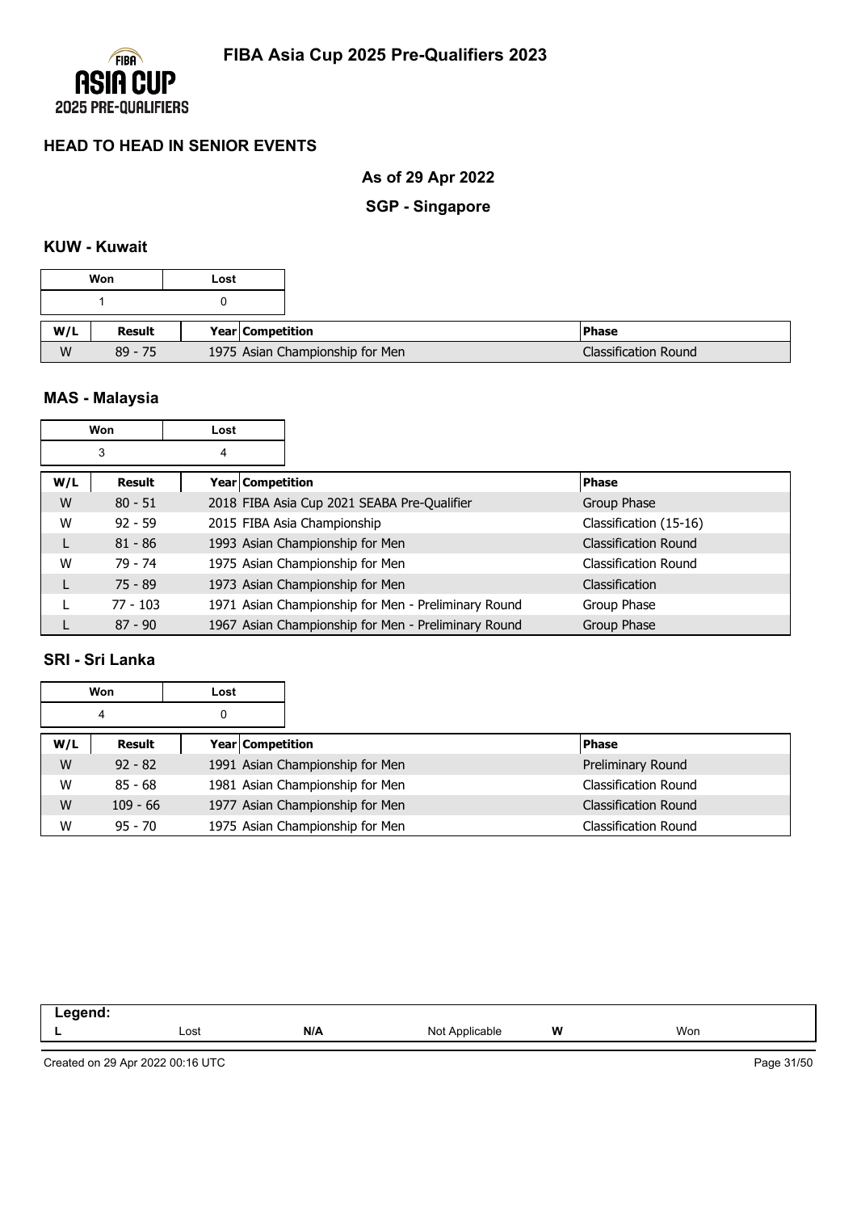# FIBA Asia Cup 2025 Pre-Qualifiers 2023

## HEAD TO HEAD IN SENIOR EVENTS

### As of 29 Apr 2022

### SGP - Singapore

#### KUW - Kuwait

| Won | Lost |
|---|---|
| 1 | 0 |

| W/L | Result | Year | Competition | Phase |
|---|---|---|---|---|
| W | 89 - 75 | 1975 | Asian Championship for Men | Classification Round |

#### MAS - Malaysia

| Won | Lost |
|---|---|
| 3 | 4 |

| W/L | Result | Year | Competition | Phase |
|---|---|---|---|---|
| W | 80 - 51 | 2018 | FIBA Asia Cup 2021 SEABA Pre-Qualifier | Group Phase |
| W | 92 - 59 | 2015 | FIBA Asia Championship | Classification (15-16) |
| L | 81 - 86 | 1993 | Asian Championship for Men | Classification Round |
| W | 79 - 74 | 1975 | Asian Championship for Men | Classification Round |
| L | 75 - 89 | 1973 | Asian Championship for Men | Classification |
| L | 77 - 103 | 1971 | Asian Championship for Men - Preliminary Round | Group Phase |
| L | 87 - 90 | 1967 | Asian Championship for Men - Preliminary Round | Group Phase |

#### SRI - Sri Lanka

| Won | Lost |
|---|---|
| 4 | 0 |

| W/L | Result | Year | Competition | Phase |
|---|---|---|---|---|
| W | 92 - 82 | 1991 | Asian Championship for Men | Preliminary Round |
| W | 85 - 68 | 1981 | Asian Championship for Men | Classification Round |
| W | 109 - 66 | 1977 | Asian Championship for Men | Classification Round |
| W | 95 - 70 | 1975 | Asian Championship for Men | Classification Round |

| Legend: | | | | | |
|---|---|---|---|---|---|
| L | Lost | N/A | Not Applicable | W | Won |

Created on 29 Apr 2022 00:16 UTC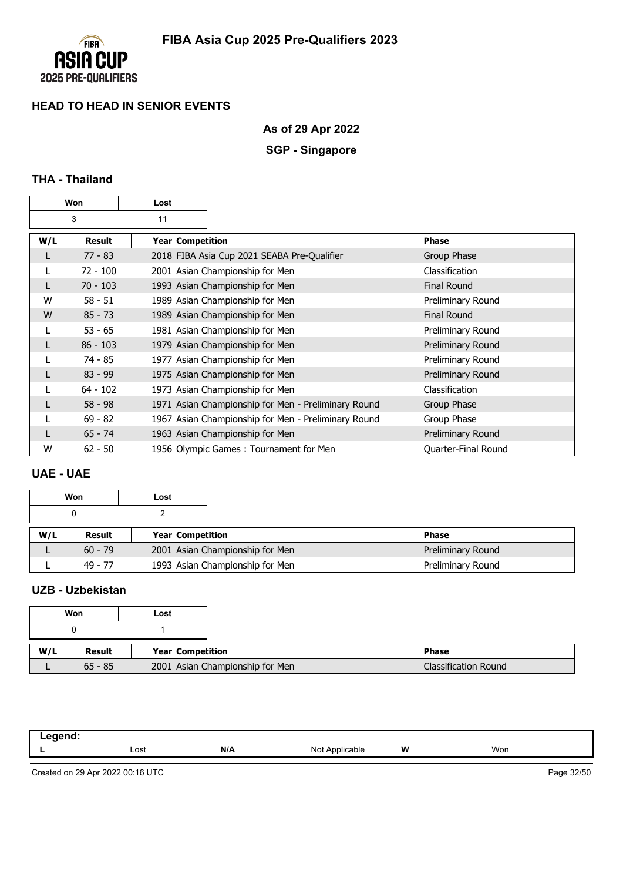# FIBA Asia Cup 2025 Pre-Qualifiers 2023

## HEAD TO HEAD IN SENIOR EVENTS

### As of 29 Apr 2022

### SGP - Singapore

#### THA - Thailand

| Won | Lost |
|---|---|
| 3 | 11 |

| W/L | Result | Year | Competition | Phase |
|---|---|---|---|---|
| L | 77 - 83 | 2018 | FIBA Asia Cup 2021 SEABA Pre-Qualifier | Group Phase |
| L | 72 - 100 | 2001 | Asian Championship for Men | Classification |
| L | 70 - 103 | 1993 | Asian Championship for Men | Final Round |
| W | 58 - 51 | 1989 | Asian Championship for Men | Preliminary Round |
| W | 85 - 73 | 1989 | Asian Championship for Men | Final Round |
| L | 53 - 65 | 1981 | Asian Championship for Men | Preliminary Round |
| L | 86 - 103 | 1979 | Asian Championship for Men | Preliminary Round |
| L | 74 - 85 | 1977 | Asian Championship for Men | Preliminary Round |
| L | 83 - 99 | 1975 | Asian Championship for Men | Preliminary Round |
| L | 64 - 102 | 1973 | Asian Championship for Men | Classification |
| L | 58 - 98 | 1971 | Asian Championship for Men - Preliminary Round | Group Phase |
| L | 69 - 82 | 1967 | Asian Championship for Men - Preliminary Round | Group Phase |
| L | 65 - 74 | 1963 | Asian Championship for Men | Preliminary Round |
| W | 62 - 50 | 1956 | Olympic Games : Tournament for Men | Quarter-Final Round |

#### UAE - UAE

| Won | Lost |
|---|---|
| 0 | 2 |

| W/L | Result | Year | Competition | Phase |
|---|---|---|---|---|
| L | 60 - 79 | 2001 | Asian Championship for Men | Preliminary Round |
| L | 49 - 77 | 1993 | Asian Championship for Men | Preliminary Round |

#### UZB - Uzbekistan

| Won | Lost |
|---|---|
| 0 | 1 |

| W/L | Result | Year | Competition | Phase |
|---|---|---|---|---|
| L | 65 - 85 | 2001 | Asian Championship for Men | Classification Round |

**Legend:**

| L | Lost | N/A | Not Applicable | W | Won |
|---|---|---|---|---|---|

Created on 29 Apr 2022 00:16 UTC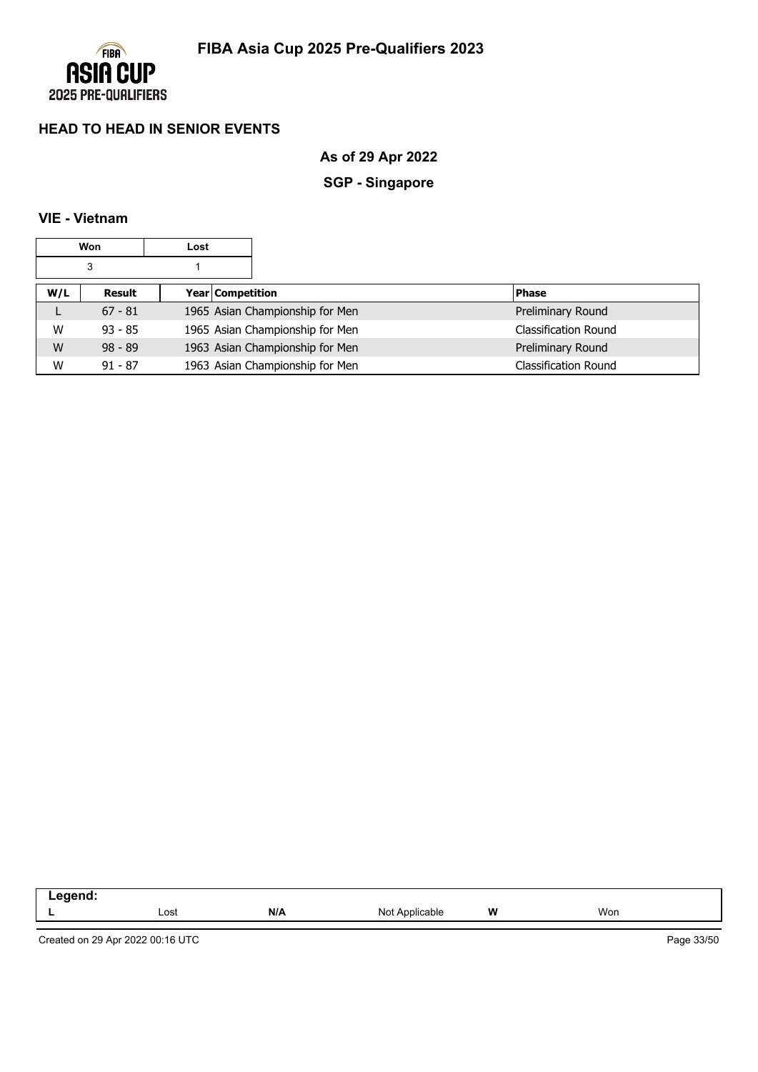## HEAD TO HEAD IN SENIOR EVENTS

### As of 29 Apr 2022

### SGP - Singapore

### VIE - Vietnam

| Won | Lost |
|---|---|
| 3 | 1 |

| W/L | Result | Year | Competition | Phase |
|---|---|---|---|---|
| L | 67 - 81 | 1965 | Asian Championship for Men | Preliminary Round |
| W | 93 - 85 | 1965 | Asian Championship for Men | Classification Round |
| W | 98 - 89 | 1963 | Asian Championship for Men | Preliminary Round |
| W | 91 - 87 | 1963 | Asian Championship for Men | Classification Round |

**Legend:**

| | | | | | |
|---|---|---|---|---|---|
| **L** | Lost | **N/A** | Not Applicable | **W** | Won |

Created on 29 Apr 2022 00:16 UTC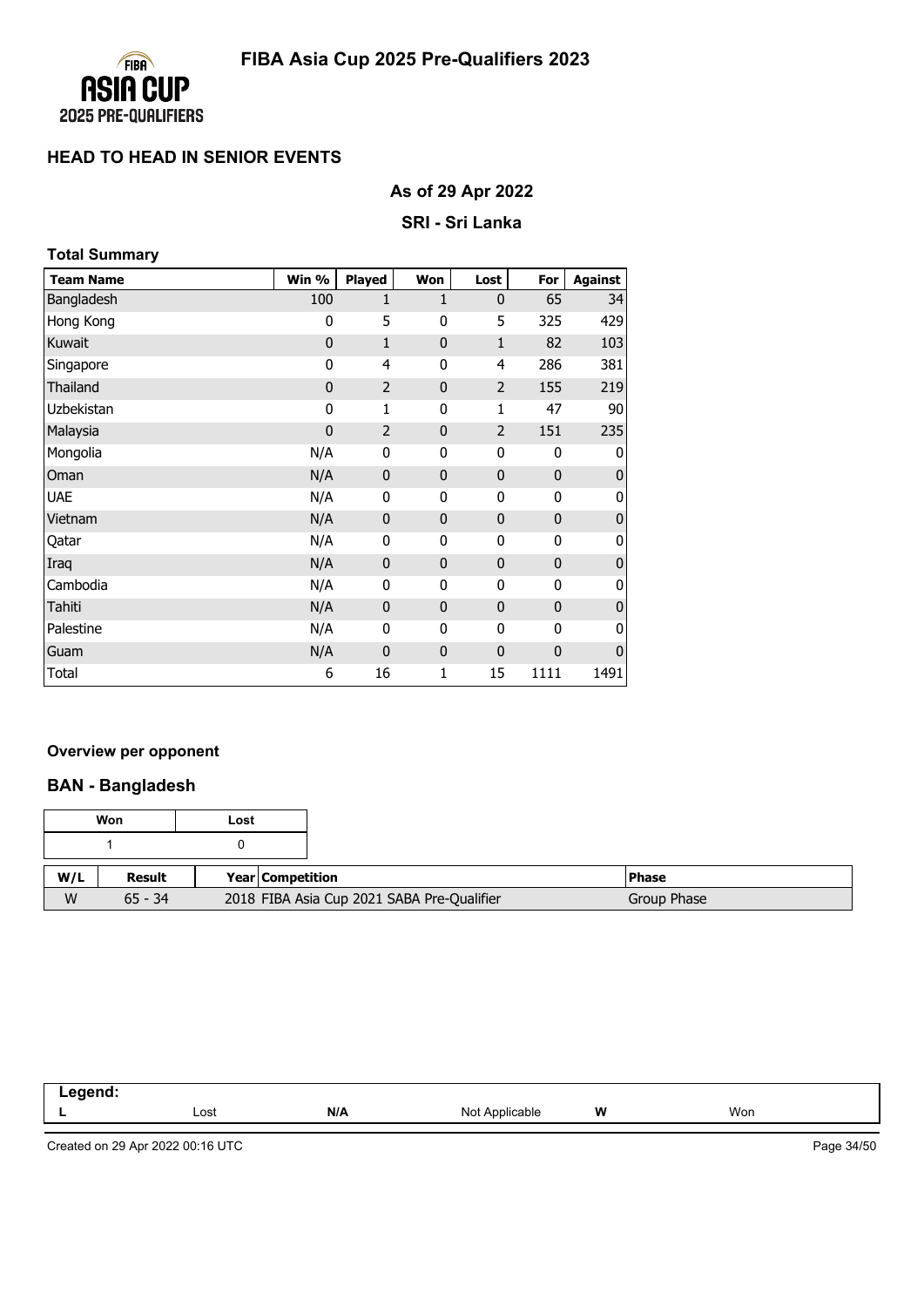# FIBA Asia Cup 2025 Pre-Qualifiers 2023

## HEAD TO HEAD IN SENIOR EVENTS

### As of 29 Apr 2022

### SRI - Sri Lanka

**Total Summary**

| Team Name | Win % | Played | Won | Lost | For | Against |
|---|---|---|---|---|---|---|
| Bangladesh | 100 | 1 | 1 | 0 | 65 | 34 |
| Hong Kong | 0 | 5 | 0 | 5 | 325 | 429 |
| Kuwait | 0 | 1 | 0 | 1 | 82 | 103 |
| Singapore | 0 | 4 | 0 | 4 | 286 | 381 |
| Thailand | 0 | 2 | 0 | 2 | 155 | 219 |
| Uzbekistan | 0 | 1 | 0 | 1 | 47 | 90 |
| Malaysia | 0 | 2 | 0 | 2 | 151 | 235 |
| Mongolia | N/A | 0 | 0 | 0 | 0 | 0 |
| Oman | N/A | 0 | 0 | 0 | 0 | 0 |
| UAE | N/A | 0 | 0 | 0 | 0 | 0 |
| Vietnam | N/A | 0 | 0 | 0 | 0 | 0 |
| Qatar | N/A | 0 | 0 | 0 | 0 | 0 |
| Iraq | N/A | 0 | 0 | 0 | 0 | 0 |
| Cambodia | N/A | 0 | 0 | 0 | 0 | 0 |
| Tahiti | N/A | 0 | 0 | 0 | 0 | 0 |
| Palestine | N/A | 0 | 0 | 0 | 0 | 0 |
| Guam | N/A | 0 | 0 | 0 | 0 | 0 |
| Total | 6 | 16 | 1 | 15 | 1111 | 1491 |

**Overview per opponent**

### BAN - Bangladesh

| Won | Lost |
|---|---|
| 1 | 0 |

| W/L | Result | Year | Competition | Phase |
|---|---|---|---|---|
| W | 65 - 34 | 2018 | FIBA Asia Cup 2021 SABA Pre-Qualifier | Group Phase |

**Legend:**

| L | Lost | N/A | Not Applicable | W | Won |
|---|---|---|---|---|---|

Created on 29 Apr 2022 00:16 UTC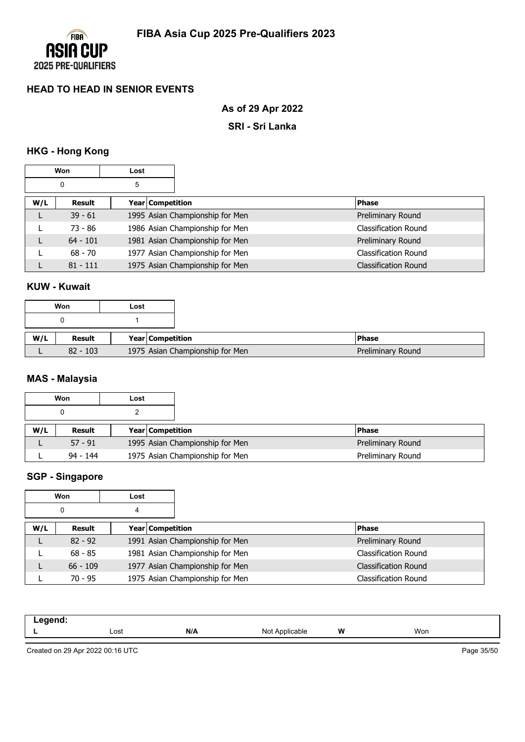# FIBA Asia Cup 2025 Pre-Qualifiers 2023

## HEAD TO HEAD IN SENIOR EVENTS

### As of 29 Apr 2022

### SRI - Sri Lanka

### HKG - Hong Kong

| Won | Lost |
|---|---|
| 0 | 5 |

| W/L | Result | Year | Competition | Phase |
|---|---|---|---|---|
| L | 39 - 61 | 1995 | Asian Championship for Men | Preliminary Round |
| L | 73 - 86 | 1986 | Asian Championship for Men | Classification Round |
| L | 64 - 101 | 1981 | Asian Championship for Men | Preliminary Round |
| L | 68 - 70 | 1977 | Asian Championship for Men | Classification Round |
| L | 81 - 111 | 1975 | Asian Championship for Men | Classification Round |

### KUW - Kuwait

| Won | Lost |
|---|---|
| 0 | 1 |

| W/L | Result | Year | Competition | Phase |
|---|---|---|---|---|
| L | 82 - 103 | 1975 | Asian Championship for Men | Preliminary Round |

### MAS - Malaysia

| Won | Lost |
|---|---|
| 0 | 2 |

| W/L | Result | Year | Competition | Phase |
|---|---|---|---|---|
| L | 57 - 91 | 1995 | Asian Championship for Men | Preliminary Round |
| L | 94 - 144 | 1975 | Asian Championship for Men | Preliminary Round |

### SGP - Singapore

| Won | Lost |
|---|---|
| 0 | 4 |

| W/L | Result | Year | Competition | Phase |
|---|---|---|---|---|
| L | 82 - 92 | 1991 | Asian Championship for Men | Preliminary Round |
| L | 68 - 85 | 1981 | Asian Championship for Men | Classification Round |
| L | 66 - 109 | 1977 | Asian Championship for Men | Classification Round |
| L | 70 - 95 | 1975 | Asian Championship for Men | Classification Round |

| Legend: | | | | | |
|---|---|---|---|---|---|
| L | Lost | N/A | Not Applicable | W | Won |

Created on 29 Apr 2022 00:16 UTC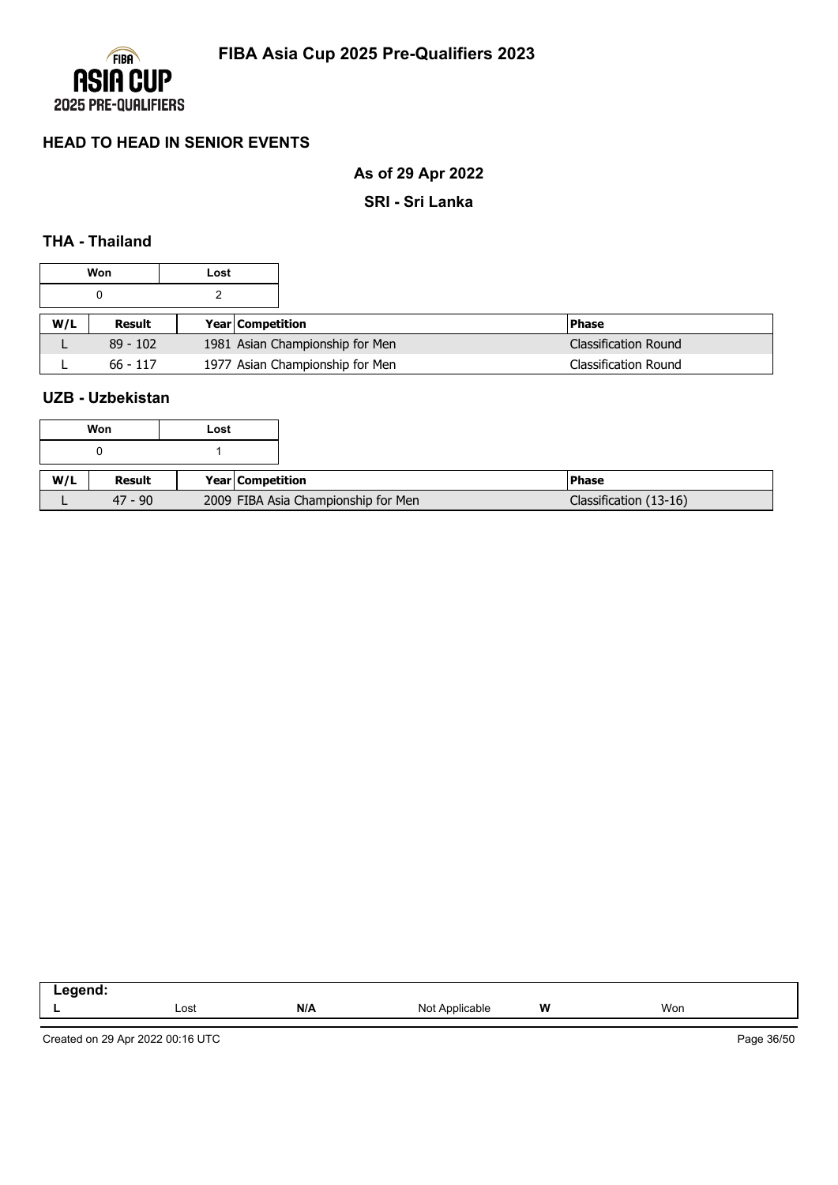## HEAD TO HEAD IN SENIOR EVENTS

### As of 29 Apr 2022

### SRI - Sri Lanka

### THA - Thailand

| Won | Lost |
|---|---|
| 0 | 2 |

| W/L | Result | Year | Competition | Phase |
|---|---|---|---|---|
| L | 89 - 102 | 1981 | Asian Championship for Men | Classification Round |
| L | 66 - 117 | 1977 | Asian Championship for Men | Classification Round |

### UZB - Uzbekistan

| Won | Lost |
|---|---|
| 0 | 1 |

| W/L | Result | Year | Competition | Phase |
|---|---|---|---|---|
| L | 47 - 90 | 2009 | FIBA Asia Championship for Men | Classification (13-16) |

**Legend:**

| L | Lost | N/A | Not Applicable | W | Won |
|---|---|---|---|---|---|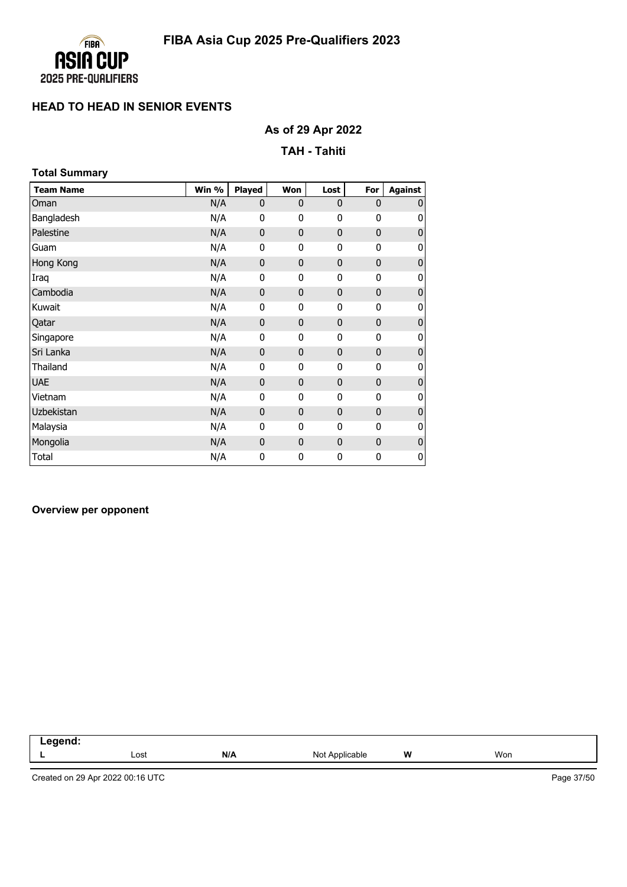# FIBA Asia Cup 2025 Pre-Qualifiers 2023

## HEAD TO HEAD IN SENIOR EVENTS

### As of 29 Apr 2022

### TAH - Tahiti

**Total Summary**

| Team Name | Win % | Played | Won | Lost | For | Against |
|---|---|---|---|---|---|---|
| Oman | N/A | 0 | 0 | 0 | 0 | 0 |
| Bangladesh | N/A | 0 | 0 | 0 | 0 | 0 |
| Palestine | N/A | 0 | 0 | 0 | 0 | 0 |
| Guam | N/A | 0 | 0 | 0 | 0 | 0 |
| Hong Kong | N/A | 0 | 0 | 0 | 0 | 0 |
| Iraq | N/A | 0 | 0 | 0 | 0 | 0 |
| Cambodia | N/A | 0 | 0 | 0 | 0 | 0 |
| Kuwait | N/A | 0 | 0 | 0 | 0 | 0 |
| Qatar | N/A | 0 | 0 | 0 | 0 | 0 |
| Singapore | N/A | 0 | 0 | 0 | 0 | 0 |
| Sri Lanka | N/A | 0 | 0 | 0 | 0 | 0 |
| Thailand | N/A | 0 | 0 | 0 | 0 | 0 |
| UAE | N/A | 0 | 0 | 0 | 0 | 0 |
| Vietnam | N/A | 0 | 0 | 0 | 0 | 0 |
| Uzbekistan | N/A | 0 | 0 | 0 | 0 | 0 |
| Malaysia | N/A | 0 | 0 | 0 | 0 | 0 |
| Mongolia | N/A | 0 | 0 | 0 | 0 | 0 |
| Total | N/A | 0 | 0 | 0 | 0 | 0 |

**Overview per opponent**

| Legend: | | | | | |
|---|---|---|---|---|---|
| L | Lost | N/A | Not Applicable | W | Won |

Created on 29 Apr 2022 00:16 UTC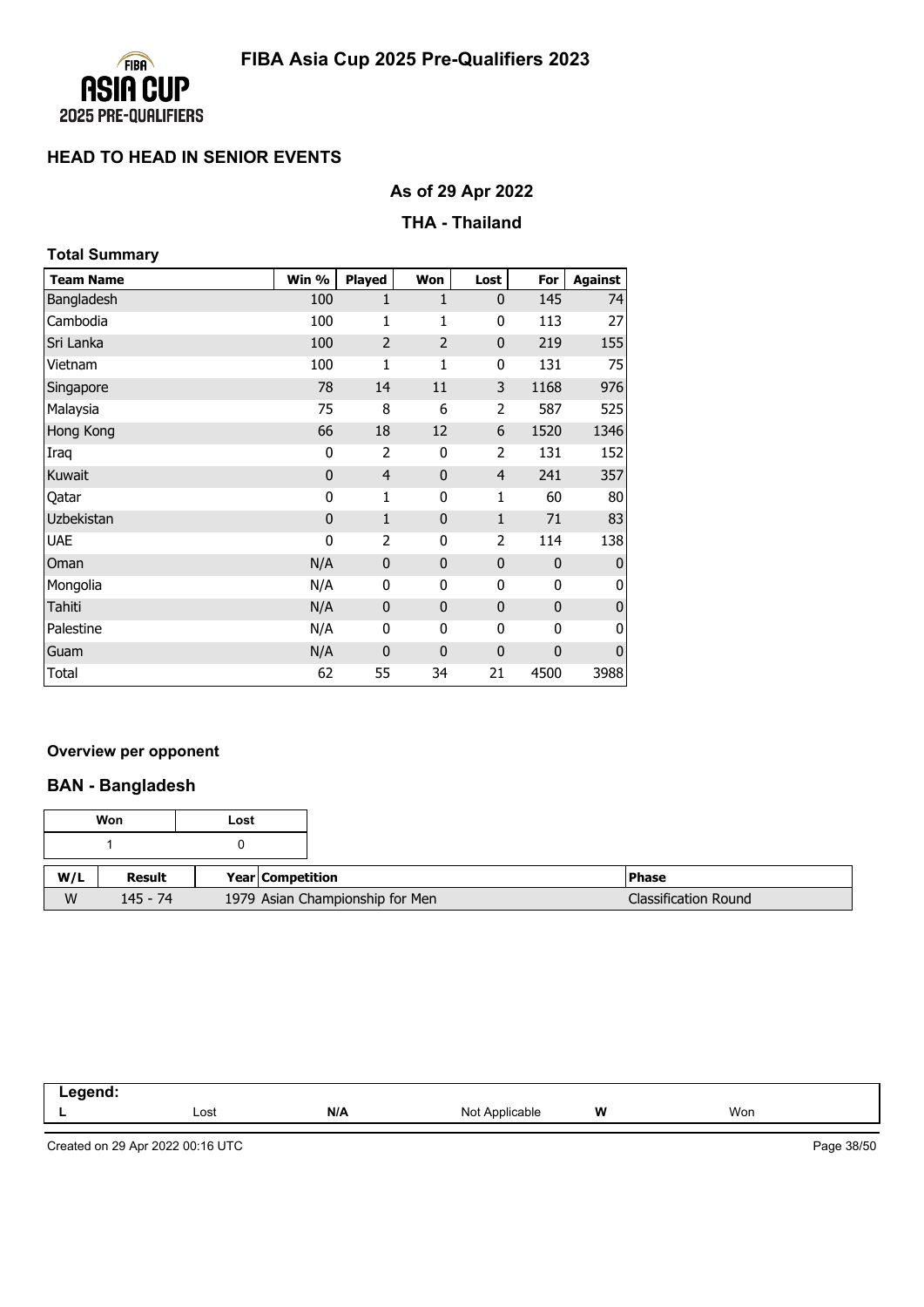# FIBA Asia Cup 2025 Pre-Qualifiers 2023

## HEAD TO HEAD IN SENIOR EVENTS

### As of 29 Apr 2022

### THA - Thailand

**Total Summary**

| Team Name | Win % | Played | Won | Lost | For | Against |
|---|---|---|---|---|---|---|
| Bangladesh | 100 | 1 | 1 | 0 | 145 | 74 |
| Cambodia | 100 | 1 | 1 | 0 | 113 | 27 |
| Sri Lanka | 100 | 2 | 2 | 0 | 219 | 155 |
| Vietnam | 100 | 1 | 1 | 0 | 131 | 75 |
| Singapore | 78 | 14 | 11 | 3 | 1168 | 976 |
| Malaysia | 75 | 8 | 6 | 2 | 587 | 525 |
| Hong Kong | 66 | 18 | 12 | 6 | 1520 | 1346 |
| Iraq | 0 | 2 | 0 | 2 | 131 | 152 |
| Kuwait | 0 | 4 | 0 | 4 | 241 | 357 |
| Qatar | 0 | 1 | 0 | 1 | 60 | 80 |
| Uzbekistan | 0 | 1 | 0 | 1 | 71 | 83 |
| UAE | 0 | 2 | 0 | 2 | 114 | 138 |
| Oman | N/A | 0 | 0 | 0 | 0 | 0 |
| Mongolia | N/A | 0 | 0 | 0 | 0 | 0 |
| Tahiti | N/A | 0 | 0 | 0 | 0 | 0 |
| Palestine | N/A | 0 | 0 | 0 | 0 | 0 |
| Guam | N/A | 0 | 0 | 0 | 0 | 0 |
| Total | 62 | 55 | 34 | 21 | 4500 | 3988 |

**Overview per opponent**

### BAN - Bangladesh

| Won | Lost |
|---|---|
| 1 | 0 |

| W/L | Result | Year | Competition | Phase |
|---|---|---|---|---|
| W | 145 - 74 | 1979 | Asian Championship for Men | Classification Round |

**Legend:**

| L | Lost | N/A | Not Applicable | W | Won |
|---|---|---|---|---|---|

Created on 29 Apr 2022 00:16 UTC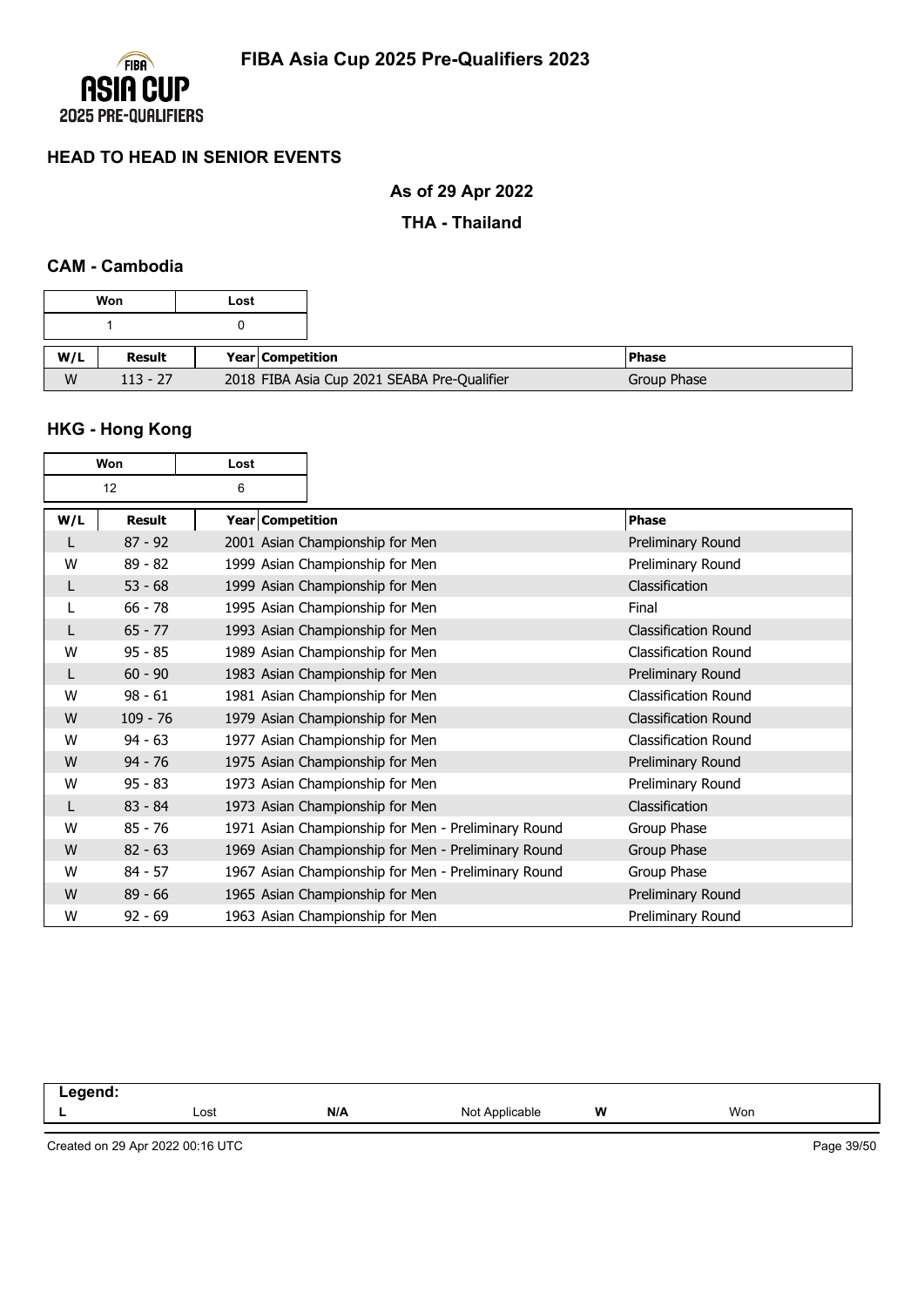# FIBA Asia Cup 2025 Pre-Qualifiers 2023

## HEAD TO HEAD IN SENIOR EVENTS

### As of 29 Apr 2022

### THA - Thailand

#### CAM - Cambodia

| Won | Lost |
|---|---|
| 1 | 0 |

| W/L | Result | Year | Competition | Phase |
|---|---|---|---|---|
| W | 113 - 27 | 2018 | FIBA Asia Cup 2021 SEABA Pre-Qualifier | Group Phase |

#### HKG - Hong Kong

| Won | Lost |
|---|---|
| 12 | 6 |

| W/L | Result | Year | Competition | Phase |
|---|---|---|---|---|
| L | 87 - 92 | 2001 | Asian Championship for Men | Preliminary Round |
| W | 89 - 82 | 1999 | Asian Championship for Men | Preliminary Round |
| L | 53 - 68 | 1999 | Asian Championship for Men | Classification |
| L | 66 - 78 | 1995 | Asian Championship for Men | Final |
| L | 65 - 77 | 1993 | Asian Championship for Men | Classification Round |
| W | 95 - 85 | 1989 | Asian Championship for Men | Classification Round |
| L | 60 - 90 | 1983 | Asian Championship for Men | Preliminary Round |
| W | 98 - 61 | 1981 | Asian Championship for Men | Classification Round |
| W | 109 - 76 | 1979 | Asian Championship for Men | Classification Round |
| W | 94 - 63 | 1977 | Asian Championship for Men | Classification Round |
| W | 94 - 76 | 1975 | Asian Championship for Men | Preliminary Round |
| W | 95 - 83 | 1973 | Asian Championship for Men | Preliminary Round |
| L | 83 - 84 | 1973 | Asian Championship for Men | Classification |
| W | 85 - 76 | 1971 | Asian Championship for Men - Preliminary Round | Group Phase |
| W | 82 - 63 | 1969 | Asian Championship for Men - Preliminary Round | Group Phase |
| W | 84 - 57 | 1967 | Asian Championship for Men - Preliminary Round | Group Phase |
| W | 89 - 66 | 1965 | Asian Championship for Men | Preliminary Round |
| W | 92 - 69 | 1963 | Asian Championship for Men | Preliminary Round |

**Legend:**

| L | Lost | N/A | Not Applicable | W | Won |
|---|---|---|---|---|---|

Created on 29 Apr 2022 00:16 UTC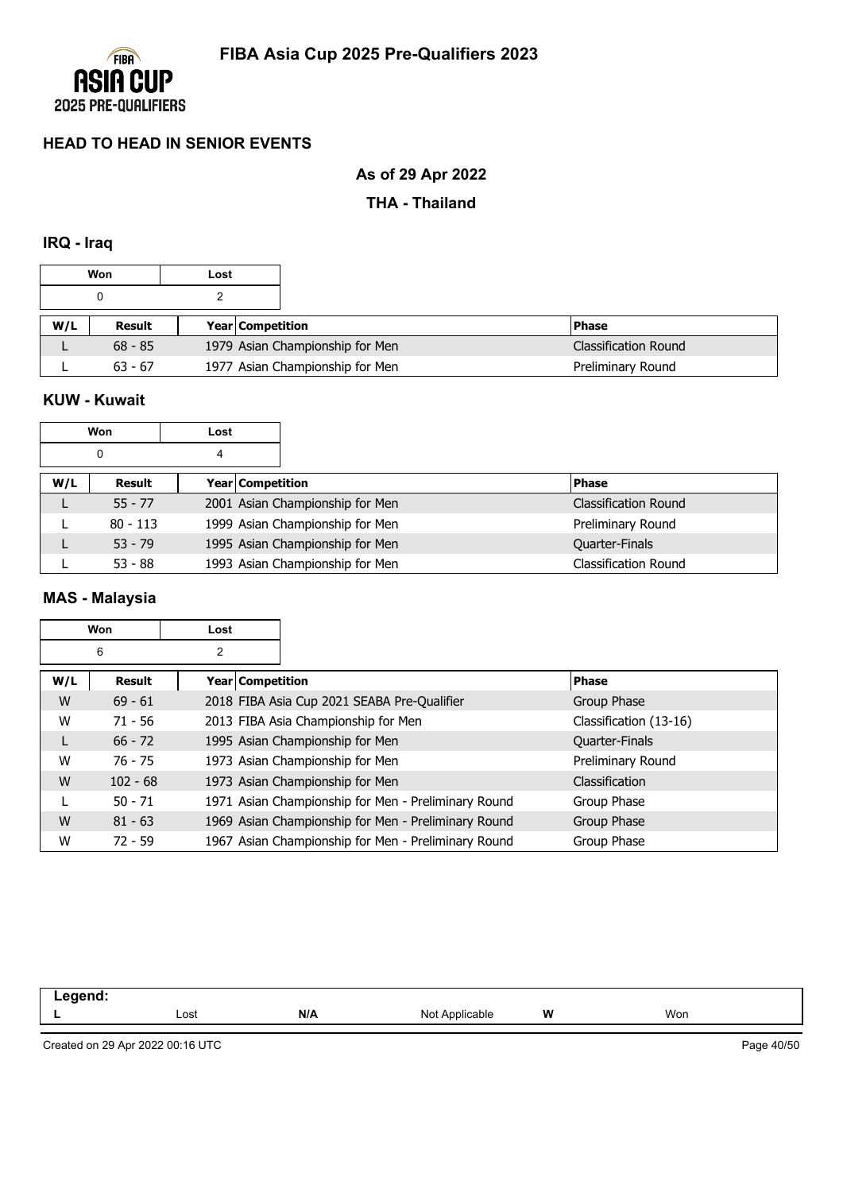# FIBA Asia Cup 2025 Pre-Qualifiers 2023

## HEAD TO HEAD IN SENIOR EVENTS

### As of 29 Apr 2022

### THA - Thailand

### IRQ - Iraq

| Won | Lost |
|---|---|
| 0 | 2 |

| W/L | Result | Year | Competition | Phase |
|---|---|---|---|---|
| L | 68 - 85 | 1979 | Asian Championship for Men | Classification Round |
| L | 63 - 67 | 1977 | Asian Championship for Men | Preliminary Round |

### KUW - Kuwait

| Won | Lost |
|---|---|
| 0 | 4 |

| W/L | Result | Year | Competition | Phase |
|---|---|---|---|---|
| L | 55 - 77 | 2001 | Asian Championship for Men | Classification Round |
| L | 80 - 113 | 1999 | Asian Championship for Men | Preliminary Round |
| L | 53 - 79 | 1995 | Asian Championship for Men | Quarter-Finals |
| L | 53 - 88 | 1993 | Asian Championship for Men | Classification Round |

### MAS - Malaysia

| Won | Lost |
|---|---|
| 6 | 2 |

| W/L | Result | Year | Competition | Phase |
|---|---|---|---|---|
| W | 69 - 61 | 2018 | FIBA Asia Cup 2021 SEABA Pre-Qualifier | Group Phase |
| W | 71 - 56 | 2013 | FIBA Asia Championship for Men | Classification (13-16) |
| L | 66 - 72 | 1995 | Asian Championship for Men | Quarter-Finals |
| W | 76 - 75 | 1973 | Asian Championship for Men | Preliminary Round |
| W | 102 - 68 | 1973 | Asian Championship for Men | Classification |
| L | 50 - 71 | 1971 | Asian Championship for Men - Preliminary Round | Group Phase |
| W | 81 - 63 | 1969 | Asian Championship for Men - Preliminary Round | Group Phase |
| W | 72 - 59 | 1967 | Asian Championship for Men - Preliminary Round | Group Phase |

**Legend:**

| L | Lost | N/A | Not Applicable | W | Won |
|---|---|---|---|---|---|

Created on 29 Apr 2022 00:16 UTC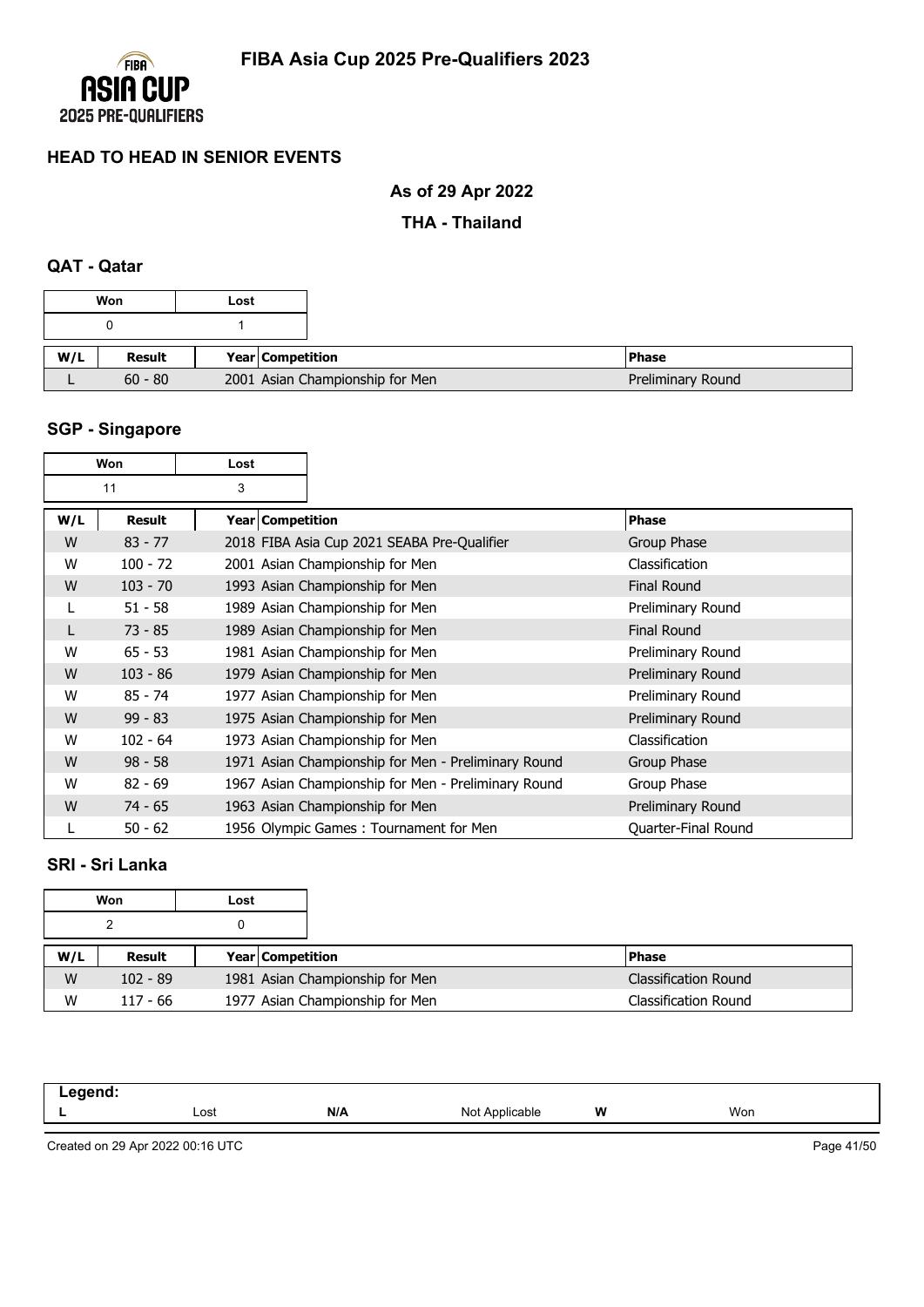# FIBA Asia Cup 2025 Pre-Qualifiers 2023

## HEAD TO HEAD IN SENIOR EVENTS

**As of 29 Apr 2022**

**THA - Thailand**

### QAT - Qatar

| Won | Lost |
|---|---|
| 0 | 1 |

| W/L | Result | Year | Competition | Phase |
|---|---|---|---|---|
| L | 60 - 80 | 2001 | Asian Championship for Men | Preliminary Round |

### SGP - Singapore

| Won | Lost |
|---|---|
| 11 | 3 |

| W/L | Result | Year | Competition | Phase |
|---|---|---|---|---|
| W | 83 - 77 | 2018 | FIBA Asia Cup 2021 SEABA Pre-Qualifier | Group Phase |
| W | 100 - 72 | 2001 | Asian Championship for Men | Classification |
| W | 103 - 70 | 1993 | Asian Championship for Men | Final Round |
| L | 51 - 58 | 1989 | Asian Championship for Men | Preliminary Round |
| L | 73 - 85 | 1989 | Asian Championship for Men | Final Round |
| W | 65 - 53 | 1981 | Asian Championship for Men | Preliminary Round |
| W | 103 - 86 | 1979 | Asian Championship for Men | Preliminary Round |
| W | 85 - 74 | 1977 | Asian Championship for Men | Preliminary Round |
| W | 99 - 83 | 1975 | Asian Championship for Men | Preliminary Round |
| W | 102 - 64 | 1973 | Asian Championship for Men | Classification |
| W | 98 - 58 | 1971 | Asian Championship for Men - Preliminary Round | Group Phase |
| W | 82 - 69 | 1967 | Asian Championship for Men - Preliminary Round | Group Phase |
| W | 74 - 65 | 1963 | Asian Championship for Men | Preliminary Round |
| L | 50 - 62 | 1956 | Olympic Games : Tournament for Men | Quarter-Final Round |

### SRI - Sri Lanka

| Won | Lost |
|---|---|
| 2 | 0 |

| W/L | Result | Year | Competition | Phase |
|---|---|---|---|---|
| W | 102 - 89 | 1981 | Asian Championship for Men | Classification Round |
| W | 117 - 66 | 1977 | Asian Championship for Men | Classification Round |

| Legend: | | | | | |
|---|---|---|---|---|---|
| L | Lost | N/A | Not Applicable | W | Won |

Created on 29 Apr 2022 00:16 UTC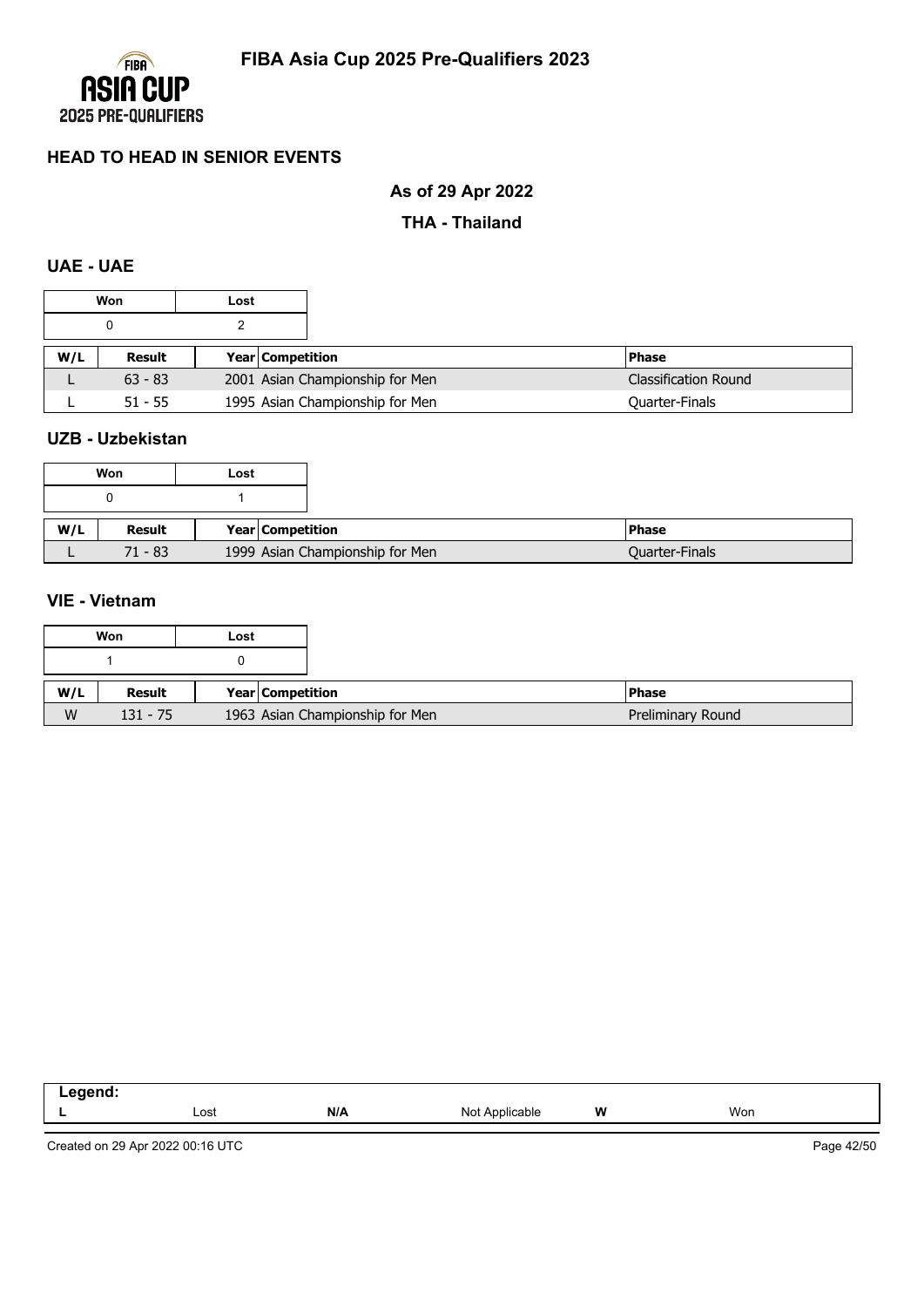## HEAD TO HEAD IN SENIOR EVENTS

### As of 29 Apr 2022

### THA - Thailand

#### UAE - UAE

| Won | Lost |
|---|---|
| 0 | 2 |

| W/L | Result | Year | Competition | Phase |
|---|---|---|---|---|
| L | 63 - 83 | 2001 | Asian Championship for Men | Classification Round |
| L | 51 - 55 | 1995 | Asian Championship for Men | Quarter-Finals |

#### UZB - Uzbekistan

| Won | Lost |
|---|---|
| 0 | 1 |

| W/L | Result | Year | Competition | Phase |
|---|---|---|---|---|
| L | 71 - 83 | 1999 | Asian Championship for Men | Quarter-Finals |

#### VIE - Vietnam

| Won | Lost |
|---|---|
| 1 | 0 |

| W/L | Result | Year | Competition | Phase |
|---|---|---|---|---|
| W | 131 - 75 | 1963 | Asian Championship for Men | Preliminary Round |

| Legend: | | | | | |
|---|---|---|---|---|---|
| L | Lost | N/A | Not Applicable | W | Won |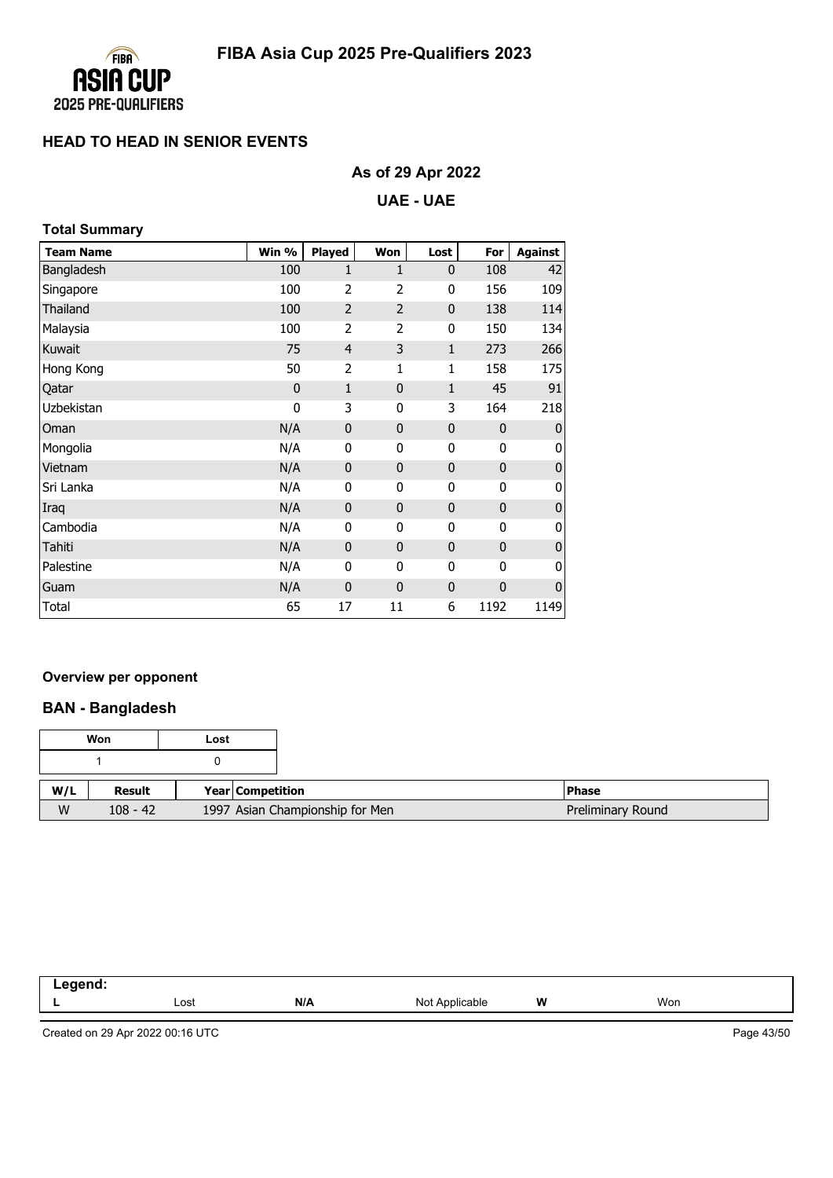# FIBA Asia Cup 2025 Pre-Qualifiers 2023

## HEAD TO HEAD IN SENIOR EVENTS

### As of 29 Apr 2022

### UAE - UAE

**Total Summary**

| Team Name | Win % | Played | Won | Lost | For | Against |
|---|---|---|---|---|---|---|
| Bangladesh | 100 | 1 | 1 | 0 | 108 | 42 |
| Singapore | 100 | 2 | 2 | 0 | 156 | 109 |
| Thailand | 100 | 2 | 2 | 0 | 138 | 114 |
| Malaysia | 100 | 2 | 2 | 0 | 150 | 134 |
| Kuwait | 75 | 4 | 3 | 1 | 273 | 266 |
| Hong Kong | 50 | 2 | 1 | 1 | 158 | 175 |
| Qatar | 0 | 1 | 0 | 1 | 45 | 91 |
| Uzbekistan | 0 | 3 | 0 | 3 | 164 | 218 |
| Oman | N/A | 0 | 0 | 0 | 0 | 0 |
| Mongolia | N/A | 0 | 0 | 0 | 0 | 0 |
| Vietnam | N/A | 0 | 0 | 0 | 0 | 0 |
| Sri Lanka | N/A | 0 | 0 | 0 | 0 | 0 |
| Iraq | N/A | 0 | 0 | 0 | 0 | 0 |
| Cambodia | N/A | 0 | 0 | 0 | 0 | 0 |
| Tahiti | N/A | 0 | 0 | 0 | 0 | 0 |
| Palestine | N/A | 0 | 0 | 0 | 0 | 0 |
| Guam | N/A | 0 | 0 | 0 | 0 | 0 |
| Total | 65 | 17 | 11 | 6 | 1192 | 1149 |

**Overview per opponent**

### BAN - Bangladesh

| Won | Lost |
|---|---|
| 1 | 0 |

| W/L | Result | Year | Competition | Phase |
|---|---|---|---|---|
| W | 108 - 42 | 1997 | Asian Championship for Men | Preliminary Round |

| Legend: | | | | | |
|---|---|---|---|---|---|
| L | Lost | N/A | Not Applicable | W | Won |

Created on 29 Apr 2022 00:16 UTC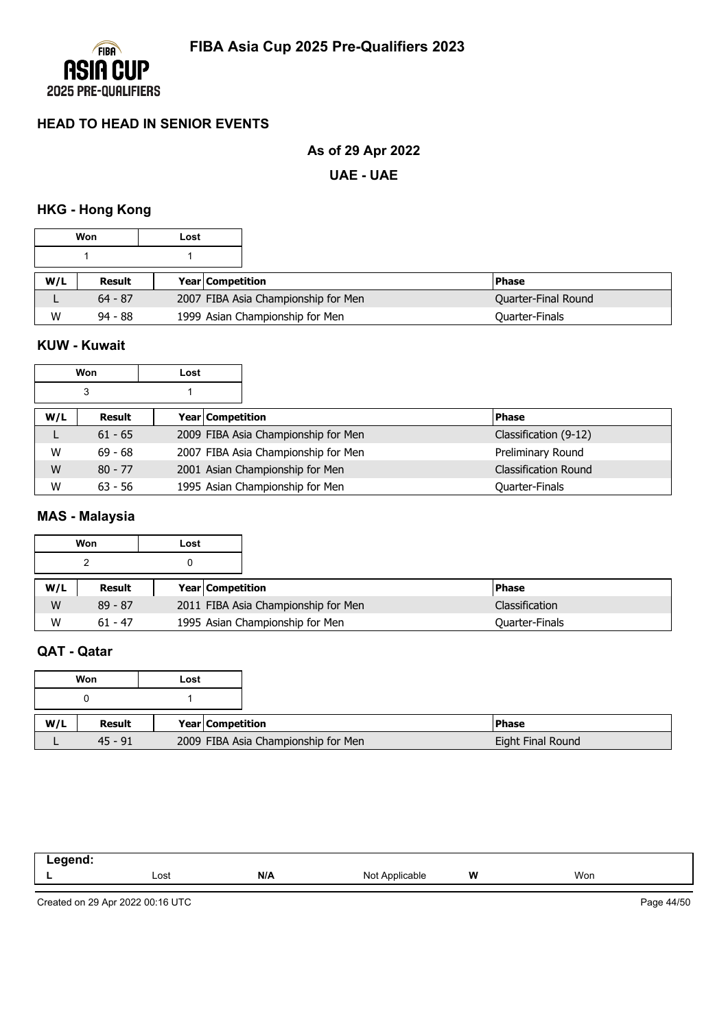## HEAD TO HEAD IN SENIOR EVENTS

### As of 29 Apr 2022

### UAE - UAE

### HKG - Hong Kong

| Won | Lost |
|---|---|
| 1 | 1 |

| W/L | Result | Year | Competition | Phase |
|---|---|---|---|---|
| L | 64 - 87 | 2007 | FIBA Asia Championship for Men | Quarter-Final Round |
| W | 94 - 88 | 1999 | Asian Championship for Men | Quarter-Finals |

### KUW - Kuwait

| Won | Lost |
|---|---|
| 3 | 1 |

| W/L | Result | Year | Competition | Phase |
|---|---|---|---|---|
| L | 61 - 65 | 2009 | FIBA Asia Championship for Men | Classification (9-12) |
| W | 69 - 68 | 2007 | FIBA Asia Championship for Men | Preliminary Round |
| W | 80 - 77 | 2001 | Asian Championship for Men | Classification Round |
| W | 63 - 56 | 1995 | Asian Championship for Men | Quarter-Finals |

### MAS - Malaysia

| Won | Lost |
|---|---|
| 2 | 0 |

| W/L | Result | Year | Competition | Phase |
|---|---|---|---|---|
| W | 89 - 87 | 2011 | FIBA Asia Championship for Men | Classification |
| W | 61 - 47 | 1995 | Asian Championship for Men | Quarter-Finals |

### QAT - Qatar

| Won | Lost |
|---|---|
| 0 | 1 |

| W/L | Result | Year | Competition | Phase |
|---|---|---|---|---|
| L | 45 - 91 | 2009 | FIBA Asia Championship for Men | Eight Final Round |

| Legend: | | | | | |
|---|---|---|---|---|---|
| L | Lost | N/A | Not Applicable | W | Won |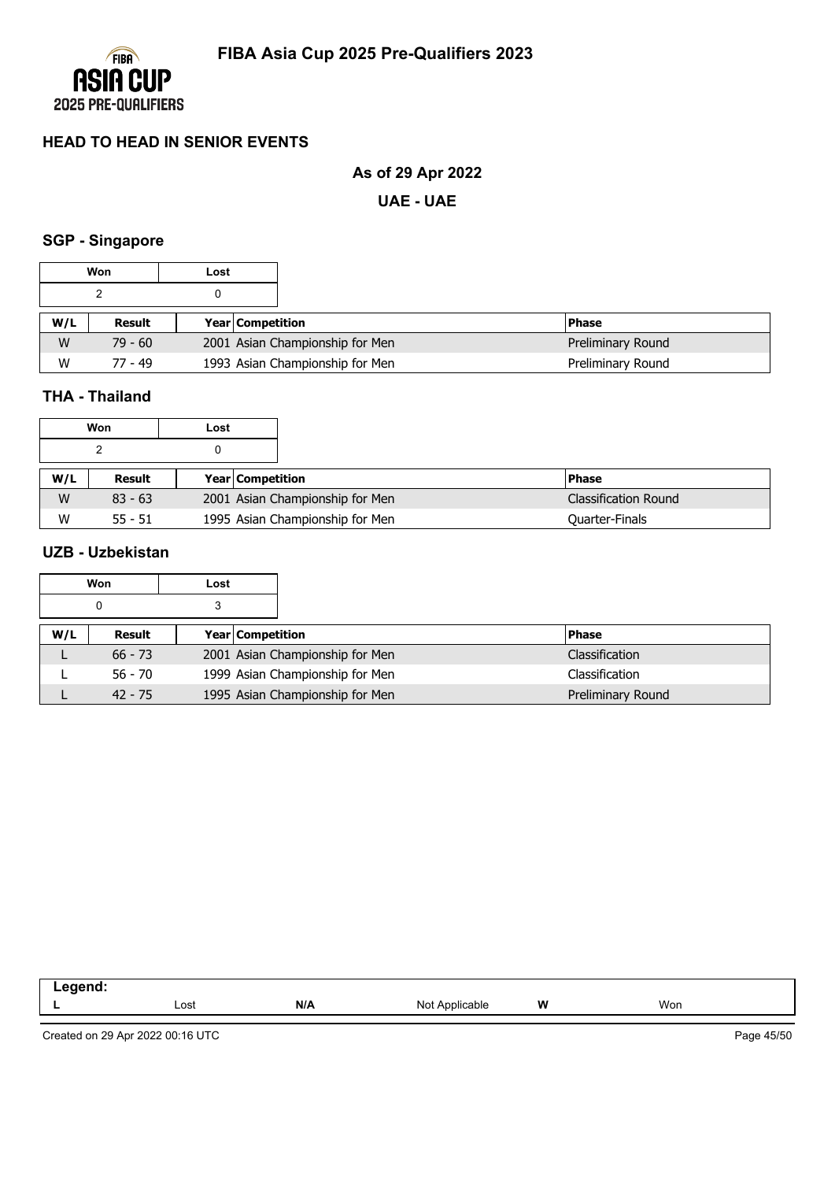## HEAD TO HEAD IN SENIOR EVENTS

**As of 29 Apr 2022**

**UAE - UAE**

### SGP - Singapore

| Won | Lost |
|---|---|
| 2 | 0 |

| W/L | Result | Year Competition | Phase |
|---|---|---|---|
| W | 79 - 60 | 2001 Asian Championship for Men | Preliminary Round |
| W | 77 - 49 | 1993 Asian Championship for Men | Preliminary Round |

### THA - Thailand

| Won | Lost |
|---|---|
| 2 | 0 |

| W/L | Result | Year Competition | Phase |
|---|---|---|---|
| W | 83 - 63 | 2001 Asian Championship for Men | Classification Round |
| W | 55 - 51 | 1995 Asian Championship for Men | Quarter-Finals |

### UZB - Uzbekistan

| Won | Lost |
|---|---|
| 0 | 3 |

| W/L | Result | Year Competition | Phase |
|---|---|---|---|
| L | 66 - 73 | 2001 Asian Championship for Men | Classification |
| L | 56 - 70 | 1999 Asian Championship for Men | Classification |
| L | 42 - 75 | 1995 Asian Championship for Men | Preliminary Round |

| Legend: | | | | | |
|---|---|---|---|---|---|
| L | Lost | N/A | Not Applicable | W | Won |

Created on 29 Apr 2022 00:16 UTC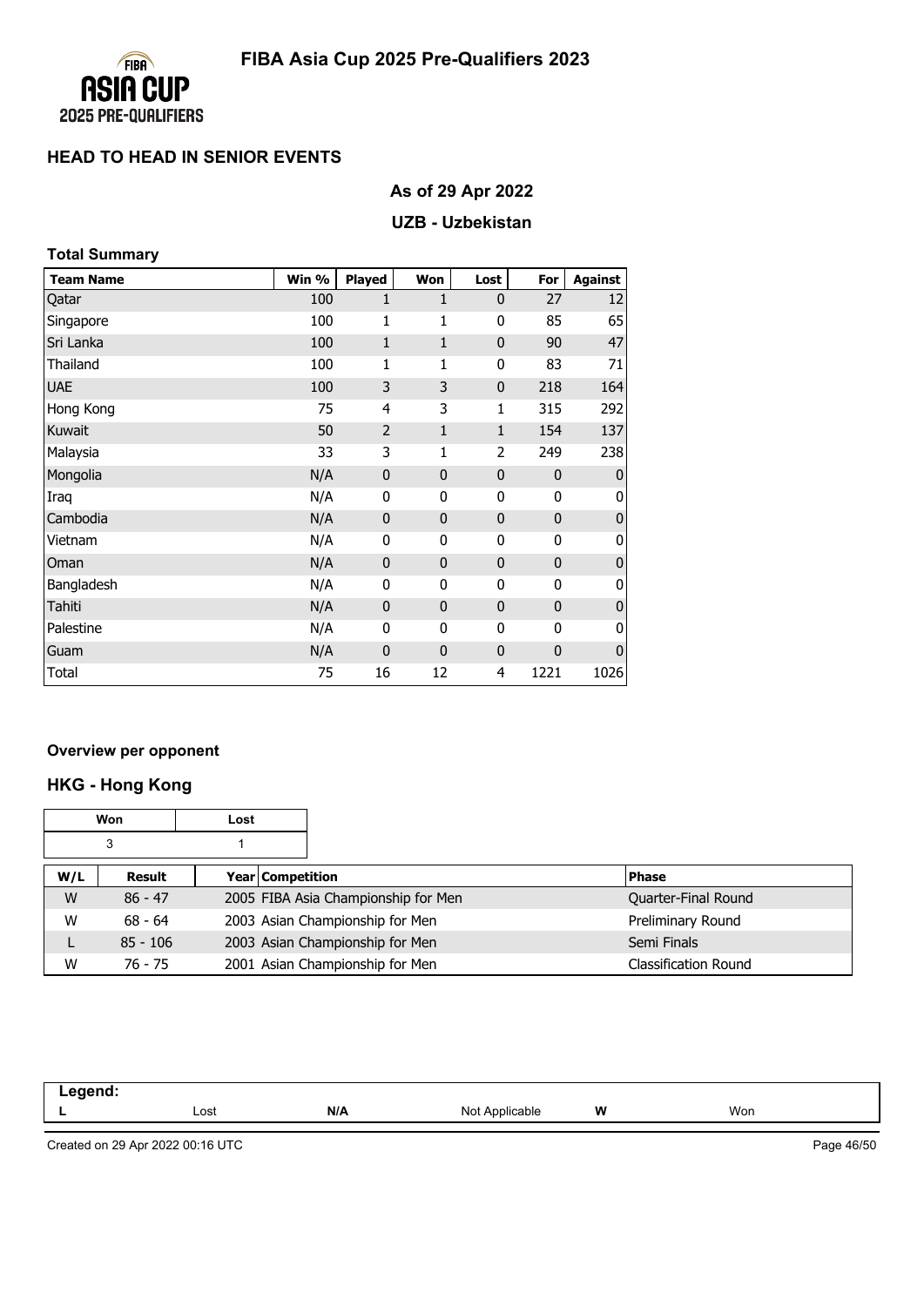# FIBA Asia Cup 2025 Pre-Qualifiers 2023

## HEAD TO HEAD IN SENIOR EVENTS

### As of 29 Apr 2022

### UZB - Uzbekistan

**Total Summary**

| Team Name | Win % | Played | Won | Lost | For | Against |
|---|---|---|---|---|---|---|
| Qatar | 100 | 1 | 1 | 0 | 27 | 12 |
| Singapore | 100 | 1 | 1 | 0 | 85 | 65 |
| Sri Lanka | 100 | 1 | 1 | 0 | 90 | 47 |
| Thailand | 100 | 1 | 1 | 0 | 83 | 71 |
| UAE | 100 | 3 | 3 | 0 | 218 | 164 |
| Hong Kong | 75 | 4 | 3 | 1 | 315 | 292 |
| Kuwait | 50 | 2 | 1 | 1 | 154 | 137 |
| Malaysia | 33 | 3 | 1 | 2 | 249 | 238 |
| Mongolia | N/A | 0 | 0 | 0 | 0 | 0 |
| Iraq | N/A | 0 | 0 | 0 | 0 | 0 |
| Cambodia | N/A | 0 | 0 | 0 | 0 | 0 |
| Vietnam | N/A | 0 | 0 | 0 | 0 | 0 |
| Oman | N/A | 0 | 0 | 0 | 0 | 0 |
| Bangladesh | N/A | 0 | 0 | 0 | 0 | 0 |
| Tahiti | N/A | 0 | 0 | 0 | 0 | 0 |
| Palestine | N/A | 0 | 0 | 0 | 0 | 0 |
| Guam | N/A | 0 | 0 | 0 | 0 | 0 |
| Total | 75 | 16 | 12 | 4 | 1221 | 1026 |

**Overview per opponent**

### HKG - Hong Kong

| Won | Lost |
|---|---|
| 3 | 1 |

| W/L | Result | Year | Competition | Phase |
|---|---|---|---|---|
| W | 86 - 47 | 2005 | FIBA Asia Championship for Men | Quarter-Final Round |
| W | 68 - 64 | 2003 | Asian Championship for Men | Preliminary Round |
| L | 85 - 106 | 2003 | Asian Championship for Men | Semi Finals |
| W | 76 - 75 | 2001 | Asian Championship for Men | Classification Round |

**Legend:**

| L | Lost | N/A | Not Applicable | W | Won |
|---|---|---|---|---|---|

Created on 29 Apr 2022 00:16 UTC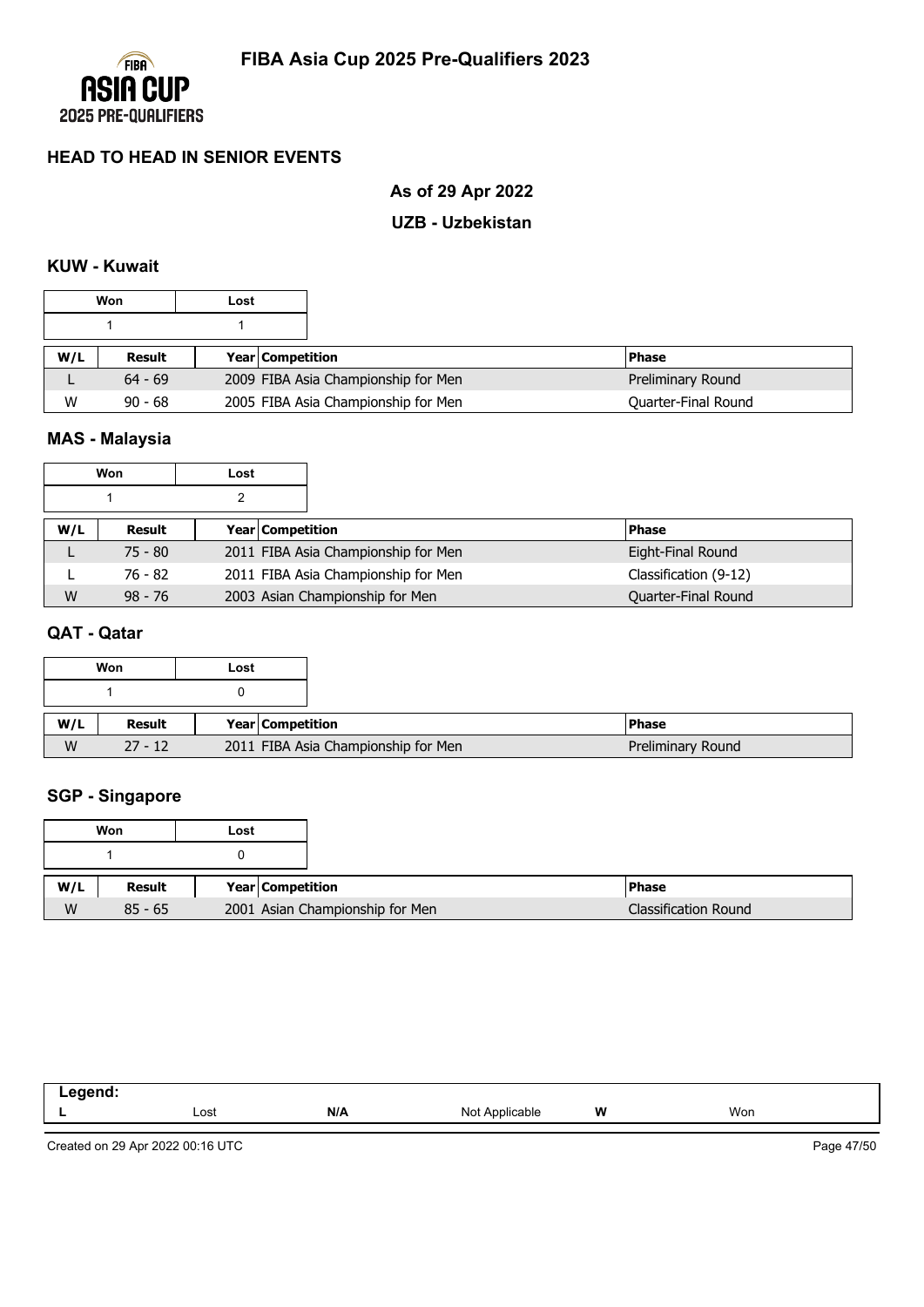## HEAD TO HEAD IN SENIOR EVENTS

### As of 29 Apr 2022

### UZB - Uzbekistan

#### KUW - Kuwait

| Won | Lost |
|---|---|
| 1 | 1 |

| W/L | Result | Year | Competition | Phase |
|---|---|---|---|---|
| L | 64 - 69 | 2009 | FIBA Asia Championship for Men | Preliminary Round |
| W | 90 - 68 | 2005 | FIBA Asia Championship for Men | Quarter-Final Round |

#### MAS - Malaysia

| Won | Lost |
|---|---|
| 1 | 2 |

| W/L | Result | Year | Competition | Phase |
|---|---|---|---|---|
| L | 75 - 80 | 2011 | FIBA Asia Championship for Men | Eight-Final Round |
| L | 76 - 82 | 2011 | FIBA Asia Championship for Men | Classification (9-12) |
| W | 98 - 76 | 2003 | Asian Championship for Men | Quarter-Final Round |

#### QAT - Qatar

| Won | Lost |
|---|---|
| 1 | 0 |

| W/L | Result | Year | Competition | Phase |
|---|---|---|---|---|
| W | 27 - 12 | 2011 | FIBA Asia Championship for Men | Preliminary Round |

#### SGP - Singapore

| Won | Lost |
|---|---|
| 1 | 0 |

| W/L | Result | Year | Competition | Phase |
|---|---|---|---|---|
| W | 85 - 65 | 2001 | Asian Championship for Men | Classification Round |

**Legend:**

| | | | | | |
|---|---|---|---|---|---|
| **L** | Lost | **N/A** | Not Applicable | **W** | Won |

Created on 29 Apr 2022 00:16 UTC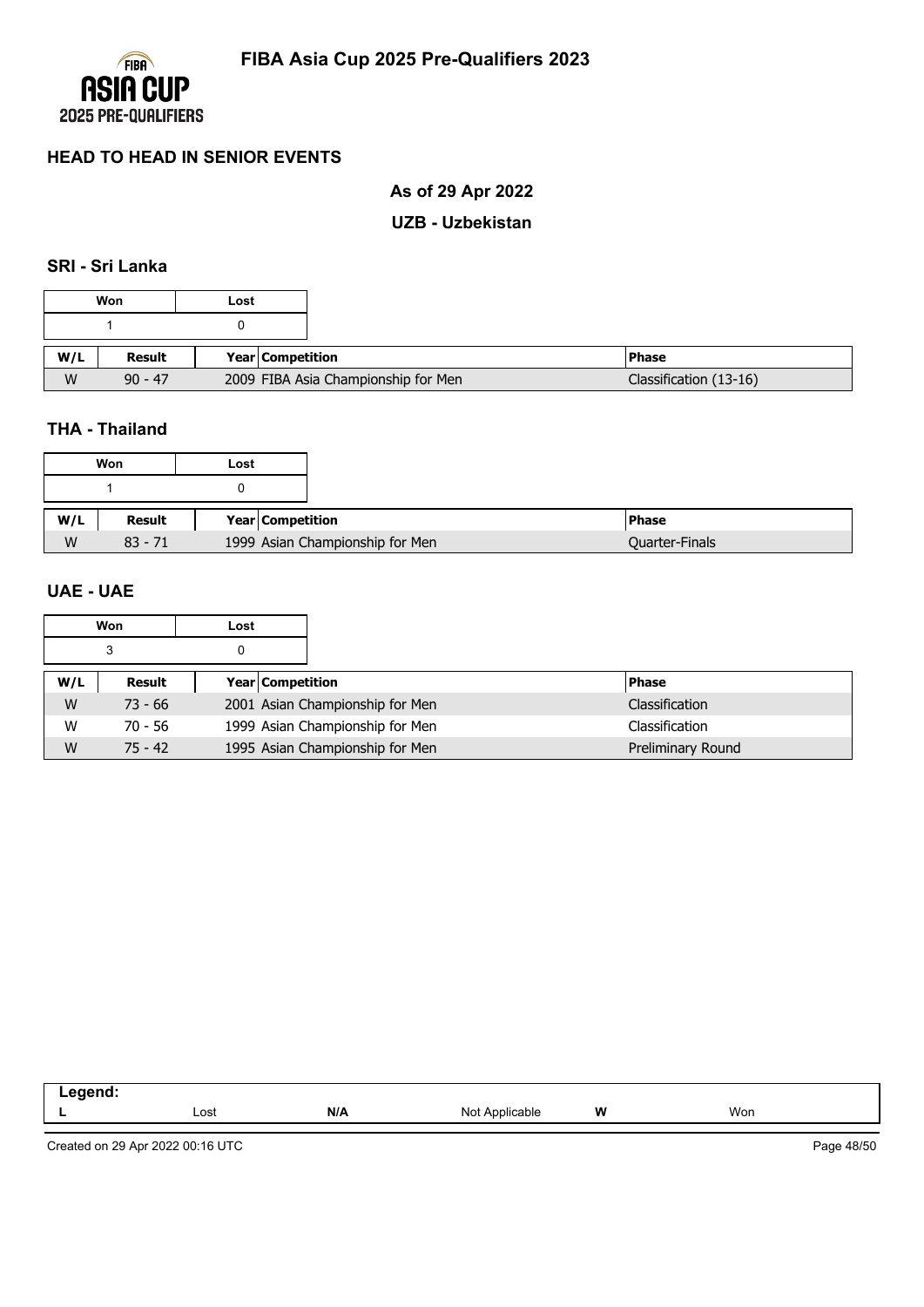## HEAD TO HEAD IN SENIOR EVENTS

### As of 29 Apr 2022

### UZB - Uzbekistan

#### SRI - Sri Lanka

| Won | Lost |
|---|---|
| 1 | 0 |

| W/L | Result | Year | Competition | Phase |
|---|---|---|---|---|
| W | 90 - 47 | 2009 | FIBA Asia Championship for Men | Classification (13-16) |

#### THA - Thailand

| Won | Lost |
|---|---|
| 1 | 0 |

| W/L | Result | Year | Competition | Phase |
|---|---|---|---|---|
| W | 83 - 71 | 1999 | Asian Championship for Men | Quarter-Finals |

#### UAE - UAE

| Won | Lost |
|---|---|
| 3 | 0 |

| W/L | Result | Year | Competition | Phase |
|---|---|---|---|---|
| W | 73 - 66 | 2001 | Asian Championship for Men | Classification |
| W | 70 - 56 | 1999 | Asian Championship for Men | Classification |
| W | 75 - 42 | 1995 | Asian Championship for Men | Preliminary Round |

**Legend:**

| L | Lost | N/A | Not Applicable | W | Won |
|---|---|---|---|---|---|

Created on 29 Apr 2022 00:16 UTC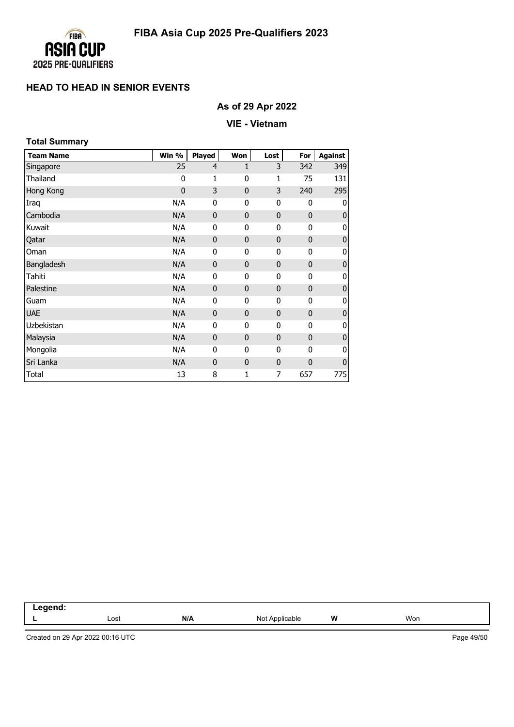# HEAD TO HEAD IN SENIOR EVENTS

### As of 29 Apr 2022

### VIE - Vietnam

**Total Summary**

| Team Name | Win % | Played | Won | Lost | For | Against |
|---|---|---|---|---|---|---|
| Singapore | 25 | 4 | 1 | 3 | 342 | 349 |
| Thailand | 0 | 1 | 0 | 1 | 75 | 131 |
| Hong Kong | 0 | 3 | 0 | 3 | 240 | 295 |
| Iraq | N/A | 0 | 0 | 0 | 0 | 0 |
| Cambodia | N/A | 0 | 0 | 0 | 0 | 0 |
| Kuwait | N/A | 0 | 0 | 0 | 0 | 0 |
| Qatar | N/A | 0 | 0 | 0 | 0 | 0 |
| Oman | N/A | 0 | 0 | 0 | 0 | 0 |
| Bangladesh | N/A | 0 | 0 | 0 | 0 | 0 |
| Tahiti | N/A | 0 | 0 | 0 | 0 | 0 |
| Palestine | N/A | 0 | 0 | 0 | 0 | 0 |
| Guam | N/A | 0 | 0 | 0 | 0 | 0 |
| UAE | N/A | 0 | 0 | 0 | 0 | 0 |
| Uzbekistan | N/A | 0 | 0 | 0 | 0 | 0 |
| Malaysia | N/A | 0 | 0 | 0 | 0 | 0 |
| Mongolia | N/A | 0 | 0 | 0 | 0 | 0 |
| Sri Lanka | N/A | 0 | 0 | 0 | 0 | 0 |
| Total | 13 | 8 | 1 | 7 | 657 | 775 |

**Legend:**

| L | Lost | N/A | Not Applicable | W | Won |
|---|---|---|---|---|---|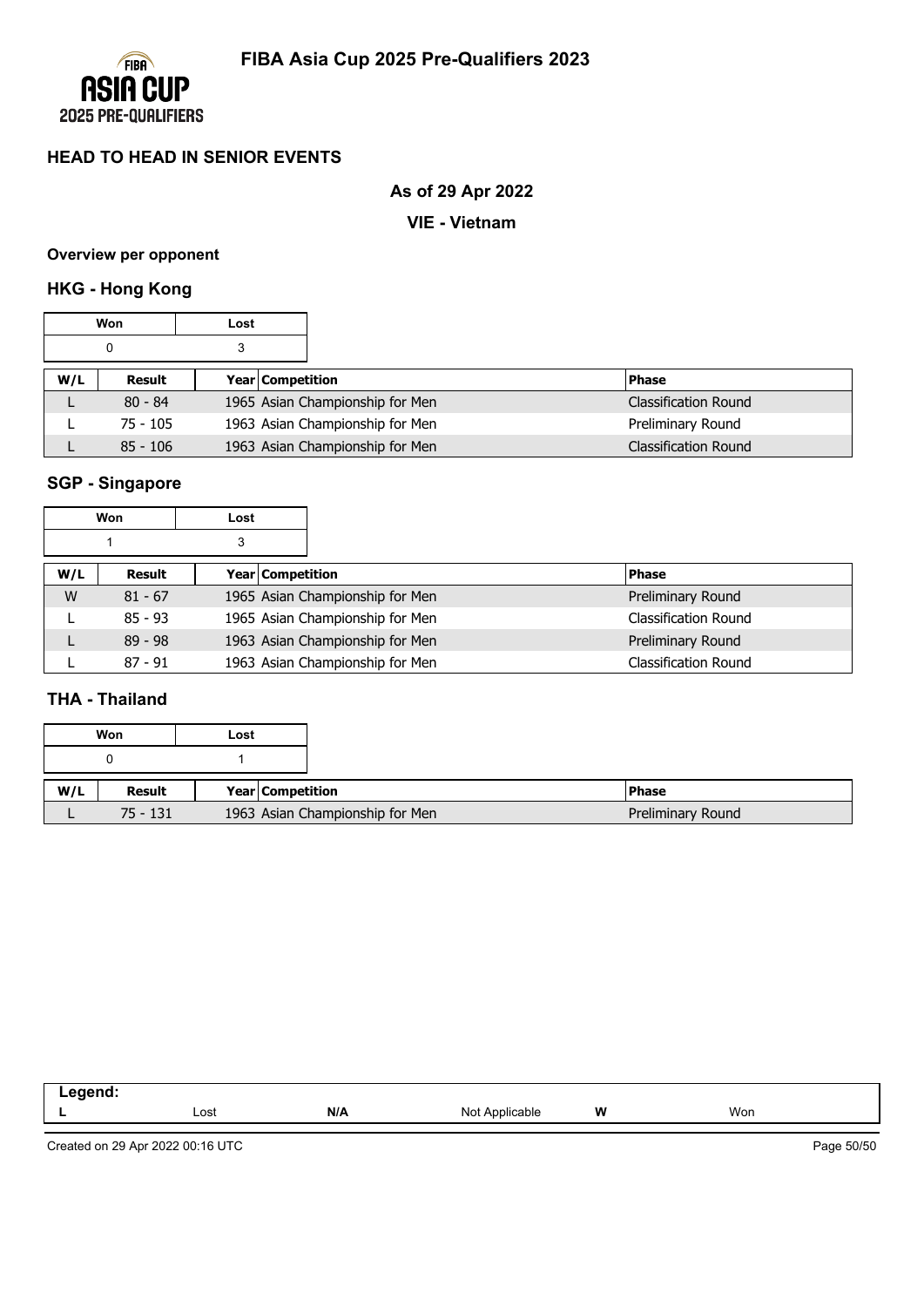## HEAD TO HEAD IN SENIOR EVENTS

**As of 29 Apr 2022**

**VIE - Vietnam**

**Overview per opponent**

### HKG - Hong Kong

| Won | Lost |
|---|---|
| 0 | 3 |

| W/L | Result | Year | Competition | Phase |
|---|---|---|---|---|
| L | 80 - 84 | 1965 | Asian Championship for Men | Classification Round |
| L | 75 - 105 | 1963 | Asian Championship for Men | Preliminary Round |
| L | 85 - 106 | 1963 | Asian Championship for Men | Classification Round |

### SGP - Singapore

| Won | Lost |
|---|---|
| 1 | 3 |

| W/L | Result | Year | Competition | Phase |
|---|---|---|---|---|
| W | 81 - 67 | 1965 | Asian Championship for Men | Preliminary Round |
| L | 85 - 93 | 1965 | Asian Championship for Men | Classification Round |
| L | 89 - 98 | 1963 | Asian Championship for Men | Preliminary Round |
| L | 87 - 91 | 1963 | Asian Championship for Men | Classification Round |

### THA - Thailand

| Won | Lost |
|---|---|
| 0 | 1 |

| W/L | Result | Year | Competition | Phase |
|---|---|---|---|---|
| L | 75 - 131 | 1963 | Asian Championship for Men | Preliminary Round |

| Legend: | | | | | |
|---|---|---|---|---|---|
| L | Lost | N/A | Not Applicable | W | Won |